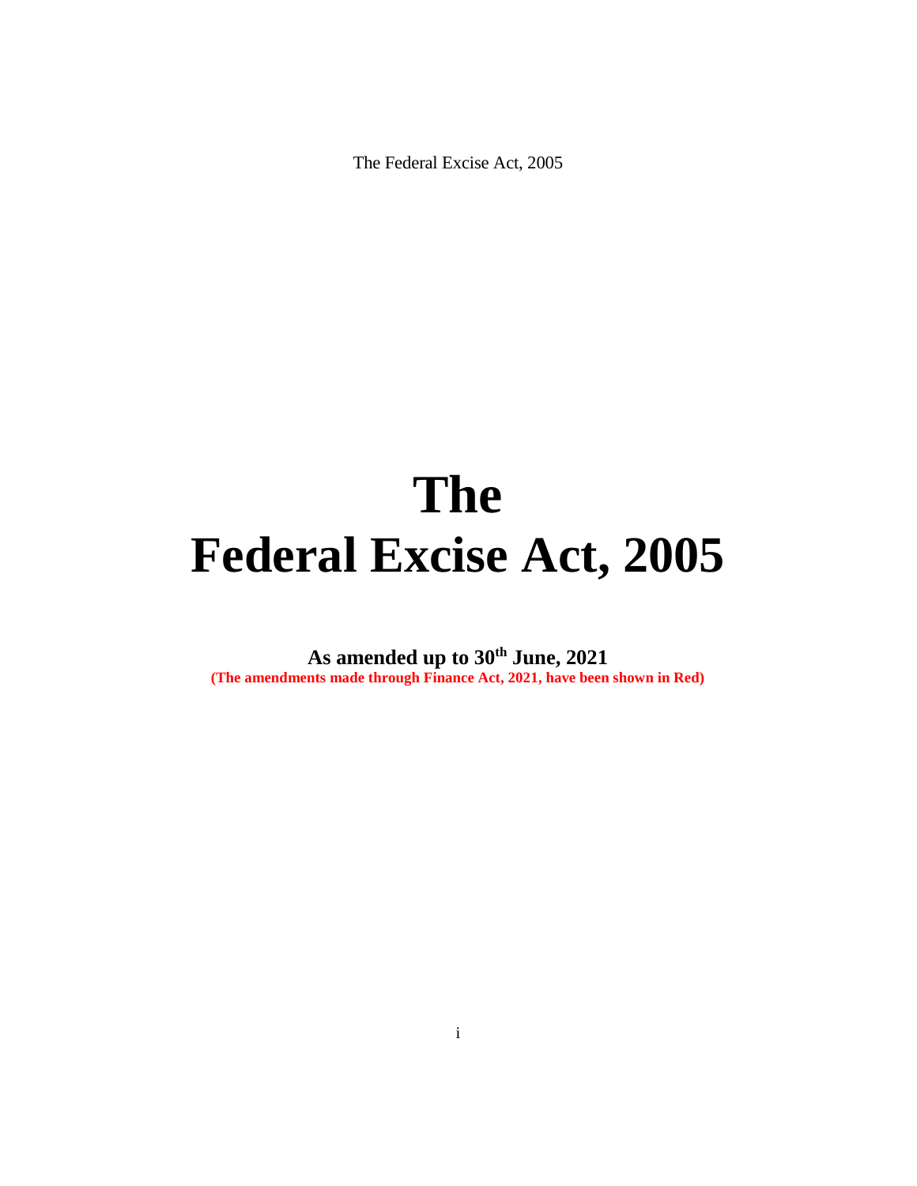# The
# Federal Excise Act, 2005

**As amended up to 30th June, 2021**

**(The amendments made through Finance Act, 2021, have been shown in Red)**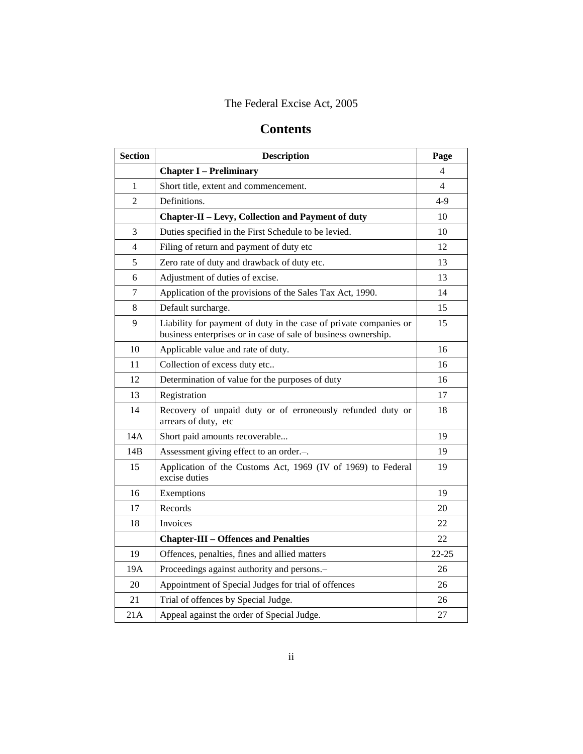The Federal Excise Act, 2005

# Contents

| Section | Description | Page |
|---|---|---|
| | **Chapter I – Preliminary** | 4 |
| 1 | Short title, extent and commencement. | 4 |
| 2 | Definitions. | 4-9 |
| | **Chapter-II – Levy, Collection and Payment of duty** | 10 |
| 3 | Duties specified in the First Schedule to be levied. | 10 |
| 4 | Filing of return and payment of duty etc | 12 |
| 5 | Zero rate of duty and drawback of duty etc. | 13 |
| 6 | Adjustment of duties of excise. | 13 |
| 7 | Application of the provisions of the Sales Tax Act, 1990. | 14 |
| 8 | Default surcharge. | 15 |
| 9 | Liability for payment of duty in the case of private companies or business enterprises or in case of sale of business ownership. | 15 |
| 10 | Applicable value and rate of duty. | 16 |
| 11 | Collection of excess duty etc.. | 16 |
| 12 | Determination of value for the purposes of duty | 16 |
| 13 | Registration | 17 |
| 14 | Recovery of unpaid duty or of erroneously refunded duty or arrears of duty, etc | 18 |
| 14A | Short paid amounts recoverable... | 19 |
| 14B | Assessment giving effect to an order.–. | 19 |
| 15 | Application of the Customs Act, 1969 (IV of 1969) to Federal excise duties | 19 |
| 16 | Exemptions | 19 |
| 17 | Records | 20 |
| 18 | Invoices | 22 |
| | **Chapter-III – Offences and Penalties** | 22 |
| 19 | Offences, penalties, fines and allied matters | 22-25 |
| 19A | Proceedings against authority and persons.– | 26 |
| 20 | Appointment of Special Judges for trial of offences | 26 |
| 21 | Trial of offences by Special Judge. | 26 |
| 21A | Appeal against the order of Special Judge. | 27 |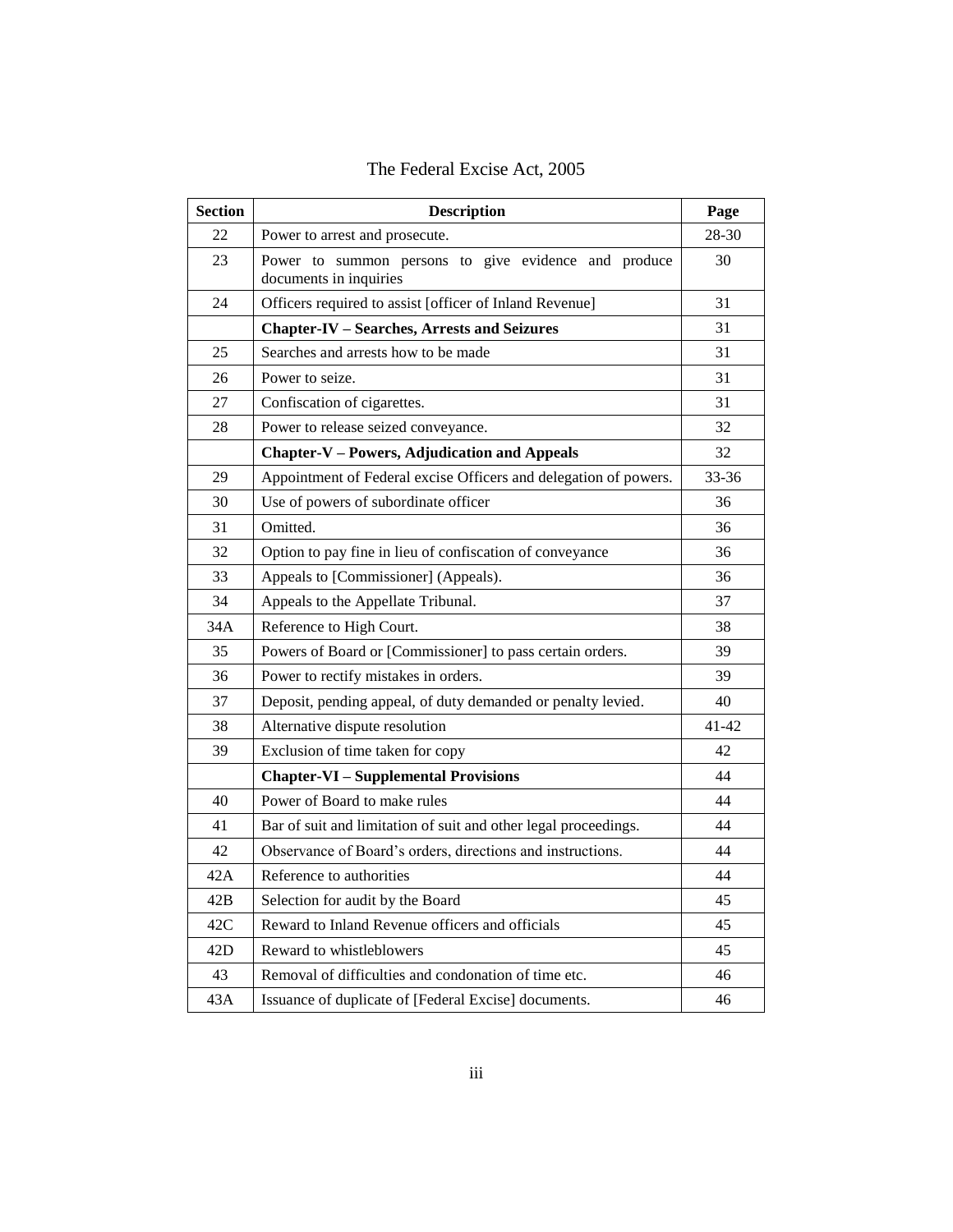The Federal Excise Act, 2005

| Section | Description | Page |
| --- | --- | --- |
| 22 | Power to arrest and prosecute. | 28-30 |
| 23 | Power to summon persons to give evidence and produce documents in inquiries | 30 |
| 24 | Officers required to assist [officer of Inland Revenue] | 31 |
| | **Chapter-IV – Searches, Arrests and Seizures** | 31 |
| 25 | Searches and arrests how to be made | 31 |
| 26 | Power to seize. | 31 |
| 27 | Confiscation of cigarettes. | 31 |
| 28 | Power to release seized conveyance. | 32 |
| | **Chapter-V – Powers, Adjudication and Appeals** | 32 |
| 29 | Appointment of Federal excise Officers and delegation of powers. | 33-36 |
| 30 | Use of powers of subordinate officer | 36 |
| 31 | Omitted. | 36 |
| 32 | Option to pay fine in lieu of confiscation of conveyance | 36 |
| 33 | Appeals to [Commissioner] (Appeals). | 36 |
| 34 | Appeals to the Appellate Tribunal. | 37 |
| 34A | Reference to High Court. | 38 |
| 35 | Powers of Board or [Commissioner] to pass certain orders. | 39 |
| 36 | Power to rectify mistakes in orders. | 39 |
| 37 | Deposit, pending appeal, of duty demanded or penalty levied. | 40 |
| 38 | Alternative dispute resolution | 41-42 |
| 39 | Exclusion of time taken for copy | 42 |
| | **Chapter-VI – Supplemental Provisions** | 44 |
| 40 | Power of Board to make rules | 44 |
| 41 | Bar of suit and limitation of suit and other legal proceedings. | 44 |
| 42 | Observance of Board's orders, directions and instructions. | 44 |
| 42A | Reference to authorities | 44 |
| 42B | Selection for audit by the Board | 45 |
| 42C | Reward to Inland Revenue officers and officials | 45 |
| 42D | Reward to whistleblowers | 45 |
| 43 | Removal of difficulties and condonation of time etc. | 46 |
| 43A | Issuance of duplicate of [Federal Excise] documents. | 46 |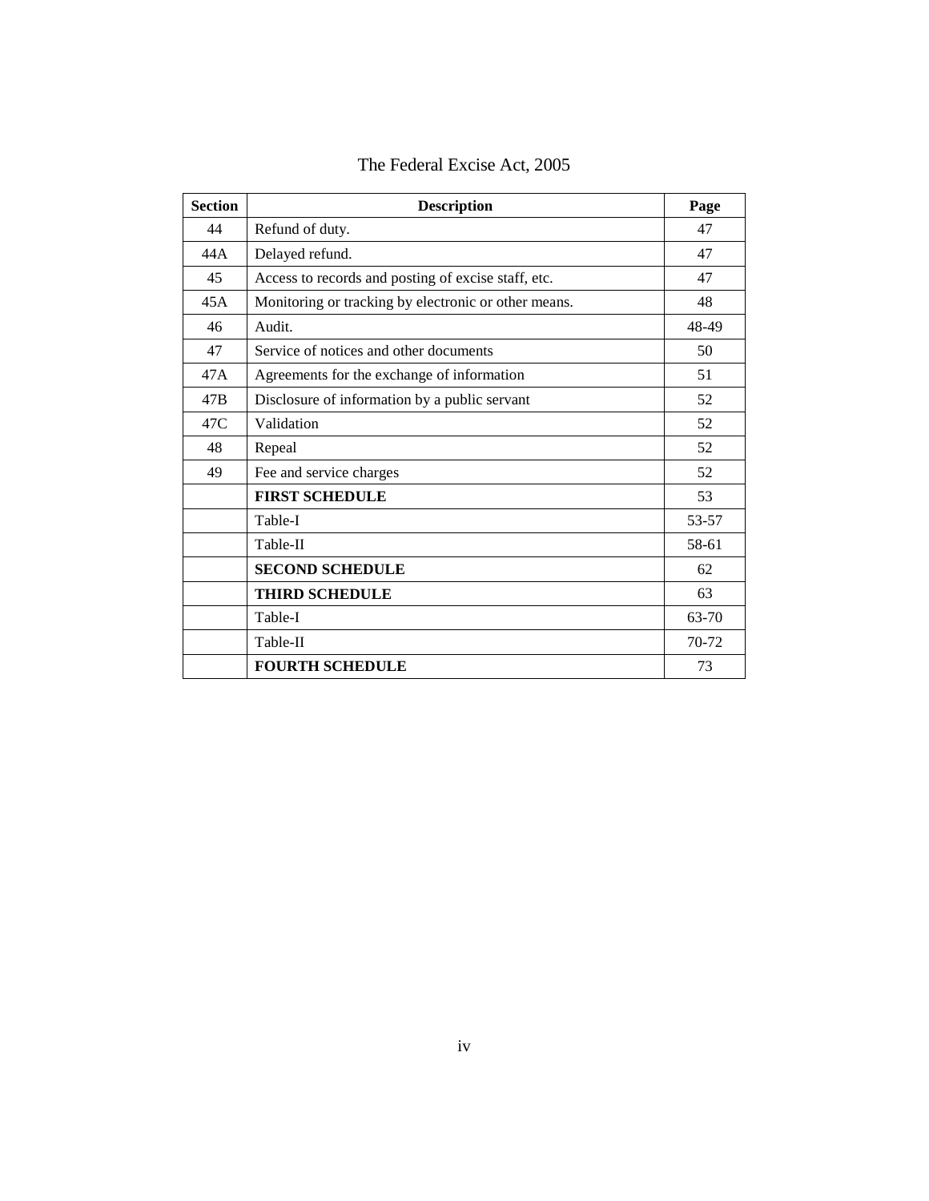The Federal Excise Act, 2005

| Section | Description | Page |
|---|---|---|
| 44 | Refund of duty. | 47 |
| 44A | Delayed refund. | 47 |
| 45 | Access to records and posting of excise staff, etc. | 47 |
| 45A | Monitoring or tracking by electronic or other means. | 48 |
| 46 | Audit. | 48-49 |
| 47 | Service of notices and other documents | 50 |
| 47A | Agreements for the exchange of information | 51 |
| 47B | Disclosure of information by a public servant | 52 |
| 47C | Validation | 52 |
| 48 | Repeal | 52 |
| 49 | Fee and service charges | 52 |
| | **FIRST SCHEDULE** | 53 |
| | Table-I | 53-57 |
| | Table-II | 58-61 |
| | **SECOND SCHEDULE** | 62 |
| | **THIRD SCHEDULE** | 63 |
| | Table-I | 63-70 |
| | Table-II | 70-72 |
| | **FOURTH SCHEDULE** | 73 |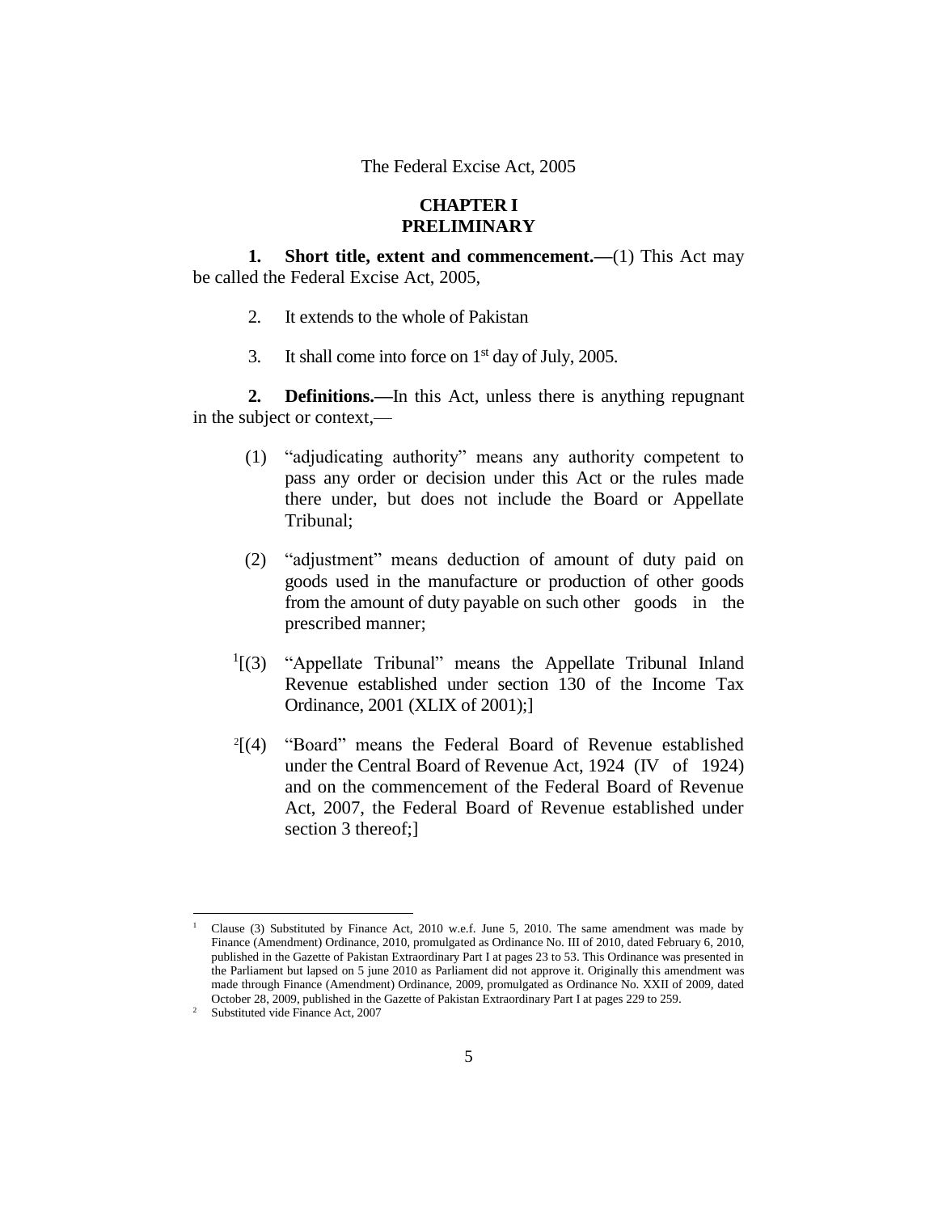The Federal Excise Act, 2005

## CHAPTER I
## PRELIMINARY

**1. Short title, extent and commencement.—**(1) This Act may be called the Federal Excise Act, 2005,

2. It extends to the whole of Pakistan

3. It shall come into force on 1st day of July, 2005.

**2. Definitions.—**In this Act, unless there is anything repugnant in the subject or context,—

(1) "adjudicating authority" means any authority competent to pass any order or decision under this Act or the rules made there under, but does not include the Board or Appellate Tribunal;

(2) "adjustment" means deduction of amount of duty paid on goods used in the manufacture or production of other goods from the amount of duty payable on such other goods in the prescribed manner;

[1][(3) "Appellate Tribunal" means the Appellate Tribunal Inland Revenue established under section 130 of the Income Tax Ordinance, 2001 (XLIX of 2001);]

[2][(4) "Board" means the Federal Board of Revenue established under the Central Board of Revenue Act, 1924 (IV of 1924) and on the commencement of the Federal Board of Revenue Act, 2007, the Federal Board of Revenue established under section 3 thereof;]

---

[1] Clause (3) Substituted by Finance Act, 2010 w.e.f. June 5, 2010. The same amendment was made by Finance (Amendment) Ordinance, 2010, promulgated as Ordinance No. III of 2010, dated February 6, 2010, published in the Gazette of Pakistan Extraordinary Part I at pages 23 to 53. This Ordinance was presented in the Parliament but lapsed on 5 june 2010 as Parliament did not approve it. Originally this amendment was made through Finance (Amendment) Ordinance, 2009, promulgated as Ordinance No. XXII of 2009, dated October 28, 2009, published in the Gazette of Pakistan Extraordinary Part I at pages 229 to 259.

[2] Substituted vide Finance Act, 2007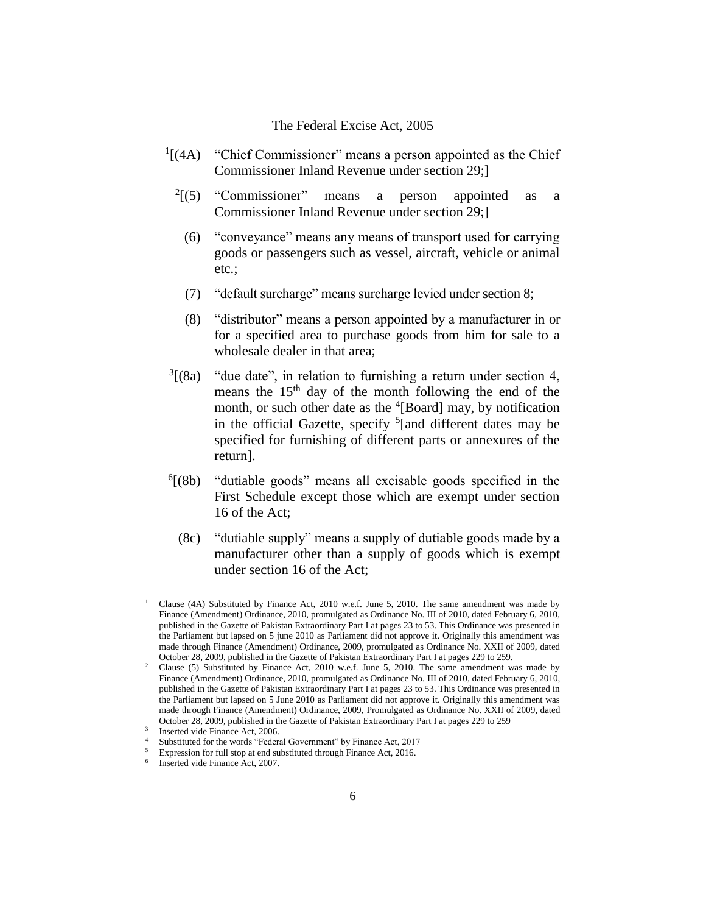[1][(4A) "Chief Commissioner" means a person appointed as the Chief Commissioner Inland Revenue under section 29;]

[2][(5) "Commissioner" means a person appointed as a Commissioner Inland Revenue under section 29;]

(6) "conveyance" means any means of transport used for carrying goods or passengers such as vessel, aircraft, vehicle or animal etc.;

(7) "default surcharge" means surcharge levied under section 8;

(8) "distributor" means a person appointed by a manufacturer in or for a specified area to purchase goods from him for sale to a wholesale dealer in that area;

[3][(8a) "due date", in relation to furnishing a return under section 4, means the 15th day of the month following the end of the month, or such other date as the [4][Board] may, by notification in the official Gazette, specify [5][and different dates may be specified for furnishing of different parts or annexures of the return].

[6][(8b) "dutiable goods" means all excisable goods specified in the First Schedule except those which are exempt under section 16 of the Act;

(8c) "dutiable supply" means a supply of dutiable goods made by a manufacturer other than a supply of goods which is exempt under section 16 of the Act;

---

[1] Clause (4A) Substituted by Finance Act, 2010 w.e.f. June 5, 2010. The same amendment was made by Finance (Amendment) Ordinance, 2010, promulgated as Ordinance No. III of 2010, dated February 6, 2010, published in the Gazette of Pakistan Extraordinary Part I at pages 23 to 53. This Ordinance was presented in the Parliament but lapsed on 5 june 2010 as Parliament did not approve it. Originally this amendment was made through Finance (Amendment) Ordinance, 2009, promulgated as Ordinance No. XXII of 2009, dated October 28, 2009, published in the Gazette of Pakistan Extraordinary Part I at pages 229 to 259.

[2] Clause (5) Substituted by Finance Act, 2010 w.e.f. June 5, 2010. The same amendment was made by Finance (Amendment) Ordinance, 2010, promulgated as Ordinance No. III of 2010, dated February 6, 2010, published in the Gazette of Pakistan Extraordinary Part I at pages 23 to 53. This Ordinance was presented in the Parliament but lapsed on 5 June 2010 as Parliament did not approve it. Originally this amendment was made through Finance (Amendment) Ordinance, 2009, Promulgated as Ordinance No. XXII of 2009, dated October 28, 2009, published in the Gazette of Pakistan Extraordinary Part I at pages 229 to 259

[3] Inserted vide Finance Act, 2006.

[4] Substituted for the words "Federal Government" by Finance Act, 2017

[5] Expression for full stop at end substituted through Finance Act, 2016.

[6] Inserted vide Finance Act, 2007.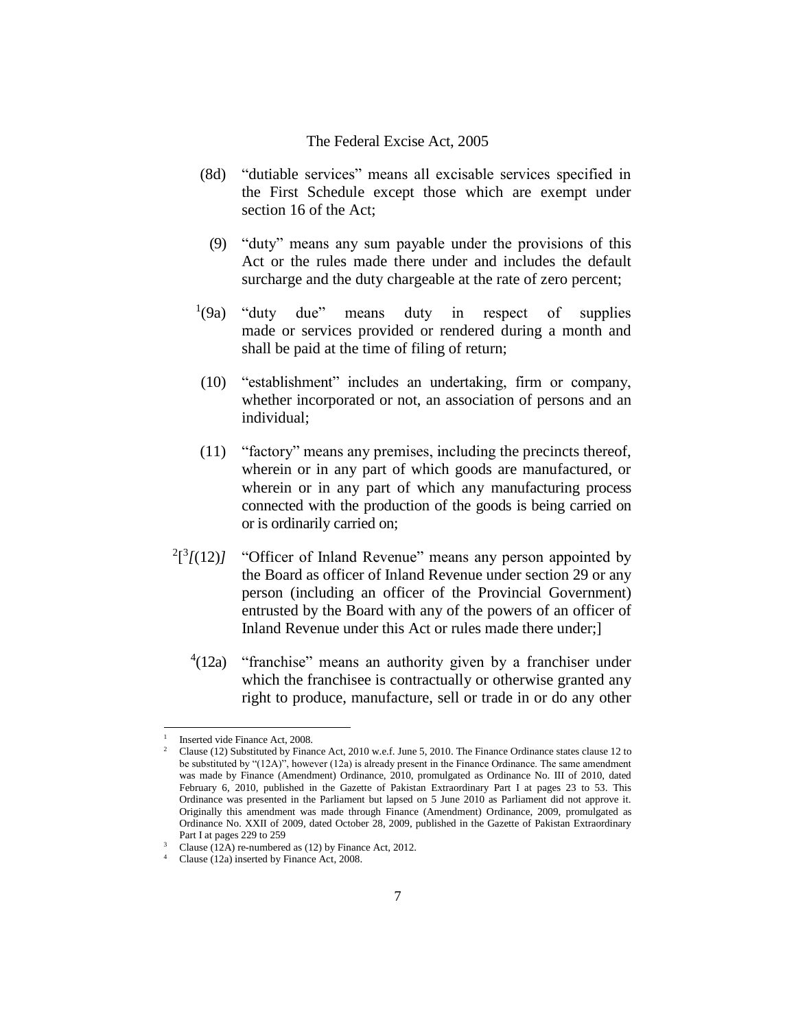(8d) "dutiable services" means all excisable services specified in the First Schedule except those which are exempt under section 16 of the Act;

(9) "duty" means any sum payable under the provisions of this Act or the rules made there under and includes the default surcharge and the duty chargeable at the rate of zero percent;

[1](9a) "duty due" means duty in respect of supplies made or services provided or rendered during a month and shall be paid at the time of filing of return;

(10) "establishment" includes an undertaking, firm or company, whether incorporated or not, an association of persons and an individual;

(11) "factory" means any premises, including the precincts thereof, wherein or in any part of which goods are manufactured, or wherein or in any part of which any manufacturing process connected with the production of the goods is being carried on or is ordinarily carried on;

[2][[3]*[(12)]* "Officer of Inland Revenue" means any person appointed by the Board as officer of Inland Revenue under section 29 or any person (including an officer of the Provincial Government) entrusted by the Board with any of the powers of an officer of Inland Revenue under this Act or rules made there under;]

[4](12a) "franchise" means an authority given by a franchiser under which the franchisee is contractually or otherwise granted any right to produce, manufacture, sell or trade in or do any other

---

1 Inserted vide Finance Act, 2008.

2 Clause (12) Substituted by Finance Act, 2010 w.e.f. June 5, 2010. The Finance Ordinance states clause 12 to be substituted by "(12A)", however (12a) is already present in the Finance Ordinance. The same amendment was made by Finance (Amendment) Ordinance, 2010, promulgated as Ordinance No. III of 2010, dated February 6, 2010, published in the Gazette of Pakistan Extraordinary Part I at pages 23 to 53. This Ordinance was presented in the Parliament but lapsed on 5 June 2010 as Parliament did not approve it. Originally this amendment was made through Finance (Amendment) Ordinance, 2009, promulgated as Ordinance No. XXII of 2009, dated October 28, 2009, published in the Gazette of Pakistan Extraordinary Part I at pages 229 to 259

3 Clause (12A) re-numbered as (12) by Finance Act, 2012.

4 Clause (12a) inserted by Finance Act, 2008.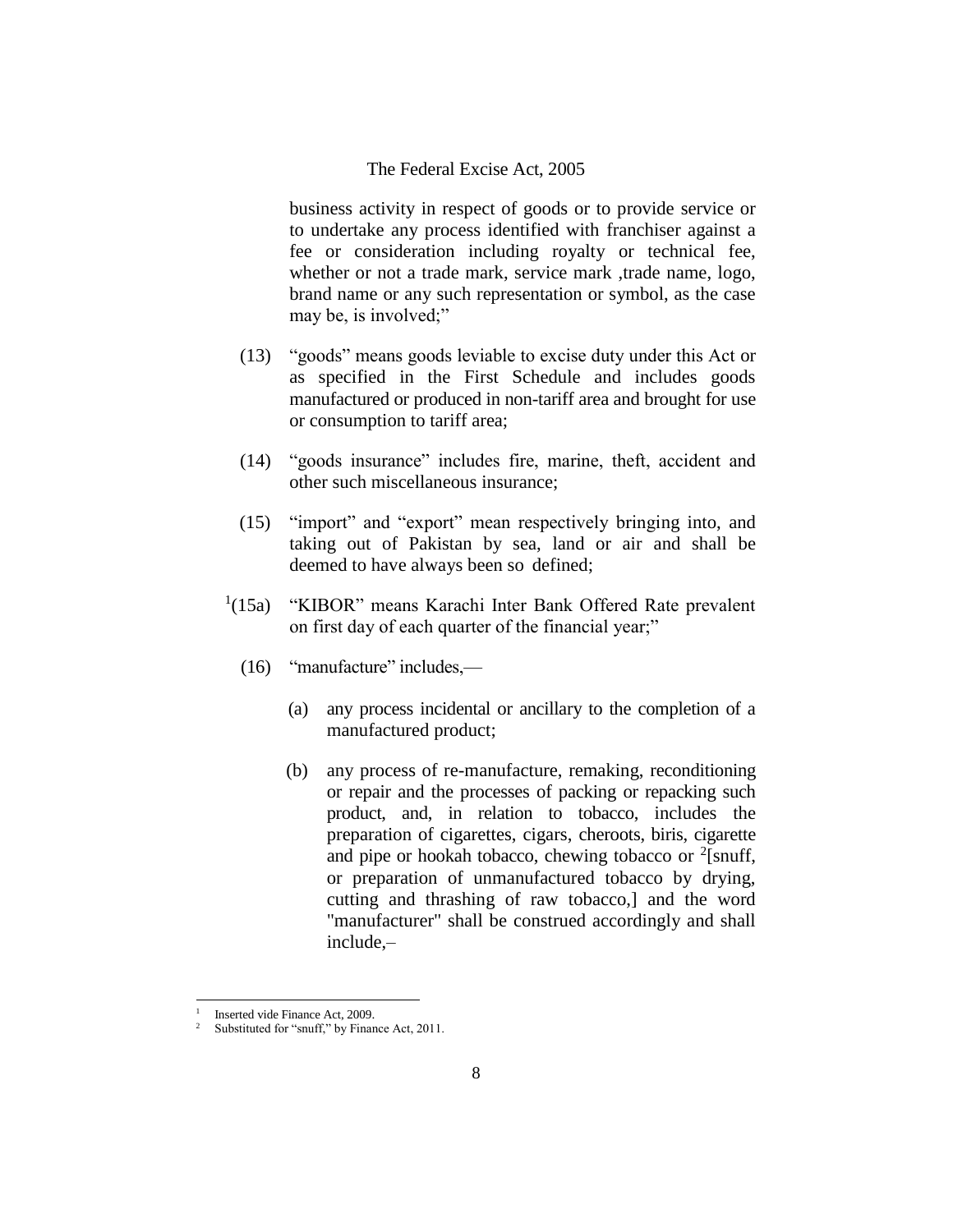business activity in respect of goods or to provide service or to undertake any process identified with franchiser against a fee or consideration including royalty or technical fee, whether or not a trade mark, service mark ,trade name, logo, brand name or any such representation or symbol, as the case may be, is involved;"

(13) "goods" means goods leviable to excise duty under this Act or as specified in the First Schedule and includes goods manufactured or produced in non-tariff area and brought for use or consumption to tariff area;

(14) "goods insurance" includes fire, marine, theft, accident and other such miscellaneous insurance;

(15) "import" and "export" mean respectively bringing into, and taking out of Pakistan by sea, land or air and shall be deemed to have always been so defined;

[1](15a) "KIBOR" means Karachi Inter Bank Offered Rate prevalent on first day of each quarter of the financial year;"

(16) "manufacture" includes,—

(a) any process incidental or ancillary to the completion of a manufactured product;

(b) any process of re-manufacture, remaking, reconditioning or repair and the processes of packing or repacking such product, and, in relation to tobacco, includes the preparation of cigarettes, cigars, cheroots, biris, cigarette and pipe or hookah tobacco, chewing tobacco or [2][snuff, or preparation of unmanufactured tobacco by drying, cutting and thrashing of raw tobacco,] and the word "manufacturer" shall be construed accordingly and shall include,–

---

[1] Inserted vide Finance Act, 2009.
[2] Substituted for "snuff," by Finance Act, 2011.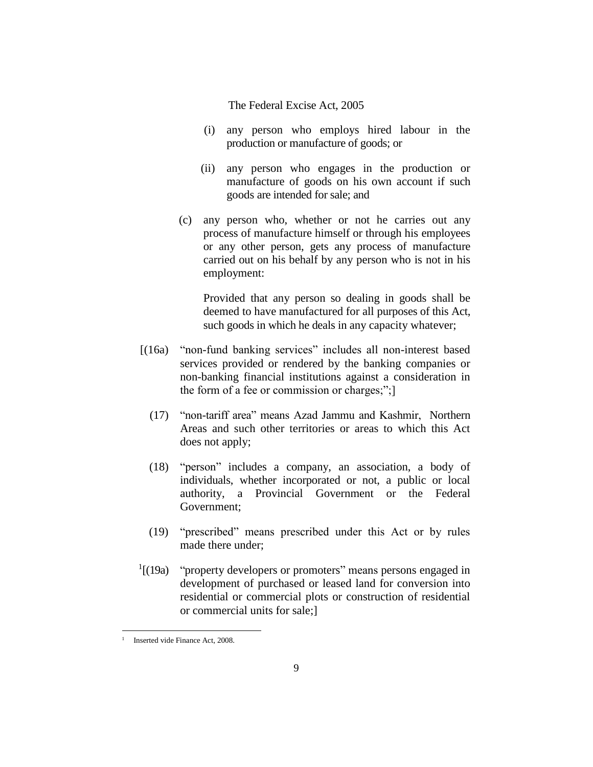(i) any person who employs hired labour in the production or manufacture of goods; or

(ii) any person who engages in the production or manufacture of goods on his own account if such goods are intended for sale; and

(c) any person who, whether or not he carries out any process of manufacture himself or through his employees or any other person, gets any process of manufacture carried out on his behalf by any person who is not in his employment:

Provided that any person so dealing in goods shall be deemed to have manufactured for all purposes of this Act, such goods in which he deals in any capacity whatever;

[(16a) "non-fund banking services" includes all non-interest based services provided or rendered by the banking companies or non-banking financial institutions against a consideration in the form of a fee or commission or charges;";]

(17) "non-tariff area" means Azad Jammu and Kashmir, Northern Areas and such other territories or areas to which this Act does not apply;

(18) "person" includes a company, an association, a body of individuals, whether incorporated or not, a public or local authority, a Provincial Government or the Federal Government;

(19) "prescribed" means prescribed under this Act or by rules made there under;

[1][(19a) "property developers or promoters" means persons engaged in development of purchased or leased land for conversion into residential or commercial plots or construction of residential or commercial units for sale;]

---

[1] Inserted vide Finance Act, 2008.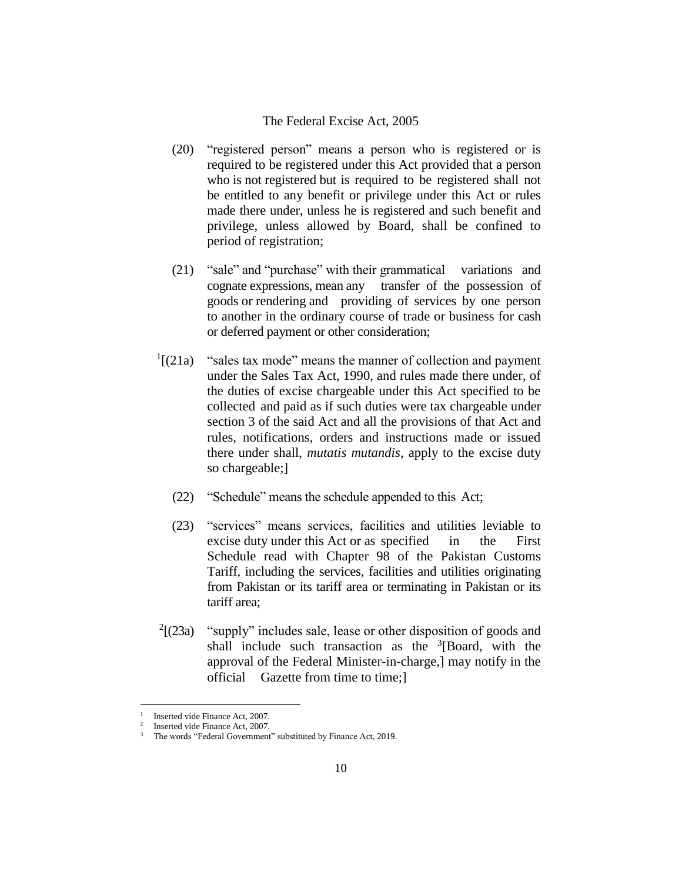(20) "registered person" means a person who is registered or is required to be registered under this Act provided that a person who is not registered but is required to be registered shall not be entitled to any benefit or privilege under this Act or rules made there under, unless he is registered and such benefit and privilege, unless allowed by Board, shall be confined to period of registration;

(21) "sale" and "purchase" with their grammatical variations and cognate expressions, mean any transfer of the possession of goods or rendering and providing of services by one person to another in the ordinary course of trade or business for cash or deferred payment or other consideration;

[1][(21a) "sales tax mode" means the manner of collection and payment under the Sales Tax Act, 1990, and rules made there under, of the duties of excise chargeable under this Act specified to be collected and paid as if such duties were tax chargeable under section 3 of the said Act and all the provisions of that Act and rules, notifications, orders and instructions made or issued there under shall, *mutatis mutandis*, apply to the excise duty so chargeable;]

(22) "Schedule" means the schedule appended to this Act;

(23) "services" means services, facilities and utilities leviable to excise duty under this Act or as specified in the First Schedule read with Chapter 98 of the Pakistan Customs Tariff, including the services, facilities and utilities originating from Pakistan or its tariff area or terminating in Pakistan or its tariff area;

[2][(23a) "supply" includes sale, lease or other disposition of goods and shall include such transaction as the [3][Board, with the approval of the Federal Minister-in-charge,] may notify in the official Gazette from time to time;]

---

[1] Inserted vide Finance Act, 2007.

[2] Inserted vide Finance Act, 2007.

[3] The words "Federal Government" substituted by Finance Act, 2019.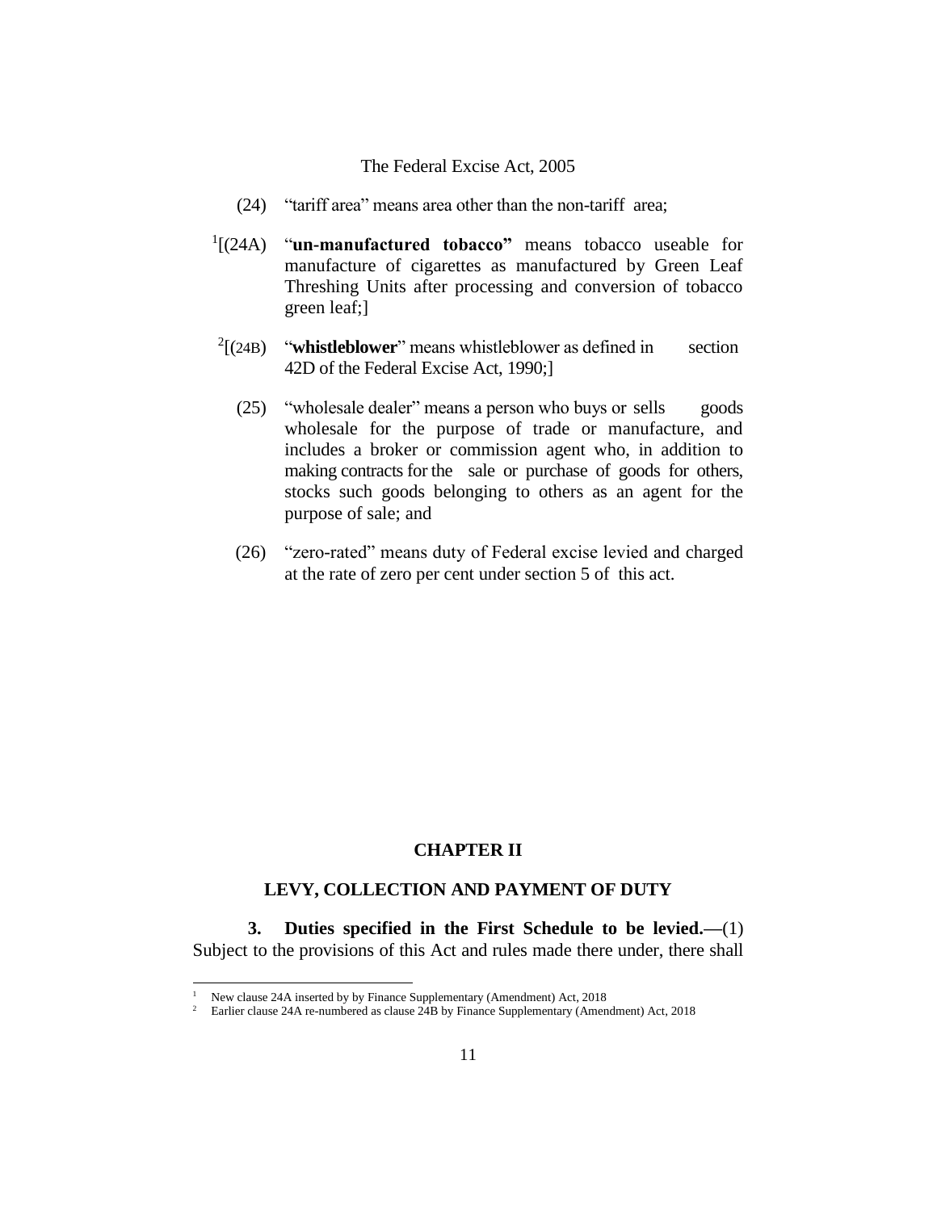(24) "tariff area" means area other than the non-tariff area;

[1][(24A) "**un-manufactured tobacco"** means tobacco useable for manufacture of cigarettes as manufactured by Green Leaf Threshing Units after processing and conversion of tobacco green leaf;]

[2][(24B) "**whistleblower**" means whistleblower as defined in section 42D of the Federal Excise Act, 1990;]

(25) "wholesale dealer" means a person who buys or sells goods wholesale for the purpose of trade or manufacture, and includes a broker or commission agent who, in addition to making contracts for the sale or purchase of goods for others, stocks such goods belonging to others as an agent for the purpose of sale; and

(26) "zero-rated" means duty of Federal excise levied and charged at the rate of zero per cent under section 5 of this act.

## CHAPTER II

## LEVY, COLLECTION AND PAYMENT OF DUTY

**3. Duties specified in the First Schedule to be levied.—**(1) Subject to the provisions of this Act and rules made there under, there shall

---

[1] New clause 24A inserted by by Finance Supplementary (Amendment) Act, 2018

[2] Earlier clause 24A re-numbered as clause 24B by Finance Supplementary (Amendment) Act, 2018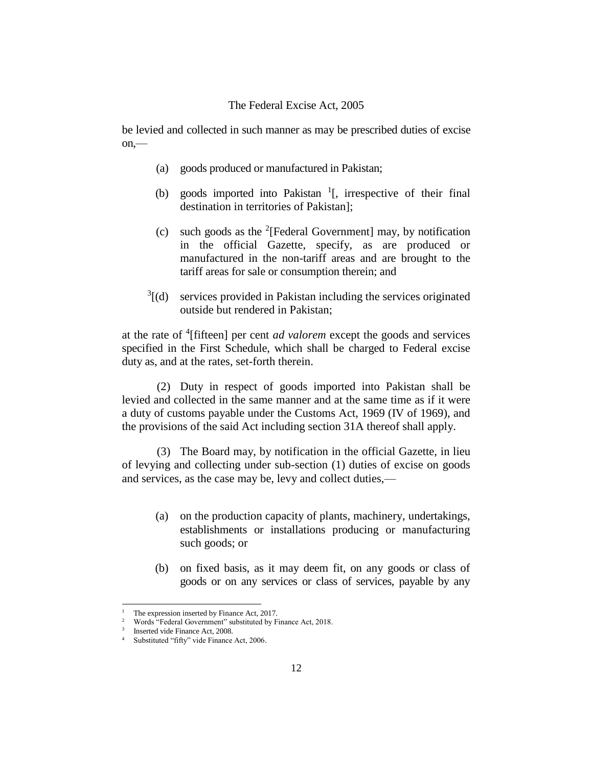be levied and collected in such manner as may be prescribed duties of excise on,—

(a) goods produced or manufactured in Pakistan;

(b) goods imported into Pakistan [1][, irrespective of their final destination in territories of Pakistan];

(c) such goods as the [2][Federal Government] may, by notification in the official Gazette, specify, as are produced or manufactured in the non-tariff areas and are brought to the tariff areas for sale or consumption therein; and

[3][(d) services provided in Pakistan including the services originated outside but rendered in Pakistan;

at the rate of [4][fifteen] per cent *ad valorem* except the goods and services specified in the First Schedule, which shall be charged to Federal excise duty as, and at the rates, set-forth therein.

(2) Duty in respect of goods imported into Pakistan shall be levied and collected in the same manner and at the same time as if it were a duty of customs payable under the Customs Act, 1969 (IV of 1969), and the provisions of the said Act including section 31A thereof shall apply.

(3) The Board may, by notification in the official Gazette, in lieu of levying and collecting under sub-section (1) duties of excise on goods and services, as the case may be, levy and collect duties,—

(a) on the production capacity of plants, machinery, undertakings, establishments or installations producing or manufacturing such goods; or

(b) on fixed basis, as it may deem fit, on any goods or class of goods or on any services or class of services, payable by any

---

[1] The expression inserted by Finance Act, 2017.

[2] Words "Federal Government" substituted by Finance Act, 2018.

[3] Inserted vide Finance Act, 2008.

[4] Substituted "fifty" vide Finance Act, 2006.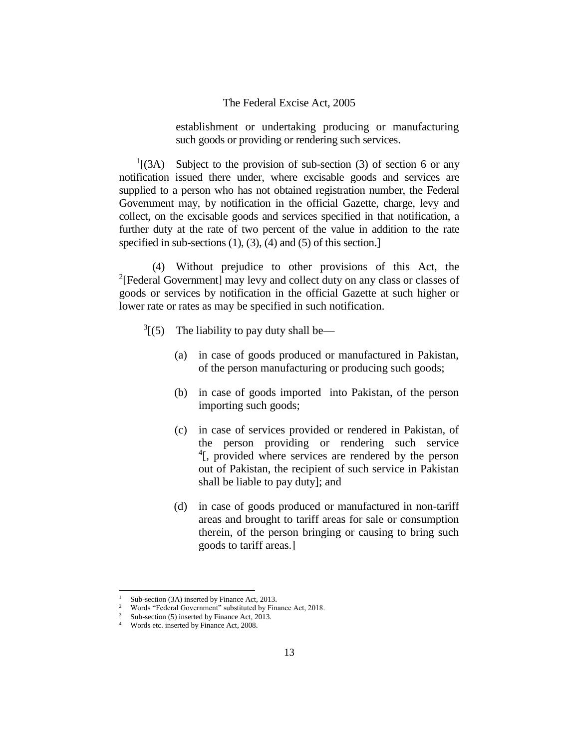establishment or undertaking producing or manufacturing such goods or providing or rendering such services.

[1][(3A) Subject to the provision of sub-section (3) of section 6 or any notification issued there under, where excisable goods and services are supplied to a person who has not obtained registration number, the Federal Government may, by notification in the official Gazette, charge, levy and collect, on the excisable goods and services specified in that notification, a further duty at the rate of two percent of the value in addition to the rate specified in sub-sections (1), (3), (4) and (5) of this section.]

(4) Without prejudice to other provisions of this Act, the [2][Federal Government] may levy and collect duty on any class or classes of goods or services by notification in the official Gazette at such higher or lower rate or rates as may be specified in such notification.

[3][(5) The liability to pay duty shall be—

(a) in case of goods produced or manufactured in Pakistan, of the person manufacturing or producing such goods;

(b) in case of goods imported into Pakistan, of the person importing such goods;

(c) in case of services provided or rendered in Pakistan, of the person providing or rendering such service [4][, provided where services are rendered by the person out of Pakistan, the recipient of such service in Pakistan shall be liable to pay duty]; and

(d) in case of goods produced or manufactured in non-tariff areas and brought to tariff areas for sale or consumption therein, of the person bringing or causing to bring such goods to tariff areas.]

---

[1] Sub-section (3A) inserted by Finance Act, 2013.
[2] Words "Federal Government" substituted by Finance Act, 2018.
[3] Sub-section (5) inserted by Finance Act, 2013.
[4] Words etc. inserted by Finance Act, 2008.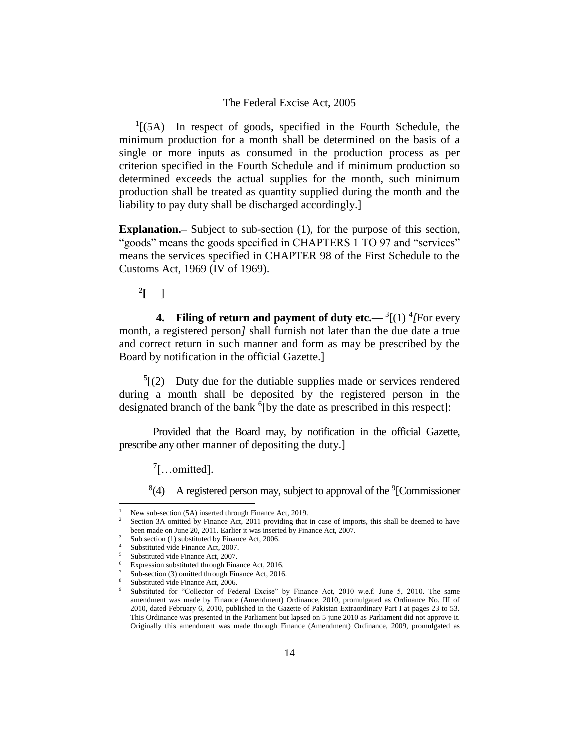[1][(5A) In respect of goods, specified in the Fourth Schedule, the minimum production for a month shall be determined on the basis of a single or more inputs as consumed in the production process as per criterion specified in the Fourth Schedule and if minimum production so determined exceeds the actual supplies for the month, such minimum production shall be treated as quantity supplied during the month and the liability to pay duty shall be discharged accordingly.]

**Explanation.–** Subject to sub-section (1), for the purpose of this section, "goods" means the goods specified in CHAPTERS 1 TO 97 and "services" means the services specified in CHAPTER 98 of the First Schedule to the Customs Act, 1969 (IV of 1969).

**[2][** ]

**4. Filing of return and payment of duty etc.—** [3][(1) [4]*[*For every month, a registered person*]* shall furnish not later than the due date a true and correct return in such manner and form as may be prescribed by the Board by notification in the official Gazette.]

[5][(2) Duty due for the dutiable supplies made or services rendered during a month shall be deposited by the registered person in the designated branch of the bank [6][by the date as prescribed in this respect]:

Provided that the Board may, by notification in the official Gazette, prescribe any other manner of depositing the duty.]

[7][…omitted].

[8](4) A registered person may, subject to approval of the [9][Commissioner

---

1 New sub-section (5A) inserted through Finance Act, 2019.

2 Section 3A omitted by Finance Act, 2011 providing that in case of imports, this shall be deemed to have been made on June 20, 2011. Earlier it was inserted by Finance Act, 2007.

3 Sub section (1) substituted by Finance Act, 2006.

4 Substituted vide Finance Act, 2007.

5 Substituted vide Finance Act, 2007.

6 Expression substituted through Finance Act, 2016.

7 Sub-section (3) omitted through Finance Act, 2016.

8 Substituted vide Finance Act, 2006.

9 Substituted for "Collector of Federal Excise" by Finance Act, 2010 w.e.f. June 5, 2010. The same amendment was made by Finance (Amendment) Ordinance, 2010, promulgated as Ordinance No. III of 2010, dated February 6, 2010, published in the Gazette of Pakistan Extraordinary Part I at pages 23 to 53. This Ordinance was presented in the Parliament but lapsed on 5 june 2010 as Parliament did not approve it. Originally this amendment was made through Finance (Amendment) Ordinance, 2009, promulgated as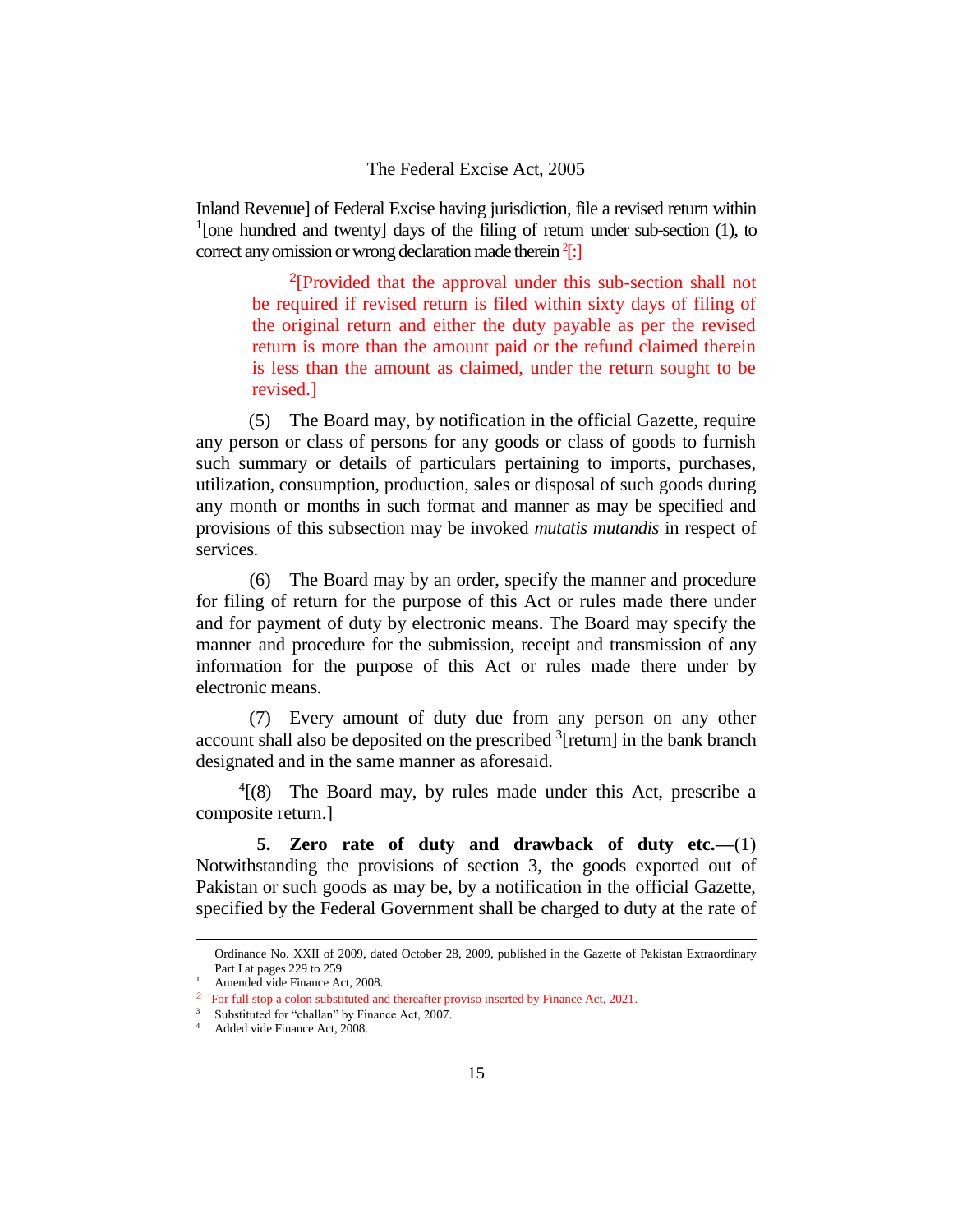Inland Revenue] of Federal Excise having jurisdiction, file a revised return within [1][one hundred and twenty] days of the filing of return under sub-section (1), to correct any omission or wrong declaration made therein [2][:]

> [2][Provided that the approval under this sub-section shall not be required if revised return is filed within sixty days of filing of the original return and either the duty payable as per the revised return is more than the amount paid or the refund claimed therein is less than the amount as claimed, under the return sought to be revised.]

(5) The Board may, by notification in the official Gazette, require any person or class of persons for any goods or class of goods to furnish such summary or details of particulars pertaining to imports, purchases, utilization, consumption, production, sales or disposal of such goods during any month or months in such format and manner as may be specified and provisions of this subsection may be invoked *mutatis mutandis* in respect of services.

(6) The Board may by an order, specify the manner and procedure for filing of return for the purpose of this Act or rules made there under and for payment of duty by electronic means. The Board may specify the manner and procedure for the submission, receipt and transmission of any information for the purpose of this Act or rules made there under by electronic means.

(7) Every amount of duty due from any person on any other account shall also be deposited on the prescribed [3][return] in the bank branch designated and in the same manner as aforesaid.

[4][(8) The Board may, by rules made under this Act, prescribe a composite return.]

**5. Zero rate of duty and drawback of duty etc.—**(1) Notwithstanding the provisions of section 3, the goods exported out of Pakistan or such goods as may be, by a notification in the official Gazette, specified by the Federal Government shall be charged to duty at the rate of

---

Ordinance No. XXII of 2009, dated October 28, 2009, published in the Gazette of Pakistan Extraordinary Part I at pages 229 to 259

[1] Amended vide Finance Act, 2008.

[2] For full stop a colon substituted and thereafter proviso inserted by Finance Act, 2021.

[3] Substituted for "challan" by Finance Act, 2007.

[4] Added vide Finance Act, 2008.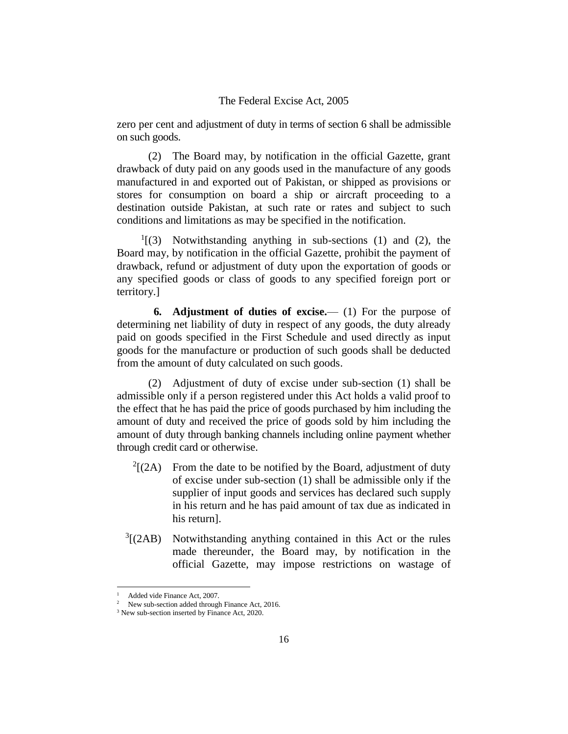zero per cent and adjustment of duty in terms of section 6 shall be admissible on such goods.

(2) The Board may, by notification in the official Gazette, grant drawback of duty paid on any goods used in the manufacture of any goods manufactured in and exported out of Pakistan, or shipped as provisions or stores for consumption on board a ship or aircraft proceeding to a destination outside Pakistan, at such rate or rates and subject to such conditions and limitations as may be specified in the notification.

[1][(3) Notwithstanding anything in sub-sections (1) and (2), the Board may, by notification in the official Gazette, prohibit the payment of drawback, refund or adjustment of duty upon the exportation of goods or any specified goods or class of goods to any specified foreign port or territory.]

**6. Adjustment of duties of excise.**— (1) For the purpose of determining net liability of duty in respect of any goods, the duty already paid on goods specified in the First Schedule and used directly as input goods for the manufacture or production of such goods shall be deducted from the amount of duty calculated on such goods.

(2) Adjustment of duty of excise under sub-section (1) shall be admissible only if a person registered under this Act holds a valid proof to the effect that he has paid the price of goods purchased by him including the amount of duty and received the price of goods sold by him including the amount of duty through banking channels including online payment whether through credit card or otherwise.

[2][(2A) From the date to be notified by the Board, adjustment of duty of excise under sub-section (1) shall be admissible only if the supplier of input goods and services has declared such supply in his return and he has paid amount of tax due as indicated in his return].

[3][(2AB) Notwithstanding anything contained in this Act or the rules made thereunder, the Board may, by notification in the official Gazette, may impose restrictions on wastage of

---

[1] Added vide Finance Act, 2007.

[2] New sub-section added through Finance Act, 2016.

[3] New sub-section inserted by Finance Act, 2020.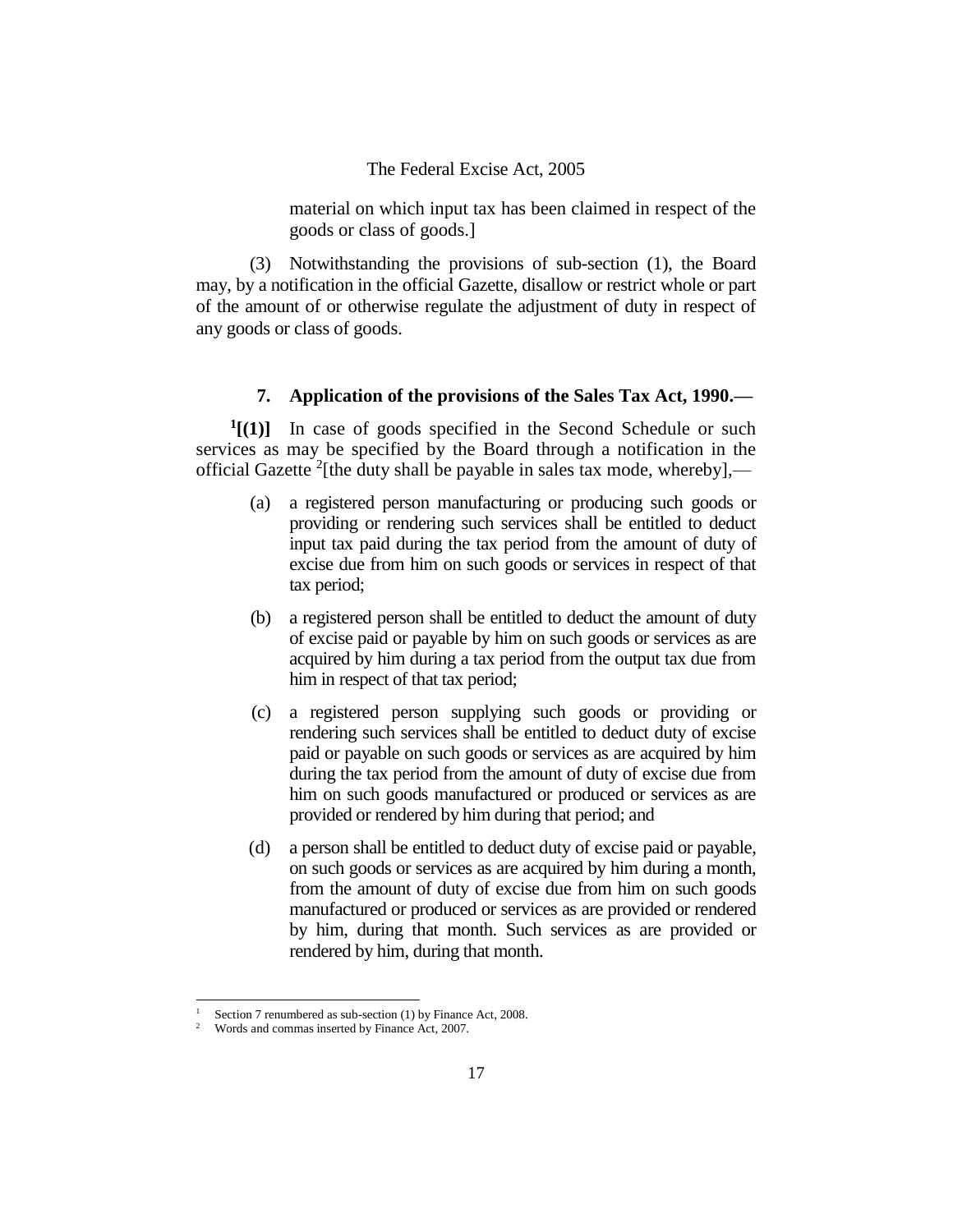material on which input tax has been claimed in respect of the goods or class of goods.]

(3) Notwithstanding the provisions of sub-section (1), the Board may, by a notification in the official Gazette, disallow or restrict whole or part of the amount of or otherwise regulate the adjustment of duty in respect of any goods or class of goods.

**7. Application of the provisions of the Sales Tax Act, 1990.—**

**[1][(1)]** In case of goods specified in the Second Schedule or such services as may be specified by the Board through a notification in the official Gazette [2][the duty shall be payable in sales tax mode, whereby],—

(a) a registered person manufacturing or producing such goods or providing or rendering such services shall be entitled to deduct input tax paid during the tax period from the amount of duty of excise due from him on such goods or services in respect of that tax period;

(b) a registered person shall be entitled to deduct the amount of duty of excise paid or payable by him on such goods or services as are acquired by him during a tax period from the output tax due from him in respect of that tax period;

(c) a registered person supplying such goods or providing or rendering such services shall be entitled to deduct duty of excise paid or payable on such goods or services as are acquired by him during the tax period from the amount of duty of excise due from him on such goods manufactured or produced or services as are provided or rendered by him during that period; and

(d) a person shall be entitled to deduct duty of excise paid or payable, on such goods or services as are acquired by him during a month, from the amount of duty of excise due from him on such goods manufactured or produced or services as are provided or rendered by him, during that month. Such services as are provided or rendered by him, during that month.

---

[1] Section 7 renumbered as sub-section (1) by Finance Act, 2008.

[2] Words and commas inserted by Finance Act, 2007.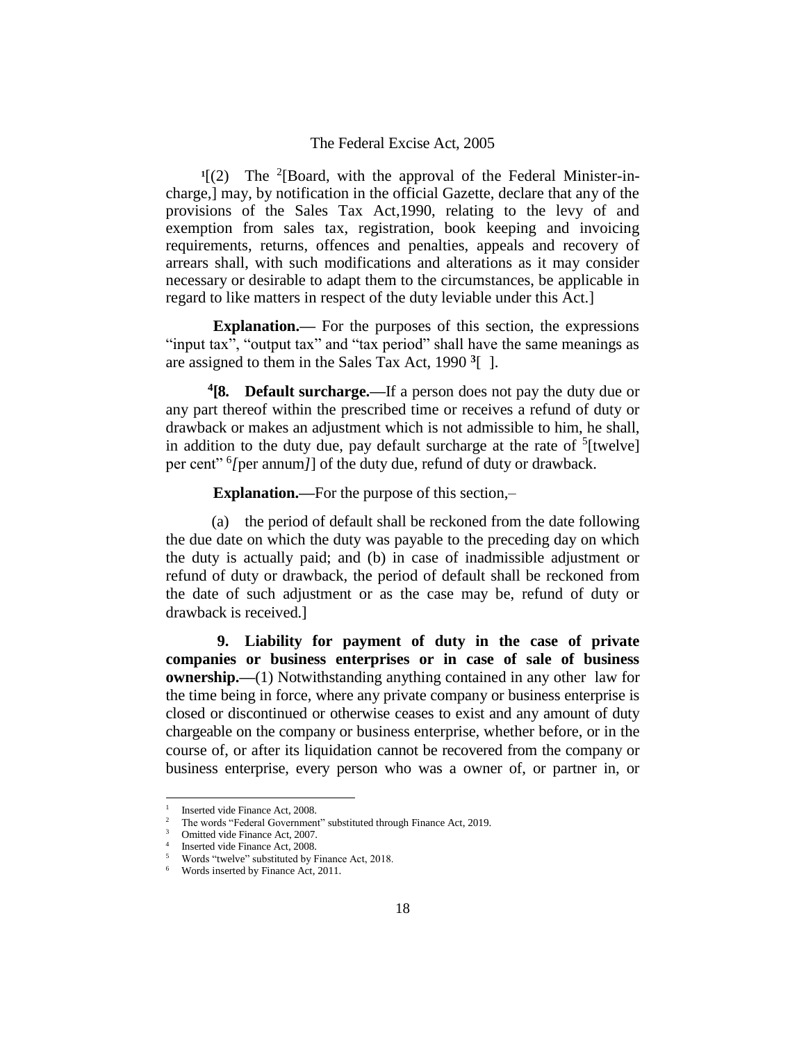[1][(2) The [2][Board, with the approval of the Federal Minister-in-charge,] may, by notification in the official Gazette, declare that any of the provisions of the Sales Tax Act,1990, relating to the levy of and exemption from sales tax, registration, book keeping and invoicing requirements, returns, offences and penalties, appeals and recovery of arrears shall, with such modifications and alterations as it may consider necessary or desirable to adapt them to the circumstances, be applicable in regard to like matters in respect of the duty leviable under this Act.]

**Explanation.—** For the purposes of this section, the expressions "input tax", "output tax" and "tax period" shall have the same meanings as are assigned to them in the Sales Tax Act, 1990 [3][ ].

[4]**[8. Default surcharge.—**If a person does not pay the duty due or any part thereof within the prescribed time or receives a refund of duty or drawback or makes an adjustment which is not admissible to him, he shall, in addition to the duty due, pay default surcharge at the rate of [5][twelve] per cent" [6]*[*per annum*]*] of the duty due, refund of duty or drawback.

**Explanation.—**For the purpose of this section,–

(a) the period of default shall be reckoned from the date following the due date on which the duty was payable to the preceding day on which the duty is actually paid; and (b) in case of inadmissible adjustment or refund of duty or drawback, the period of default shall be reckoned from the date of such adjustment or as the case may be, refund of duty or drawback is received.]

**9. Liability for payment of duty in the case of private companies or business enterprises or in case of sale of business ownership.—**(1) Notwithstanding anything contained in any other law for the time being in force, where any private company or business enterprise is closed or discontinued or otherwise ceases to exist and any amount of duty chargeable on the company or business enterprise, whether before, or in the course of, or after its liquidation cannot be recovered from the company or business enterprise, every person who was a owner of, or partner in, or

---

[1] Inserted vide Finance Act, 2008.
[2] The words "Federal Government" substituted through Finance Act, 2019.
[3] Omitted vide Finance Act, 2007.
[4] Inserted vide Finance Act, 2008.
[5] Words "twelve" substituted by Finance Act, 2018.
[6] Words inserted by Finance Act, 2011.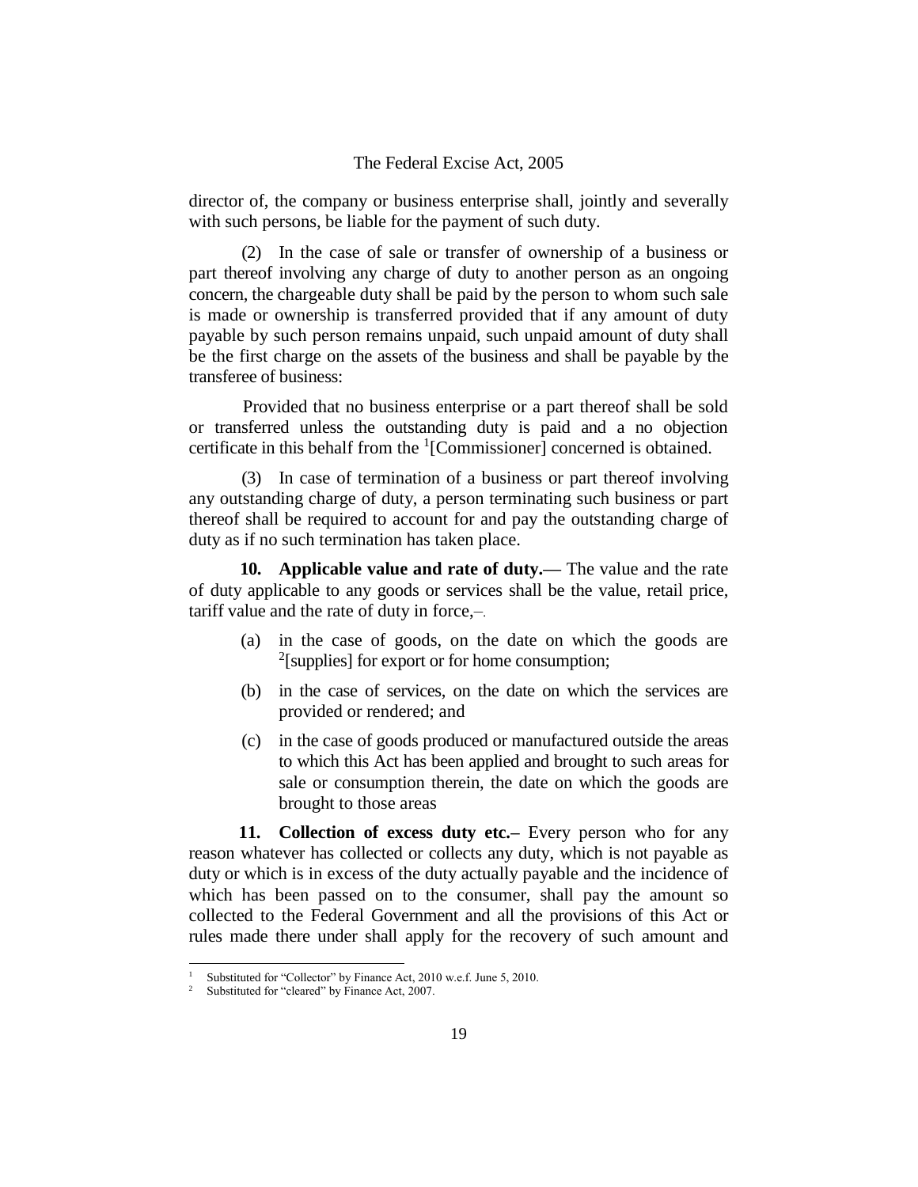director of, the company or business enterprise shall, jointly and severally with such persons, be liable for the payment of such duty.

(2) In the case of sale or transfer of ownership of a business or part thereof involving any charge of duty to another person as an ongoing concern, the chargeable duty shall be paid by the person to whom such sale is made or ownership is transferred provided that if any amount of duty payable by such person remains unpaid, such unpaid amount of duty shall be the first charge on the assets of the business and shall be payable by the transferee of business:

Provided that no business enterprise or a part thereof shall be sold or transferred unless the outstanding duty is paid and a no objection certificate in this behalf from the [1][Commissioner] concerned is obtained.

(3) In case of termination of a business or part thereof involving any outstanding charge of duty, a person terminating such business or part thereof shall be required to account for and pay the outstanding charge of duty as if no such termination has taken place.

**10. Applicable value and rate of duty.—** The value and the rate of duty applicable to any goods or services shall be the value, retail price, tariff value and the rate of duty in force,–.

(a) in the case of goods, on the date on which the goods are [2][supplies] for export or for home consumption;

(b) in the case of services, on the date on which the services are provided or rendered; and

(c) in the case of goods produced or manufactured outside the areas to which this Act has been applied and brought to such areas for sale or consumption therein, the date on which the goods are brought to those areas

**11. Collection of excess duty etc.–** Every person who for any reason whatever has collected or collects any duty, which is not payable as duty or which is in excess of the duty actually payable and the incidence of which has been passed on to the consumer, shall pay the amount so collected to the Federal Government and all the provisions of this Act or rules made there under shall apply for the recovery of such amount and

---

[1] Substituted for "Collector" by Finance Act, 2010 w.e.f. June 5, 2010.

[2] Substituted for "cleared" by Finance Act, 2007.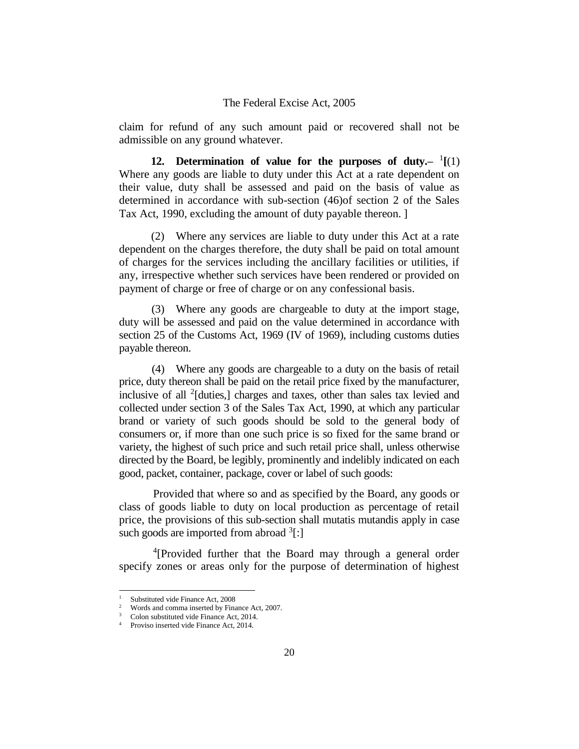claim for refund of any such amount paid or recovered shall not be admissible on any ground whatever.

**12. Determination of value for the purposes of duty.–** [1][(1) Where any goods are liable to duty under this Act at a rate dependent on their value, duty shall be assessed and paid on the basis of value as determined in accordance with sub-section (46)of section 2 of the Sales Tax Act, 1990, excluding the amount of duty payable thereon. ]

(2) Where any services are liable to duty under this Act at a rate dependent on the charges therefore, the duty shall be paid on total amount of charges for the services including the ancillary facilities or utilities, if any, irrespective whether such services have been rendered or provided on payment of charge or free of charge or on any confessional basis.

(3) Where any goods are chargeable to duty at the import stage, duty will be assessed and paid on the value determined in accordance with section 25 of the Customs Act, 1969 (IV of 1969), including customs duties payable thereon.

(4) Where any goods are chargeable to a duty on the basis of retail price, duty thereon shall be paid on the retail price fixed by the manufacturer, inclusive of all [2][duties,] charges and taxes, other than sales tax levied and collected under section 3 of the Sales Tax Act, 1990, at which any particular brand or variety of such goods should be sold to the general body of consumers or, if more than one such price is so fixed for the same brand or variety, the highest of such price and such retail price shall, unless otherwise directed by the Board, be legibly, prominently and indelibly indicated on each good, packet, container, package, cover or label of such goods:

Provided that where so and as specified by the Board, any goods or class of goods liable to duty on local production as percentage of retail price, the provisions of this sub-section shall mutatis mutandis apply in case such goods are imported from abroad [3][:]

[4][Provided further that the Board may through a general order specify zones or areas only for the purpose of determination of highest

---

[1] Substituted vide Finance Act, 2008

[2] Words and comma inserted by Finance Act, 2007.

[3] Colon substituted vide Finance Act, 2014.

[4] Proviso inserted vide Finance Act, 2014.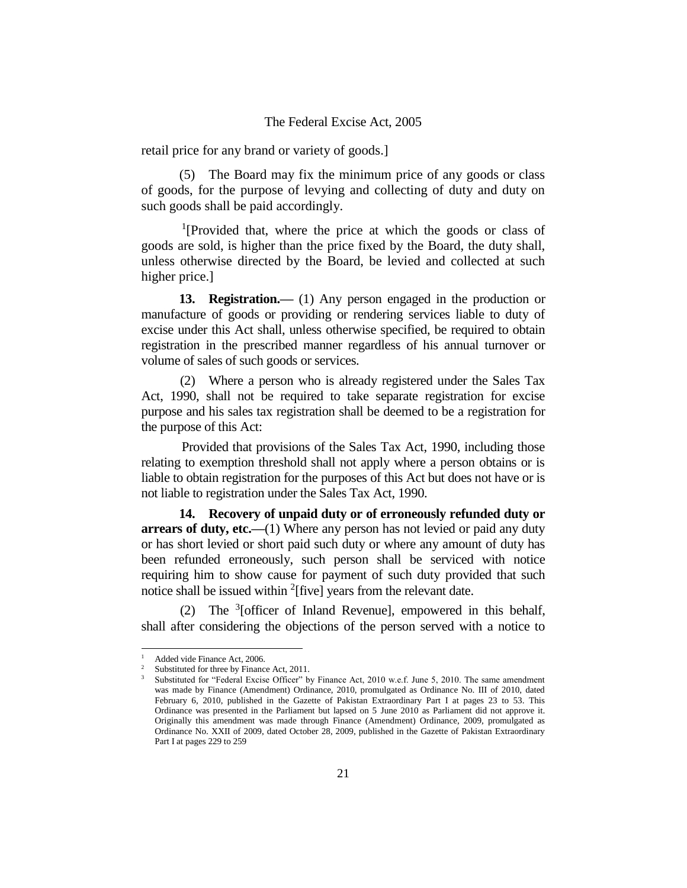retail price for any brand or variety of goods.]

(5) The Board may fix the minimum price of any goods or class of goods, for the purpose of levying and collecting of duty and duty on such goods shall be paid accordingly.

[1][Provided that, where the price at which the goods or class of goods are sold, is higher than the price fixed by the Board, the duty shall, unless otherwise directed by the Board, be levied and collected at such higher price.]

**13. Registration.—** (1) Any person engaged in the production or manufacture of goods or providing or rendering services liable to duty of excise under this Act shall, unless otherwise specified, be required to obtain registration in the prescribed manner regardless of his annual turnover or volume of sales of such goods or services.

(2) Where a person who is already registered under the Sales Tax Act, 1990, shall not be required to take separate registration for excise purpose and his sales tax registration shall be deemed to be a registration for the purpose of this Act:

Provided that provisions of the Sales Tax Act, 1990, including those relating to exemption threshold shall not apply where a person obtains or is liable to obtain registration for the purposes of this Act but does not have or is not liable to registration under the Sales Tax Act, 1990.

**14. Recovery of unpaid duty or of erroneously refunded duty or arrears of duty, etc.—**(1) Where any person has not levied or paid any duty or has short levied or short paid such duty or where any amount of duty has been refunded erroneously, such person shall be serviced with notice requiring him to show cause for payment of such duty provided that such notice shall be issued within [2][five] years from the relevant date.

(2) The [3][officer of Inland Revenue], empowered in this behalf, shall after considering the objections of the person served with a notice to

---

[1] Added vide Finance Act, 2006.

[2] Substituted for three by Finance Act, 2011.

[3] Substituted for "Federal Excise Officer" by Finance Act, 2010 w.e.f. June 5, 2010. The same amendment was made by Finance (Amendment) Ordinance, 2010, promulgated as Ordinance No. III of 2010, dated February 6, 2010, published in the Gazette of Pakistan Extraordinary Part I at pages 23 to 53. This Ordinance was presented in the Parliament but lapsed on 5 June 2010 as Parliament did not approve it. Originally this amendment was made through Finance (Amendment) Ordinance, 2009, promulgated as Ordinance No. XXII of 2009, dated October 28, 2009, published in the Gazette of Pakistan Extraordinary Part I at pages 229 to 259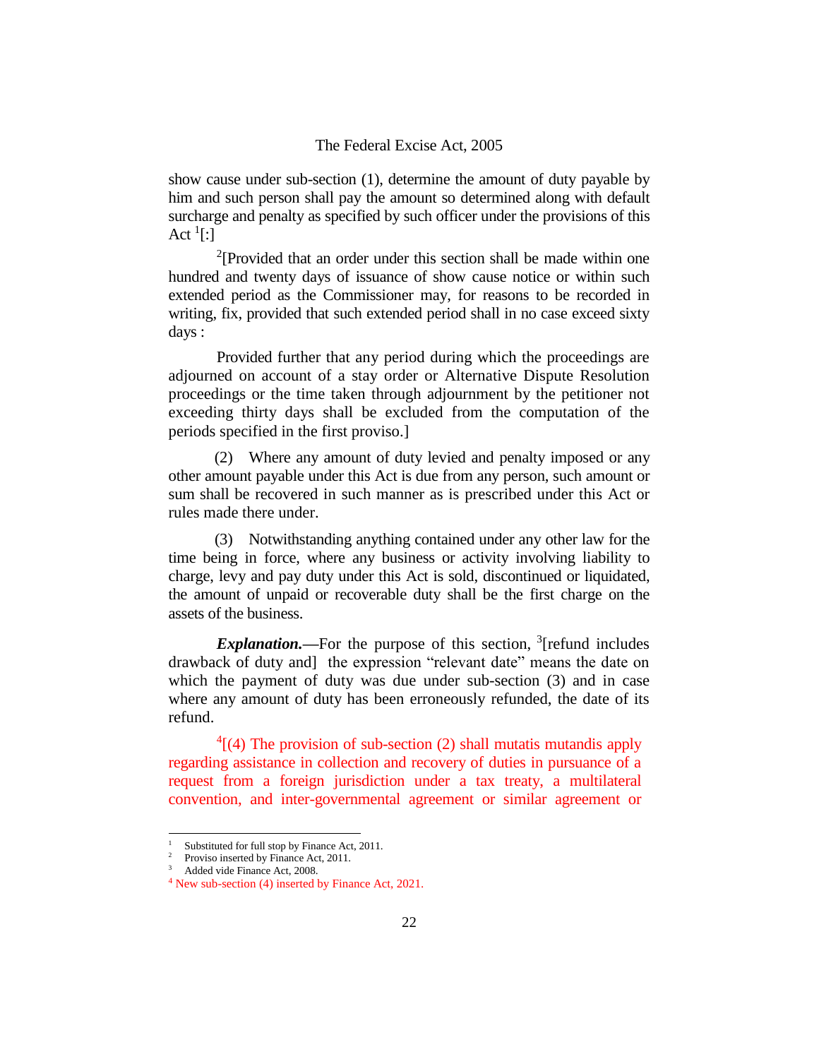show cause under sub-section (1), determine the amount of duty payable by him and such person shall pay the amount so determined along with default surcharge and penalty as specified by such officer under the provisions of this Act [1][:]

[2][Provided that an order under this section shall be made within one hundred and twenty days of issuance of show cause notice or within such extended period as the Commissioner may, for reasons to be recorded in writing, fix, provided that such extended period shall in no case exceed sixty days :

Provided further that any period during which the proceedings are adjourned on account of a stay order or Alternative Dispute Resolution proceedings or the time taken through adjournment by the petitioner not exceeding thirty days shall be excluded from the computation of the periods specified in the first proviso.]

(2) Where any amount of duty levied and penalty imposed or any other amount payable under this Act is due from any person, such amount or sum shall be recovered in such manner as is prescribed under this Act or rules made there under.

(3) Notwithstanding anything contained under any other law for the time being in force, where any business or activity involving liability to charge, levy and pay duty under this Act is sold, discontinued or liquidated, the amount of unpaid or recoverable duty shall be the first charge on the assets of the business.

***Explanation.***—For the purpose of this section, [3][refund includes drawback of duty and] the expression "relevant date" means the date on which the payment of duty was due under sub-section (3) and in case where any amount of duty has been erroneously refunded, the date of its refund.

[4][(4) The provision of sub-section (2) shall mutatis mutandis apply regarding assistance in collection and recovery of duties in pursuance of a request from a foreign jurisdiction under a tax treaty, a multilateral convention, and inter-governmental agreement or similar agreement or

---

[1] Substituted for full stop by Finance Act, 2011.

[2] Proviso inserted by Finance Act, 2011.

[3] Added vide Finance Act, 2008.

[4] New sub-section (4) inserted by Finance Act, 2021.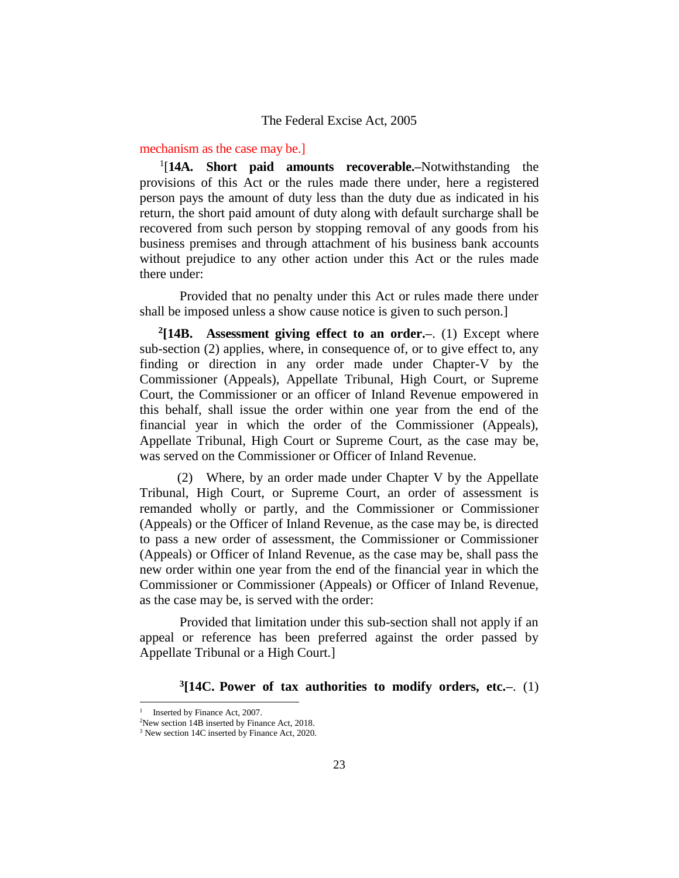mechanism as the case may be.]

[1][**14A. Short paid amounts recoverable.–**Notwithstanding the provisions of this Act or the rules made there under, here a registered person pays the amount of duty less than the duty due as indicated in his return, the short paid amount of duty along with default surcharge shall be recovered from such person by stopping removal of any goods from his business premises and through attachment of his business bank accounts without prejudice to any other action under this Act or the rules made there under:

Provided that no penalty under this Act or rules made there under shall be imposed unless a show cause notice is given to such person.]

[2]**[14B. Assessment giving effect to an order.–**. (1) Except where sub-section (2) applies, where, in consequence of, or to give effect to, any finding or direction in any order made under Chapter-V by the Commissioner (Appeals), Appellate Tribunal, High Court, or Supreme Court, the Commissioner or an officer of Inland Revenue empowered in this behalf, shall issue the order within one year from the end of the financial year in which the order of the Commissioner (Appeals), Appellate Tribunal, High Court or Supreme Court, as the case may be, was served on the Commissioner or Officer of Inland Revenue.

(2) Where, by an order made under Chapter V by the Appellate Tribunal, High Court, or Supreme Court, an order of assessment is remanded wholly or partly, and the Commissioner or Commissioner (Appeals) or the Officer of Inland Revenue, as the case may be, is directed to pass a new order of assessment, the Commissioner or Commissioner (Appeals) or Officer of Inland Revenue, as the case may be, shall pass the new order within one year from the end of the financial year in which the Commissioner or Commissioner (Appeals) or Officer of Inland Revenue, as the case may be, is served with the order:

Provided that limitation under this sub-section shall not apply if an appeal or reference has been preferred against the order passed by Appellate Tribunal or a High Court.]

[3]**[14C. Power of tax authorities to modify orders, etc.–**. (1)

---

[1] Inserted by Finance Act, 2007.

[2] New section 14B inserted by Finance Act, 2018.

[3] New section 14C inserted by Finance Act, 2020.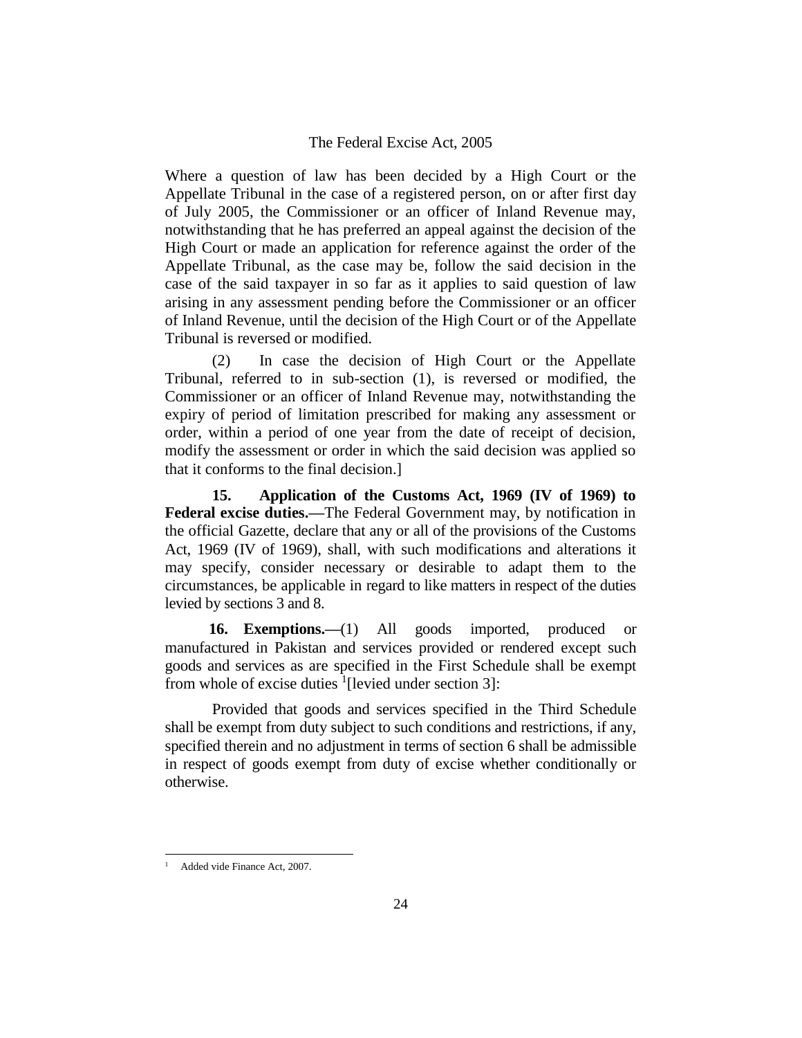Where a question of law has been decided by a High Court or the Appellate Tribunal in the case of a registered person, on or after first day of July 2005, the Commissioner or an officer of Inland Revenue may, notwithstanding that he has preferred an appeal against the decision of the High Court or made an application for reference against the order of the Appellate Tribunal, as the case may be, follow the said decision in the case of the said taxpayer in so far as it applies to said question of law arising in any assessment pending before the Commissioner or an officer of Inland Revenue, until the decision of the High Court or of the Appellate Tribunal is reversed or modified.

(2) In case the decision of High Court or the Appellate Tribunal, referred to in sub-section (1), is reversed or modified, the Commissioner or an officer of Inland Revenue may, notwithstanding the expiry of period of limitation prescribed for making any assessment or order, within a period of one year from the date of receipt of decision, modify the assessment or order in which the said decision was applied so that it conforms to the final decision.]

**15. Application of the Customs Act, 1969 (IV of 1969) to Federal excise duties.—**The Federal Government may, by notification in the official Gazette, declare that any or all of the provisions of the Customs Act, 1969 (IV of 1969), shall, with such modifications and alterations it may specify, consider necessary or desirable to adapt them to the circumstances, be applicable in regard to like matters in respect of the duties levied by sections 3 and 8.

**16. Exemptions.—**(1) All goods imported, produced or manufactured in Pakistan and services provided or rendered except such goods and services as are specified in the First Schedule shall be exempt from whole of excise duties [1][levied under section 3]:

Provided that goods and services specified in the Third Schedule shall be exempt from duty subject to such conditions and restrictions, if any, specified therein and no adjustment in terms of section 6 shall be admissible in respect of goods exempt from duty of excise whether conditionally or otherwise.

---

[1] Added vide Finance Act, 2007.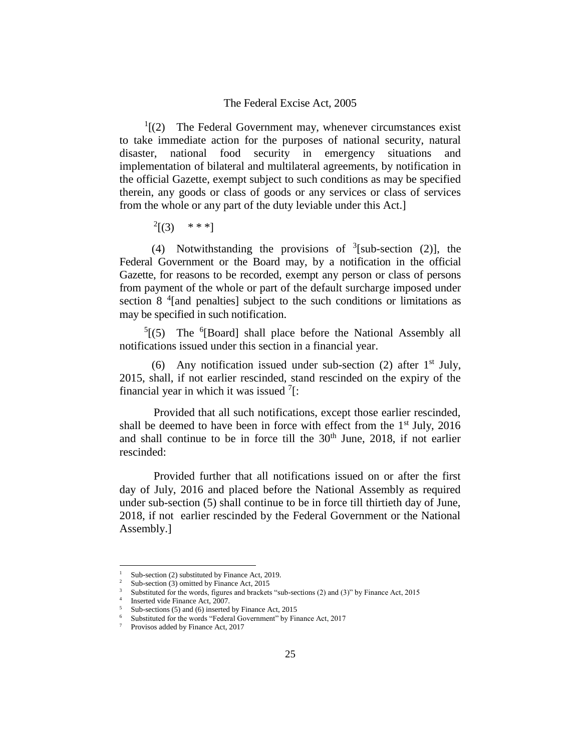[1][(2) The Federal Government may, whenever circumstances exist to take immediate action for the purposes of national security, natural disaster, national food security in emergency situations and implementation of bilateral and multilateral agreements, by notification in the official Gazette, exempt subject to such conditions as may be specified therein, any goods or class of goods or any services or class of services from the whole or any part of the duty leviable under this Act.]

[2][(3) * * *]

(4) Notwithstanding the provisions of [3][sub-section (2)], the Federal Government or the Board may, by a notification in the official Gazette, for reasons to be recorded, exempt any person or class of persons from payment of the whole or part of the default surcharge imposed under section 8 [4][and penalties] subject to the such conditions or limitations as may be specified in such notification.

[5][(5) The [6][Board] shall place before the National Assembly all notifications issued under this section in a financial year.

(6) Any notification issued under sub-section (2) after 1st July, 2015, shall, if not earlier rescinded, stand rescinded on the expiry of the financial year in which it was issued [7][:

Provided that all such notifications, except those earlier rescinded, shall be deemed to have been in force with effect from the 1st July, 2016 and shall continue to be in force till the 30th June, 2018, if not earlier rescinded:

Provided further that all notifications issued on or after the first day of July, 2016 and placed before the National Assembly as required under sub-section (5) shall continue to be in force till thirtieth day of June, 2018, if not earlier rescinded by the Federal Government or the National Assembly.]

---

[1] Sub-section (2) substituted by Finance Act, 2019.

[2] Sub-section (3) omitted by Finance Act, 2015

[3] Substituted for the words, figures and brackets "sub-sections (2) and (3)" by Finance Act, 2015

[4] Inserted vide Finance Act, 2007.

[5] Sub-sections (5) and (6) inserted by Finance Act, 2015

[6] Substituted for the words "Federal Government" by Finance Act, 2017

[7] Provisos added by Finance Act, 2017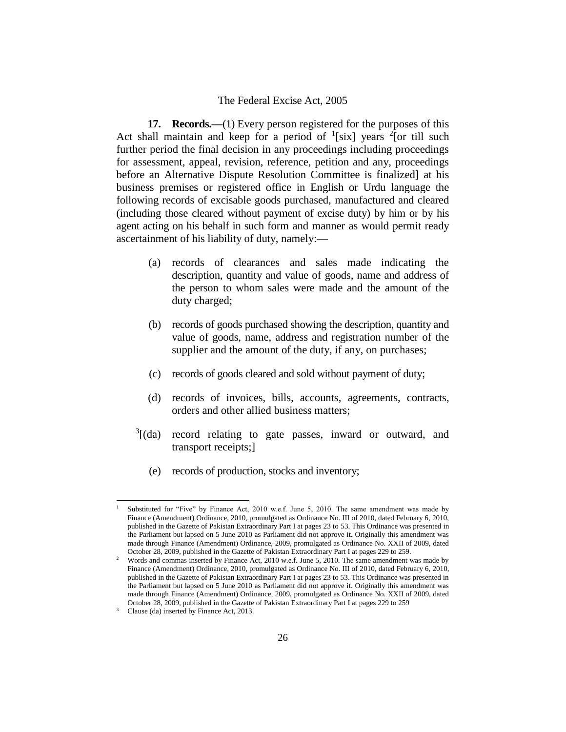**17. Records.—**(1) Every person registered for the purposes of this Act shall maintain and keep for a period of [1][six] years [2][or till such further period the final decision in any proceedings including proceedings for assessment, appeal, revision, reference, petition and any, proceedings before an Alternative Dispute Resolution Committee is finalized] at his business premises or registered office in English or Urdu language the following records of excisable goods purchased, manufactured and cleared (including those cleared without payment of excise duty) by him or by his agent acting on his behalf in such form and manner as would permit ready ascertainment of his liability of duty, namely:—

(a) records of clearances and sales made indicating the description, quantity and value of goods, name and address of the person to whom sales were made and the amount of the duty charged;

(b) records of goods purchased showing the description, quantity and value of goods, name, address and registration number of the supplier and the amount of the duty, if any, on purchases;

(c) records of goods cleared and sold without payment of duty;

(d) records of invoices, bills, accounts, agreements, contracts, orders and other allied business matters;

[3][(da) record relating to gate passes, inward or outward, and transport receipts;]

(e) records of production, stocks and inventory;

---

1 Substituted for "Five" by Finance Act, 2010 w.e.f. June 5, 2010. The same amendment was made by Finance (Amendment) Ordinance, 2010, promulgated as Ordinance No. III of 2010, dated February 6, 2010, published in the Gazette of Pakistan Extraordinary Part I at pages 23 to 53. This Ordinance was presented in the Parliament but lapsed on 5 June 2010 as Parliament did not approve it. Originally this amendment was made through Finance (Amendment) Ordinance, 2009, promulgated as Ordinance No. XXII of 2009, dated October 28, 2009, published in the Gazette of Pakistan Extraordinary Part I at pages 229 to 259.

2 Words and commas inserted by Finance Act, 2010 w.e.f. June 5, 2010. The same amendment was made by Finance (Amendment) Ordinance, 2010, promulgated as Ordinance No. III of 2010, dated February 6, 2010, published in the Gazette of Pakistan Extraordinary Part I at pages 23 to 53. This Ordinance was presented in the Parliament but lapsed on 5 June 2010 as Parliament did not approve it. Originally this amendment was made through Finance (Amendment) Ordinance, 2009, promulgated as Ordinance No. XXII of 2009, dated October 28, 2009, published in the Gazette of Pakistan Extraordinary Part I at pages 229 to 259

3 Clause (da) inserted by Finance Act, 2013.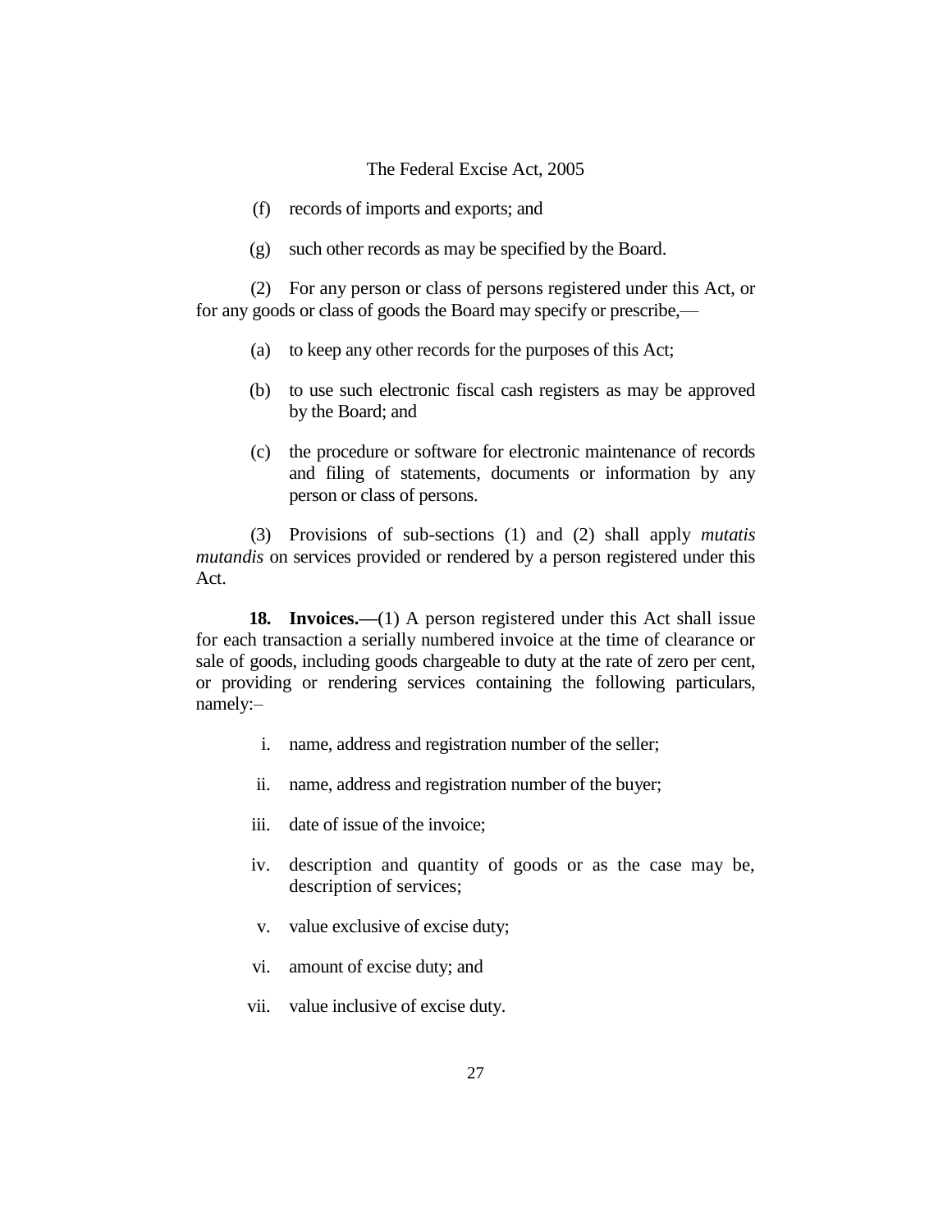(f) records of imports and exports; and

(g) such other records as may be specified by the Board.

(2) For any person or class of persons registered under this Act, or for any goods or class of goods the Board may specify or prescribe,—

(a) to keep any other records for the purposes of this Act;

(b) to use such electronic fiscal cash registers as may be approved by the Board; and

(c) the procedure or software for electronic maintenance of records and filing of statements, documents or information by any person or class of persons.

(3) Provisions of sub-sections (1) and (2) shall apply *mutatis mutandis* on services provided or rendered by a person registered under this Act.

**18. Invoices.—**(1) A person registered under this Act shall issue for each transaction a serially numbered invoice at the time of clearance or sale of goods, including goods chargeable to duty at the rate of zero per cent, or providing or rendering services containing the following particulars, namely:–

i. name, address and registration number of the seller;

ii. name, address and registration number of the buyer;

iii. date of issue of the invoice;

iv. description and quantity of goods or as the case may be, description of services;

v. value exclusive of excise duty;

vi. amount of excise duty; and

vii. value inclusive of excise duty.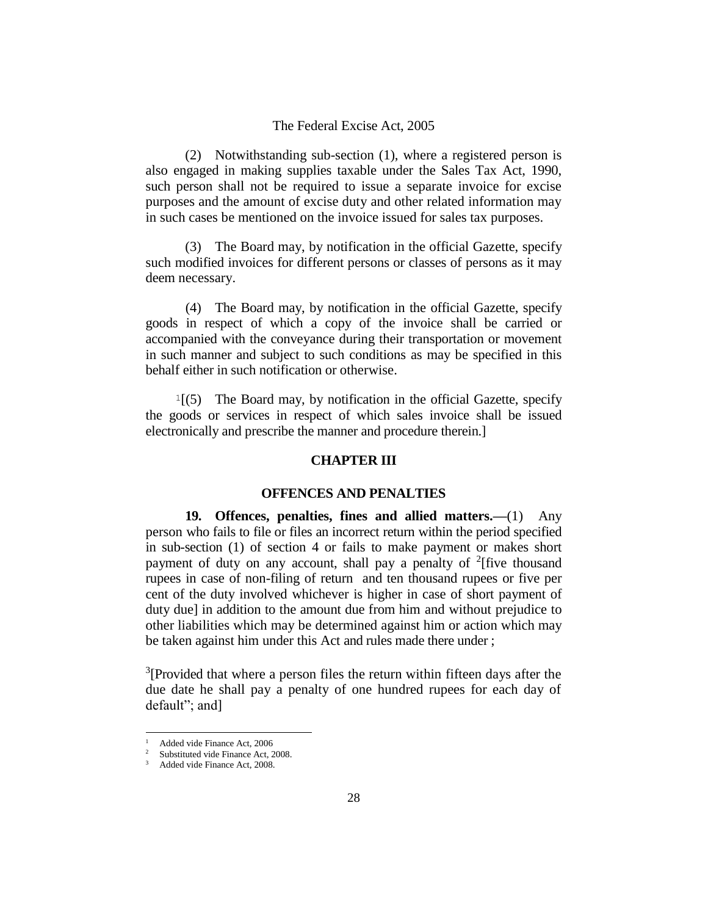(2) Notwithstanding sub-section (1), where a registered person is also engaged in making supplies taxable under the Sales Tax Act, 1990, such person shall not be required to issue a separate invoice for excise purposes and the amount of excise duty and other related information may in such cases be mentioned on the invoice issued for sales tax purposes.

(3) The Board may, by notification in the official Gazette, specify such modified invoices for different persons or classes of persons as it may deem necessary.

(4) The Board may, by notification in the official Gazette, specify goods in respect of which a copy of the invoice shall be carried or accompanied with the conveyance during their transportation or movement in such manner and subject to such conditions as may be specified in this behalf either in such notification or otherwise.

[1][(5) The Board may, by notification in the official Gazette, specify the goods or services in respect of which sales invoice shall be issued electronically and prescribe the manner and procedure therein.]

## CHAPTER III

## OFFENCES AND PENALTIES

**19. Offences, penalties, fines and allied matters.—**(1) Any person who fails to file or files an incorrect return within the period specified in sub-section (1) of section 4 or fails to make payment or makes short payment of duty on any account, shall pay a penalty of [2][five thousand rupees in case of non-filing of return and ten thousand rupees or five per cent of the duty involved whichever is higher in case of short payment of duty due] in addition to the amount due from him and without prejudice to other liabilities which may be determined against him or action which may be taken against him under this Act and rules made there under ;

[3][Provided that where a person files the return within fifteen days after the due date he shall pay a penalty of one hundred rupees for each day of default"; and]

---

[1] Added vide Finance Act, 2006

[2] Substituted vide Finance Act, 2008.

[3] Added vide Finance Act, 2008.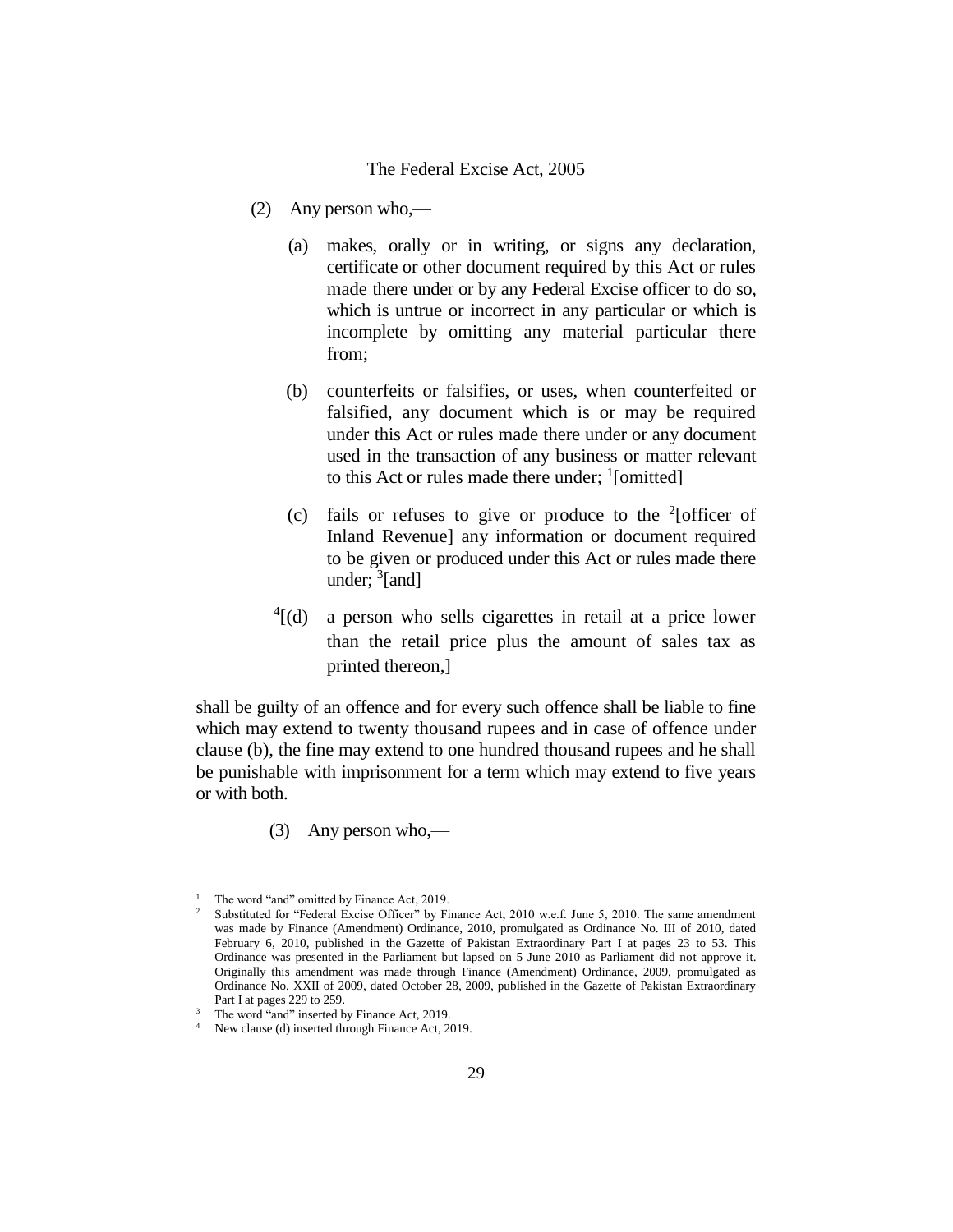(2) Any person who,—

(a) makes, orally or in writing, or signs any declaration, certificate or other document required by this Act or rules made there under or by any Federal Excise officer to do so, which is untrue or incorrect in any particular or which is incomplete by omitting any material particular there from;

(b) counterfeits or falsifies, or uses, when counterfeited or falsified, any document which is or may be required under this Act or rules made there under or any document used in the transaction of any business or matter relevant to this Act or rules made there under; [1][omitted]

(c) fails or refuses to give or produce to the [2][officer of Inland Revenue] any information or document required to be given or produced under this Act or rules made there under; [3][and]

[4][(d) a person who sells cigarettes in retail at a price lower than the retail price plus the amount of sales tax as printed thereon,]

shall be guilty of an offence and for every such offence shall be liable to fine which may extend to twenty thousand rupees and in case of offence under clause (b), the fine may extend to one hundred thousand rupees and he shall be punishable with imprisonment for a term which may extend to five years or with both.

(3) Any person who,—

---

1 The word "and" omitted by Finance Act, 2019.

2 Substituted for "Federal Excise Officer" by Finance Act, 2010 w.e.f. June 5, 2010. The same amendment was made by Finance (Amendment) Ordinance, 2010, promulgated as Ordinance No. III of 2010, dated February 6, 2010, published in the Gazette of Pakistan Extraordinary Part I at pages 23 to 53. This Ordinance was presented in the Parliament but lapsed on 5 June 2010 as Parliament did not approve it. Originally this amendment was made through Finance (Amendment) Ordinance, 2009, promulgated as Ordinance No. XXII of 2009, dated October 28, 2009, published in the Gazette of Pakistan Extraordinary Part I at pages 229 to 259.

3 The word "and" inserted by Finance Act, 2019.

4 New clause (d) inserted through Finance Act, 2019.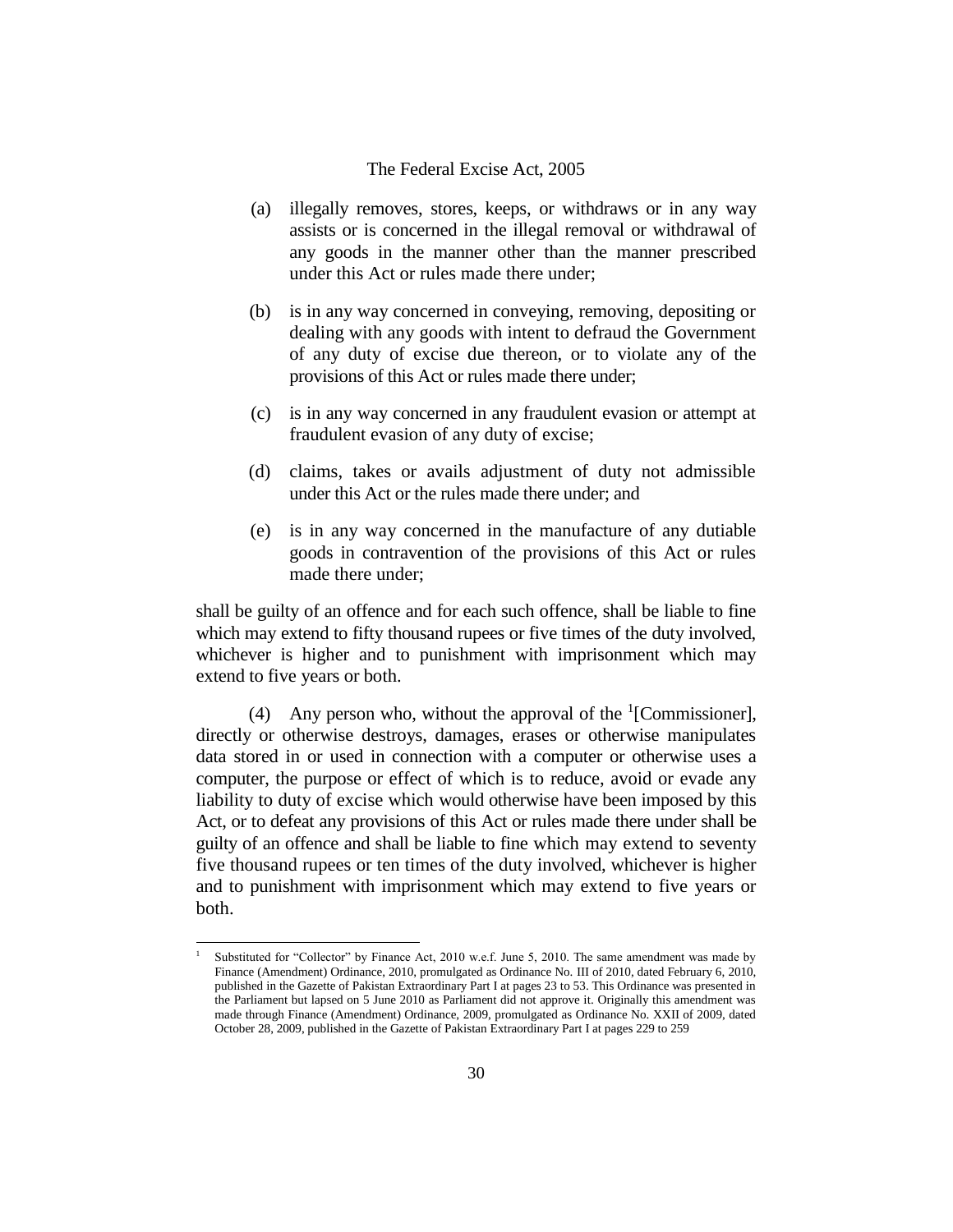(a) illegally removes, stores, keeps, or withdraws or in any way assists or is concerned in the illegal removal or withdrawal of any goods in the manner other than the manner prescribed under this Act or rules made there under;

(b) is in any way concerned in conveying, removing, depositing or dealing with any goods with intent to defraud the Government of any duty of excise due thereon, or to violate any of the provisions of this Act or rules made there under;

(c) is in any way concerned in any fraudulent evasion or attempt at fraudulent evasion of any duty of excise;

(d) claims, takes or avails adjustment of duty not admissible under this Act or the rules made there under; and

(e) is in any way concerned in the manufacture of any dutiable goods in contravention of the provisions of this Act or rules made there under;

shall be guilty of an offence and for each such offence, shall be liable to fine which may extend to fifty thousand rupees or five times of the duty involved, whichever is higher and to punishment with imprisonment which may extend to five years or both.

(4) Any person who, without the approval of the [1][Commissioner], directly or otherwise destroys, damages, erases or otherwise manipulates data stored in or used in connection with a computer or otherwise uses a computer, the purpose or effect of which is to reduce, avoid or evade any liability to duty of excise which would otherwise have been imposed by this Act, or to defeat any provisions of this Act or rules made there under shall be guilty of an offence and shall be liable to fine which may extend to seventy five thousand rupees or ten times of the duty involved, whichever is higher and to punishment with imprisonment which may extend to five years or both.

---

[1] Substituted for "Collector" by Finance Act, 2010 w.e.f. June 5, 2010. The same amendment was made by Finance (Amendment) Ordinance, 2010, promulgated as Ordinance No. III of 2010, dated February 6, 2010, published in the Gazette of Pakistan Extraordinary Part I at pages 23 to 53. This Ordinance was presented in the Parliament but lapsed on 5 June 2010 as Parliament did not approve it. Originally this amendment was made through Finance (Amendment) Ordinance, 2009, promulgated as Ordinance No. XXII of 2009, dated October 28, 2009, published in the Gazette of Pakistan Extraordinary Part I at pages 229 to 259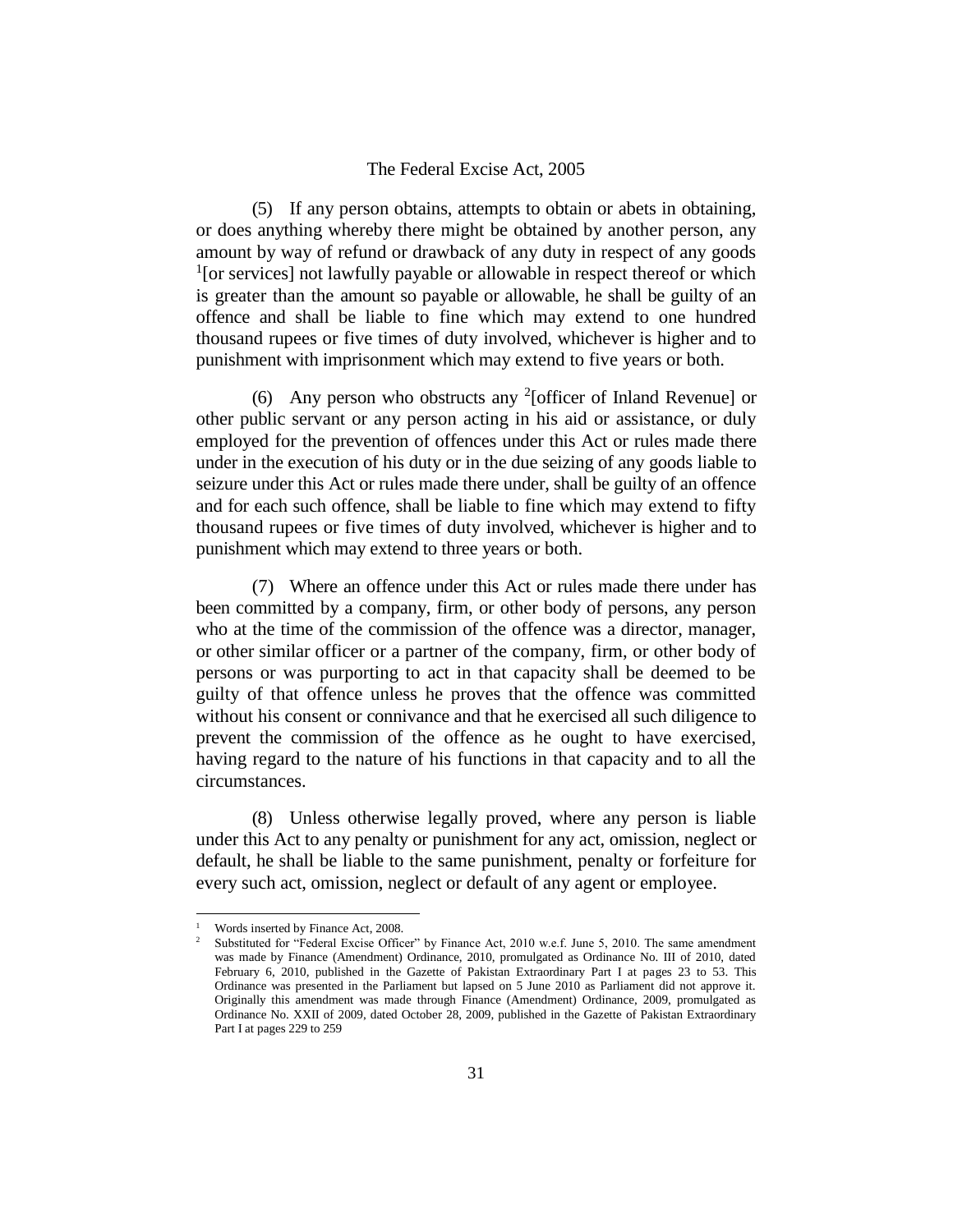(5) If any person obtains, attempts to obtain or abets in obtaining, or does anything whereby there might be obtained by another person, any amount by way of refund or drawback of any duty in respect of any goods [1][or services] not lawfully payable or allowable in respect thereof or which is greater than the amount so payable or allowable, he shall be guilty of an offence and shall be liable to fine which may extend to one hundred thousand rupees or five times of duty involved, whichever is higher and to punishment with imprisonment which may extend to five years or both.

(6) Any person who obstructs any [2][officer of Inland Revenue] or other public servant or any person acting in his aid or assistance, or duly employed for the prevention of offences under this Act or rules made there under in the execution of his duty or in the due seizing of any goods liable to seizure under this Act or rules made there under, shall be guilty of an offence and for each such offence, shall be liable to fine which may extend to fifty thousand rupees or five times of duty involved, whichever is higher and to punishment which may extend to three years or both.

(7) Where an offence under this Act or rules made there under has been committed by a company, firm, or other body of persons, any person who at the time of the commission of the offence was a director, manager, or other similar officer or a partner of the company, firm, or other body of persons or was purporting to act in that capacity shall be deemed to be guilty of that offence unless he proves that the offence was committed without his consent or connivance and that he exercised all such diligence to prevent the commission of the offence as he ought to have exercised, having regard to the nature of his functions in that capacity and to all the circumstances.

(8) Unless otherwise legally proved, where any person is liable under this Act to any penalty or punishment for any act, omission, neglect or default, he shall be liable to the same punishment, penalty or forfeiture for every such act, omission, neglect or default of any agent or employee.

---

[1] Words inserted by Finance Act, 2008.

[2] Substituted for "Federal Excise Officer" by Finance Act, 2010 w.e.f. June 5, 2010. The same amendment was made by Finance (Amendment) Ordinance, 2010, promulgated as Ordinance No. III of 2010, dated February 6, 2010, published in the Gazette of Pakistan Extraordinary Part I at pages 23 to 53. This Ordinance was presented in the Parliament but lapsed on 5 June 2010 as Parliament did not approve it. Originally this amendment was made through Finance (Amendment) Ordinance, 2009, promulgated as Ordinance No. XXII of 2009, dated October 28, 2009, published in the Gazette of Pakistan Extraordinary Part I at pages 229 to 259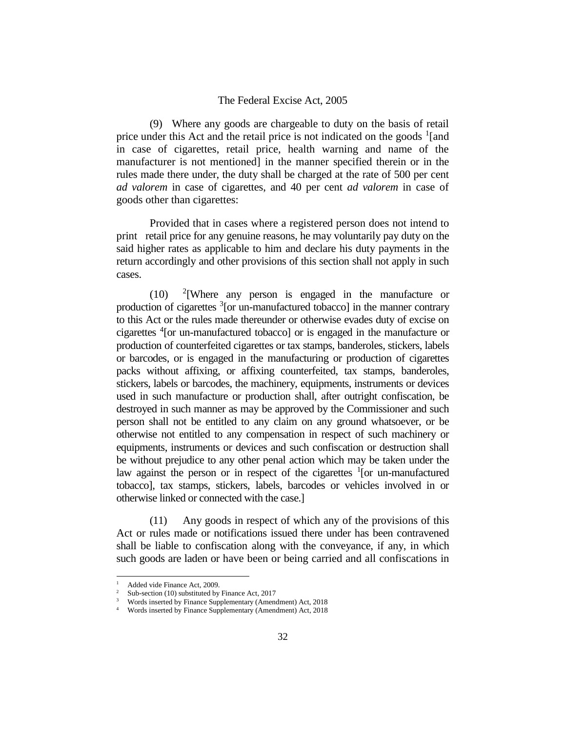(9) Where any goods are chargeable to duty on the basis of retail price under this Act and the retail price is not indicated on the goods [1][and in case of cigarettes, retail price, health warning and name of the manufacturer is not mentioned] in the manner specified therein or in the rules made there under, the duty shall be charged at the rate of 500 per cent *ad valorem* in case of cigarettes, and 40 per cent *ad valorem* in case of goods other than cigarettes:

Provided that in cases where a registered person does not intend to print retail price for any genuine reasons, he may voluntarily pay duty on the said higher rates as applicable to him and declare his duty payments in the return accordingly and other provisions of this section shall not apply in such cases.

(10) [2][Where any person is engaged in the manufacture or production of cigarettes [3][or un-manufactured tobacco] in the manner contrary to this Act or the rules made thereunder or otherwise evades duty of excise on cigarettes [4][or un-manufactured tobacco] or is engaged in the manufacture or production of counterfeited cigarettes or tax stamps, banderoles, stickers, labels or barcodes, or is engaged in the manufacturing or production of cigarettes packs without affixing, or affixing counterfeited, tax stamps, banderoles, stickers, labels or barcodes, the machinery, equipments, instruments or devices used in such manufacture or production shall, after outright confiscation, be destroyed in such manner as may be approved by the Commissioner and such person shall not be entitled to any claim on any ground whatsoever, or be otherwise not entitled to any compensation in respect of such machinery or equipments, instruments or devices and such confiscation or destruction shall be without prejudice to any other penal action which may be taken under the law against the person or in respect of the cigarettes [1][or un-manufactured tobacco], tax stamps, stickers, labels, barcodes or vehicles involved in or otherwise linked or connected with the case.]

(11) Any goods in respect of which any of the provisions of this Act or rules made or notifications issued there under has been contravened shall be liable to confiscation along with the conveyance, if any, in which such goods are laden or have been or being carried and all confiscations in

---

[1] Added vide Finance Act, 2009.
[2] Sub-section (10) substituted by Finance Act, 2017
[3] Words inserted by Finance Supplementary (Amendment) Act, 2018
[4] Words inserted by Finance Supplementary (Amendment) Act, 2018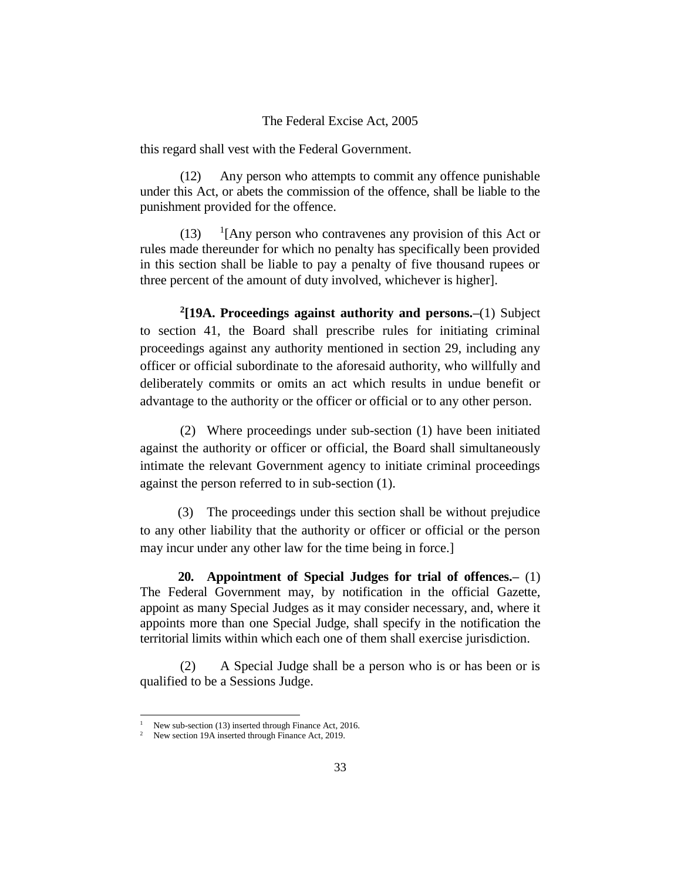this regard shall vest with the Federal Government.

(12) Any person who attempts to commit any offence punishable under this Act, or abets the commission of the offence, shall be liable to the punishment provided for the offence.

(13) [1][Any person who contravenes any provision of this Act or rules made thereunder for which no penalty has specifically been provided in this section shall be liable to pay a penalty of five thousand rupees or three percent of the amount of duty involved, whichever is higher].

**[2][19A. Proceedings against authority and persons.**–(1) Subject to section 41, the Board shall prescribe rules for initiating criminal proceedings against any authority mentioned in section 29, including any officer or official subordinate to the aforesaid authority, who willfully and deliberately commits or omits an act which results in undue benefit or advantage to the authority or the officer or official or to any other person.

(2) Where proceedings under sub-section (1) have been initiated against the authority or officer or official, the Board shall simultaneously intimate the relevant Government agency to initiate criminal proceedings against the person referred to in sub-section (1).

(3) The proceedings under this section shall be without prejudice to any other liability that the authority or officer or official or the person may incur under any other law for the time being in force.]

**20. Appointment of Special Judges for trial of offences.–** (1) The Federal Government may, by notification in the official Gazette, appoint as many Special Judges as it may consider necessary, and, where it appoints more than one Special Judge, shall specify in the notification the territorial limits within which each one of them shall exercise jurisdiction.

(2) A Special Judge shall be a person who is or has been or is qualified to be a Sessions Judge.

---

[1] New sub-section (13) inserted through Finance Act, 2016.

[2] New section 19A inserted through Finance Act, 2019.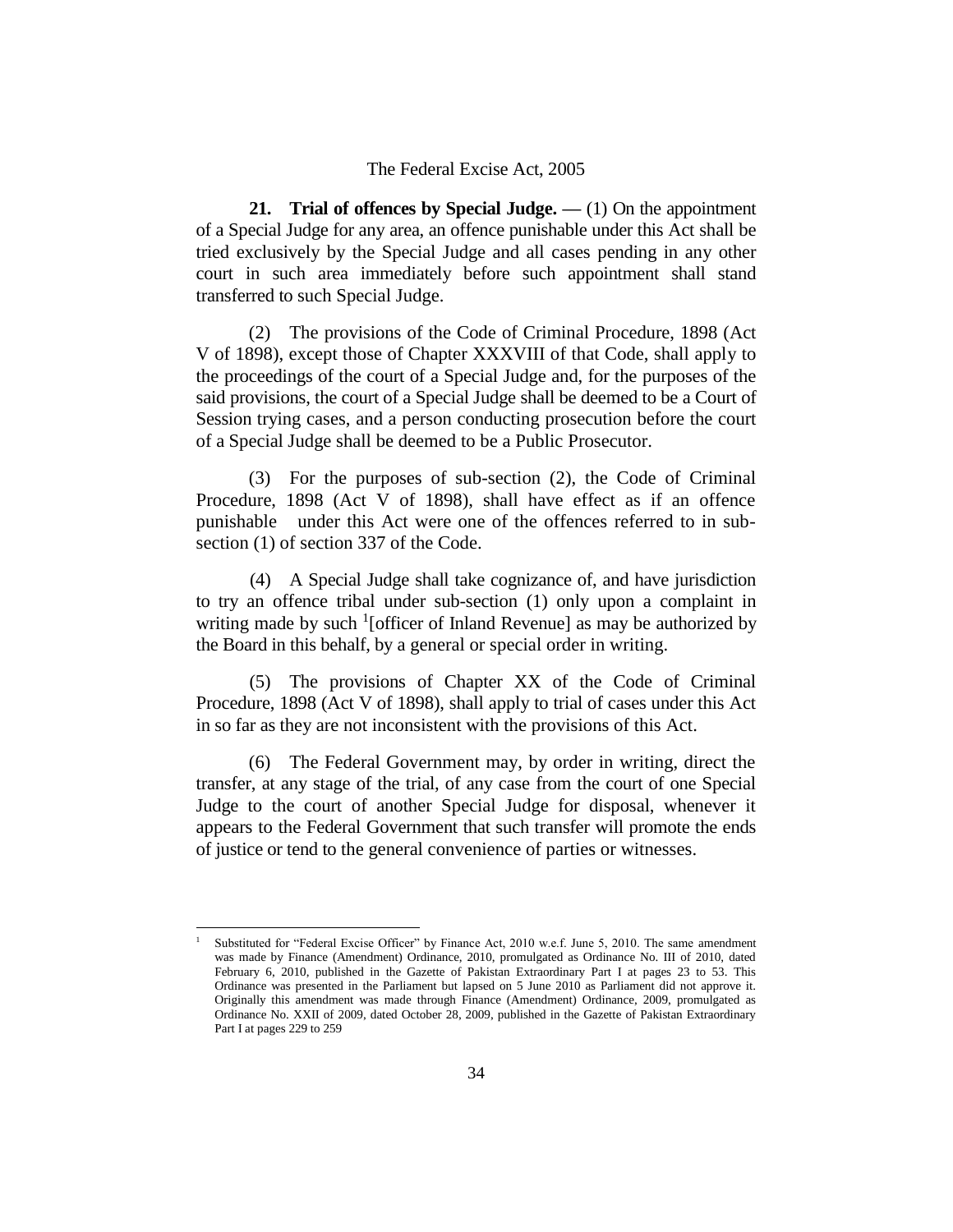**21. Trial of offences by Special Judge. —** (1) On the appointment of a Special Judge for any area, an offence punishable under this Act shall be tried exclusively by the Special Judge and all cases pending in any other court in such area immediately before such appointment shall stand transferred to such Special Judge.

(2) The provisions of the Code of Criminal Procedure, 1898 (Act V of 1898), except those of Chapter XXXVIII of that Code, shall apply to the proceedings of the court of a Special Judge and, for the purposes of the said provisions, the court of a Special Judge shall be deemed to be a Court of Session trying cases, and a person conducting prosecution before the court of a Special Judge shall be deemed to be a Public Prosecutor.

(3) For the purposes of sub-section (2), the Code of Criminal Procedure, 1898 (Act V of 1898), shall have effect as if an offence punishable under this Act were one of the offences referred to in sub-section (1) of section 337 of the Code.

(4) A Special Judge shall take cognizance of, and have jurisdiction to try an offence tribal under sub-section (1) only upon a complaint in writing made by such [1][officer of Inland Revenue] as may be authorized by the Board in this behalf, by a general or special order in writing.

(5) The provisions of Chapter XX of the Code of Criminal Procedure, 1898 (Act V of 1898), shall apply to trial of cases under this Act in so far as they are not inconsistent with the provisions of this Act.

(6) The Federal Government may, by order in writing, direct the transfer, at any stage of the trial, of any case from the court of one Special Judge to the court of another Special Judge for disposal, whenever it appears to the Federal Government that such transfer will promote the ends of justice or tend to the general convenience of parties or witnesses.

---

[1] Substituted for "Federal Excise Officer" by Finance Act, 2010 w.e.f. June 5, 2010. The same amendment was made by Finance (Amendment) Ordinance, 2010, promulgated as Ordinance No. III of 2010, dated February 6, 2010, published in the Gazette of Pakistan Extraordinary Part I at pages 23 to 53. This Ordinance was presented in the Parliament but lapsed on 5 June 2010 as Parliament did not approve it. Originally this amendment was made through Finance (Amendment) Ordinance, 2009, promulgated as Ordinance No. XXII of 2009, dated October 28, 2009, published in the Gazette of Pakistan Extraordinary Part I at pages 229 to 259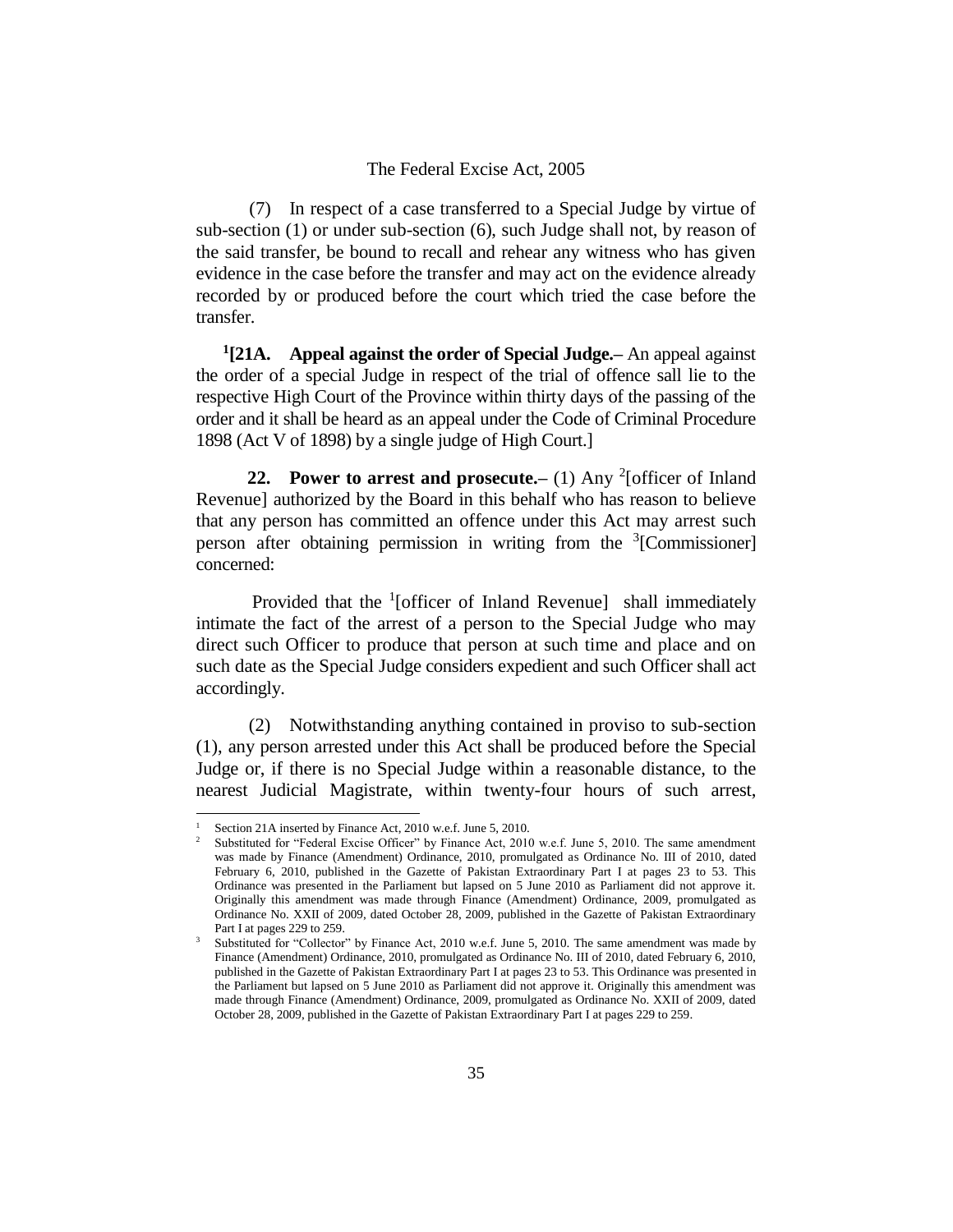(7) In respect of a case transferred to a Special Judge by virtue of sub-section (1) or under sub-section (6), such Judge shall not, by reason of the said transfer, be bound to recall and rehear any witness who has given evidence in the case before the transfer and may act on the evidence already recorded by or produced before the court which tried the case before the transfer.

[1]**[21A. Appeal against the order of Special Judge.–** An appeal against the order of a special Judge in respect of the trial of offence sall lie to the respective High Court of the Province within thirty days of the passing of the order and it shall be heard as an appeal under the Code of Criminal Procedure 1898 (Act V of 1898) by a single judge of High Court.]

**22. Power to arrest and prosecute.–** (1) Any [2][officer of Inland Revenue] authorized by the Board in this behalf who has reason to believe that any person has committed an offence under this Act may arrest such person after obtaining permission in writing from the [3][Commissioner] concerned:

Provided that the [1][officer of Inland Revenue] shall immediately intimate the fact of the arrest of a person to the Special Judge who may direct such Officer to produce that person at such time and place and on such date as the Special Judge considers expedient and such Officer shall act accordingly.

(2) Notwithstanding anything contained in proviso to sub-section (1), any person arrested under this Act shall be produced before the Special Judge or, if there is no Special Judge within a reasonable distance, to the nearest Judicial Magistrate, within twenty-four hours of such arrest,

---

1 Section 21A inserted by Finance Act, 2010 w.e.f. June 5, 2010.

2 Substituted for "Federal Excise Officer" by Finance Act, 2010 w.e.f. June 5, 2010. The same amendment was made by Finance (Amendment) Ordinance, 2010, promulgated as Ordinance No. III of 2010, dated February 6, 2010, published in the Gazette of Pakistan Extraordinary Part I at pages 23 to 53. This Ordinance was presented in the Parliament but lapsed on 5 June 2010 as Parliament did not approve it. Originally this amendment was made through Finance (Amendment) Ordinance, 2009, promulgated as Ordinance No. XXII of 2009, dated October 28, 2009, published in the Gazette of Pakistan Extraordinary Part I at pages 229 to 259.

3 Substituted for "Collector" by Finance Act, 2010 w.e.f. June 5, 2010. The same amendment was made by Finance (Amendment) Ordinance, 2010, promulgated as Ordinance No. III of 2010, dated February 6, 2010, published in the Gazette of Pakistan Extraordinary Part I at pages 23 to 53. This Ordinance was presented in the Parliament but lapsed on 5 June 2010 as Parliament did not approve it. Originally this amendment was made through Finance (Amendment) Ordinance, 2009, promulgated as Ordinance No. XXII of 2009, dated October 28, 2009, published in the Gazette of Pakistan Extraordinary Part I at pages 229 to 259.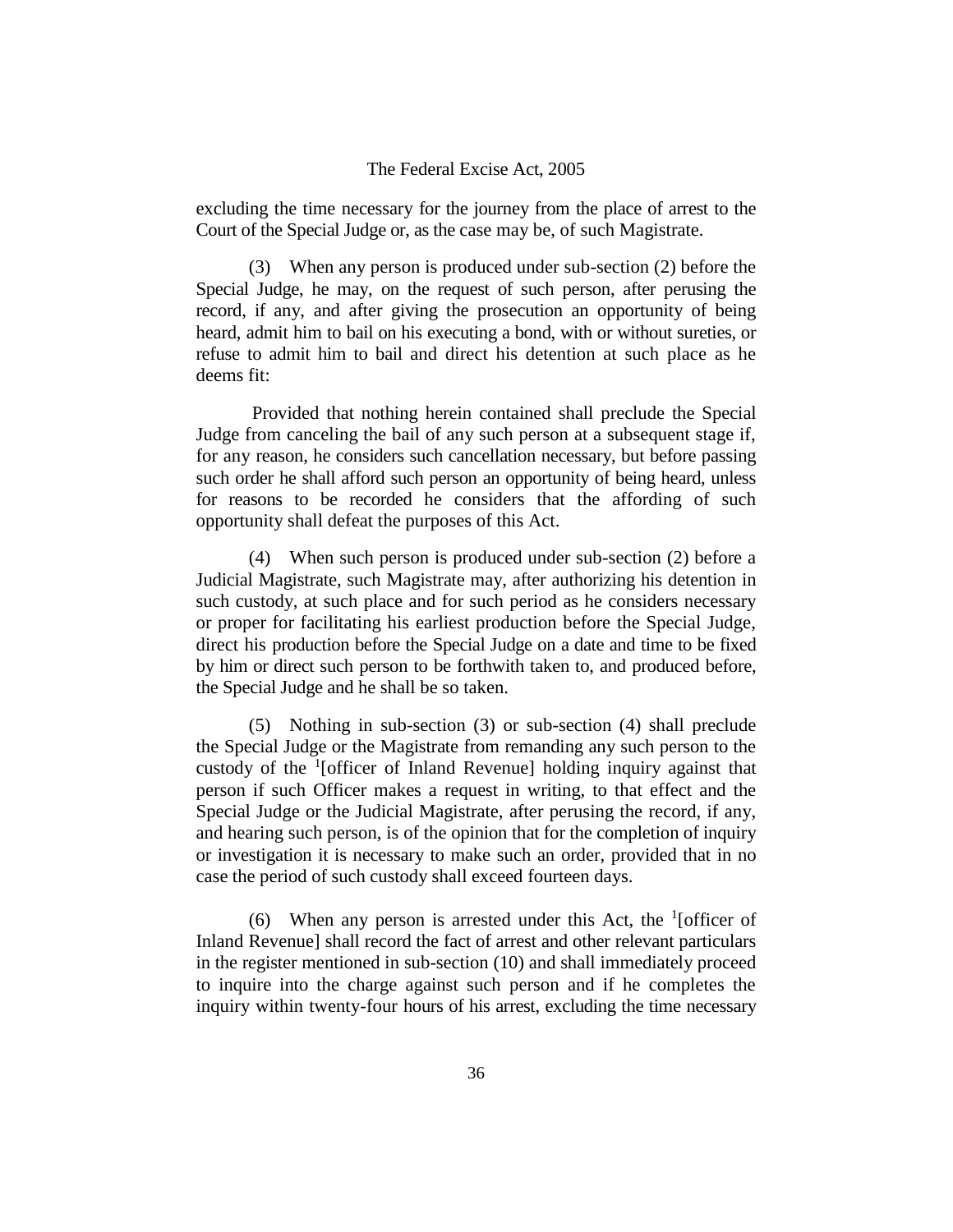excluding the time necessary for the journey from the place of arrest to the Court of the Special Judge or, as the case may be, of such Magistrate.

(3) When any person is produced under sub-section (2) before the Special Judge, he may, on the request of such person, after perusing the record, if any, and after giving the prosecution an opportunity of being heard, admit him to bail on his executing a bond, with or without sureties, or refuse to admit him to bail and direct his detention at such place as he deems fit:

Provided that nothing herein contained shall preclude the Special Judge from canceling the bail of any such person at a subsequent stage if, for any reason, he considers such cancellation necessary, but before passing such order he shall afford such person an opportunity of being heard, unless for reasons to be recorded he considers that the affording of such opportunity shall defeat the purposes of this Act.

(4) When such person is produced under sub-section (2) before a Judicial Magistrate, such Magistrate may, after authorizing his detention in such custody, at such place and for such period as he considers necessary or proper for facilitating his earliest production before the Special Judge, direct his production before the Special Judge on a date and time to be fixed by him or direct such person to be forthwith taken to, and produced before, the Special Judge and he shall be so taken.

(5) Nothing in sub-section (3) or sub-section (4) shall preclude the Special Judge or the Magistrate from remanding any such person to the custody of the [1][officer of Inland Revenue] holding inquiry against that person if such Officer makes a request in writing, to that effect and the Special Judge or the Judicial Magistrate, after perusing the record, if any, and hearing such person, is of the opinion that for the completion of inquiry or investigation it is necessary to make such an order, provided that in no case the period of such custody shall exceed fourteen days.

(6) When any person is arrested under this Act, the [1][officer of Inland Revenue] shall record the fact of arrest and other relevant particulars in the register mentioned in sub-section (10) and shall immediately proceed to inquire into the charge against such person and if he completes the inquiry within twenty-four hours of his arrest, excluding the time necessary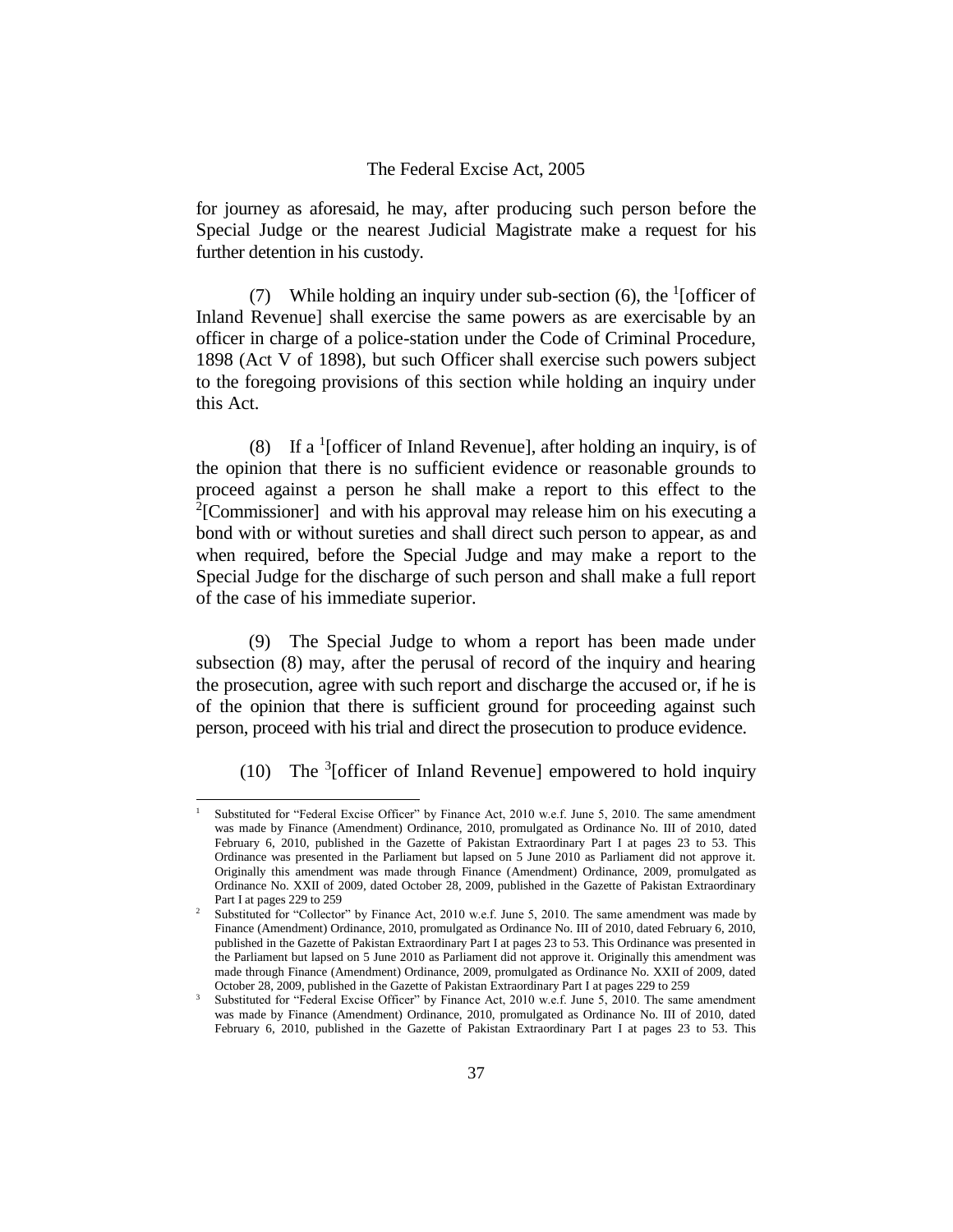for journey as aforesaid, he may, after producing such person before the Special Judge or the nearest Judicial Magistrate make a request for his further detention in his custody.

(7) While holding an inquiry under sub-section (6), the [1][officer of Inland Revenue] shall exercise the same powers as are exercisable by an officer in charge of a police-station under the Code of Criminal Procedure, 1898 (Act V of 1898), but such Officer shall exercise such powers subject to the foregoing provisions of this section while holding an inquiry under this Act.

(8) If a [1][officer of Inland Revenue], after holding an inquiry, is of the opinion that there is no sufficient evidence or reasonable grounds to proceed against a person he shall make a report to this effect to the [2][Commissioner] and with his approval may release him on his executing a bond with or without sureties and shall direct such person to appear, as and when required, before the Special Judge and may make a report to the Special Judge for the discharge of such person and shall make a full report of the case of his immediate superior.

(9) The Special Judge to whom a report has been made under subsection (8) may, after the perusal of record of the inquiry and hearing the prosecution, agree with such report and discharge the accused or, if he is of the opinion that there is sufficient ground for proceeding against such person, proceed with his trial and direct the prosecution to produce evidence.

(10) The [3][officer of Inland Revenue] empowered to hold inquiry

---

[1] Substituted for "Federal Excise Officer" by Finance Act, 2010 w.e.f. June 5, 2010. The same amendment was made by Finance (Amendment) Ordinance, 2010, promulgated as Ordinance No. III of 2010, dated February 6, 2010, published in the Gazette of Pakistan Extraordinary Part I at pages 23 to 53. This Ordinance was presented in the Parliament but lapsed on 5 June 2010 as Parliament did not approve it. Originally this amendment was made through Finance (Amendment) Ordinance, 2009, promulgated as Ordinance No. XXII of 2009, dated October 28, 2009, published in the Gazette of Pakistan Extraordinary Part I at pages 229 to 259

[2] Substituted for "Collector" by Finance Act, 2010 w.e.f. June 5, 2010. The same amendment was made by Finance (Amendment) Ordinance, 2010, promulgated as Ordinance No. III of 2010, dated February 6, 2010, published in the Gazette of Pakistan Extraordinary Part I at pages 23 to 53. This Ordinance was presented in the Parliament but lapsed on 5 June 2010 as Parliament did not approve it. Originally this amendment was made through Finance (Amendment) Ordinance, 2009, promulgated as Ordinance No. XXII of 2009, dated October 28, 2009, published in the Gazette of Pakistan Extraordinary Part I at pages 229 to 259

[3] Substituted for "Federal Excise Officer" by Finance Act, 2010 w.e.f. June 5, 2010. The same amendment was made by Finance (Amendment) Ordinance, 2010, promulgated as Ordinance No. III of 2010, dated February 6, 2010, published in the Gazette of Pakistan Extraordinary Part I at pages 23 to 53. This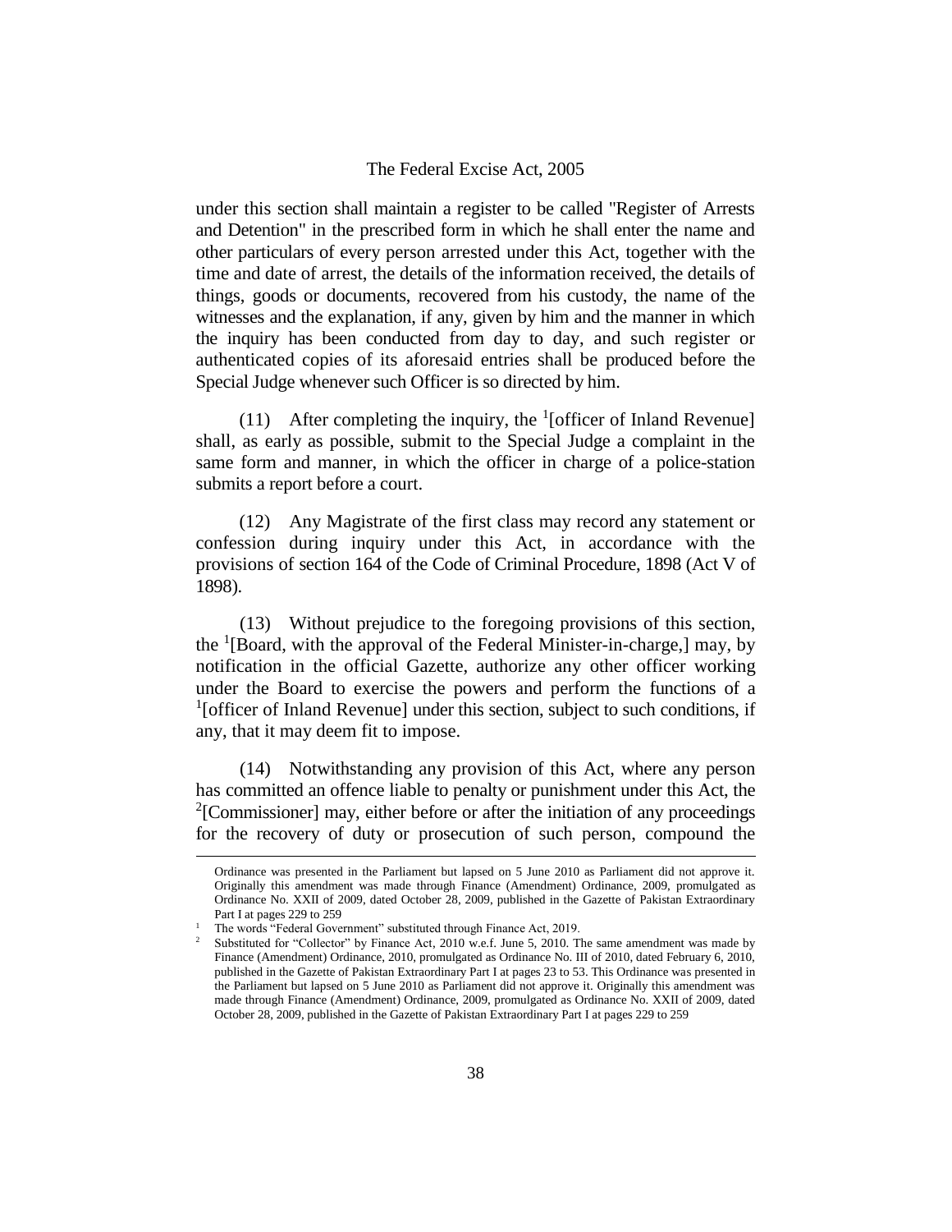under this section shall maintain a register to be called "Register of Arrests and Detention" in the prescribed form in which he shall enter the name and other particulars of every person arrested under this Act, together with the time and date of arrest, the details of the information received, the details of things, goods or documents, recovered from his custody, the name of the witnesses and the explanation, if any, given by him and the manner in which the inquiry has been conducted from day to day, and such register or authenticated copies of its aforesaid entries shall be produced before the Special Judge whenever such Officer is so directed by him.

(11) After completing the inquiry, the [1][officer of Inland Revenue] shall, as early as possible, submit to the Special Judge a complaint in the same form and manner, in which the officer in charge of a police-station submits a report before a court.

(12) Any Magistrate of the first class may record any statement or confession during inquiry under this Act, in accordance with the provisions of section 164 of the Code of Criminal Procedure, 1898 (Act V of 1898).

(13) Without prejudice to the foregoing provisions of this section, the [1][Board, with the approval of the Federal Minister-in-charge,] may, by notification in the official Gazette, authorize any other officer working under the Board to exercise the powers and perform the functions of a [1][officer of Inland Revenue] under this section, subject to such conditions, if any, that it may deem fit to impose.

(14) Notwithstanding any provision of this Act, where any person has committed an offence liable to penalty or punishment under this Act, the [2][Commissioner] may, either before or after the initiation of any proceedings for the recovery of duty or prosecution of such person, compound the

---

Ordinance was presented in the Parliament but lapsed on 5 June 2010 as Parliament did not approve it. Originally this amendment was made through Finance (Amendment) Ordinance, 2009, promulgated as Ordinance No. XXII of 2009, dated October 28, 2009, published in the Gazette of Pakistan Extraordinary Part I at pages 229 to 259

[1] The words "Federal Government" substituted through Finance Act, 2019.

[2] Substituted for "Collector" by Finance Act, 2010 w.e.f. June 5, 2010. The same amendment was made by Finance (Amendment) Ordinance, 2010, promulgated as Ordinance No. III of 2010, dated February 6, 2010, published in the Gazette of Pakistan Extraordinary Part I at pages 23 to 53. This Ordinance was presented in the Parliament but lapsed on 5 June 2010 as Parliament did not approve it. Originally this amendment was made through Finance (Amendment) Ordinance, 2009, promulgated as Ordinance No. XXII of 2009, dated October 28, 2009, published in the Gazette of Pakistan Extraordinary Part I at pages 229 to 259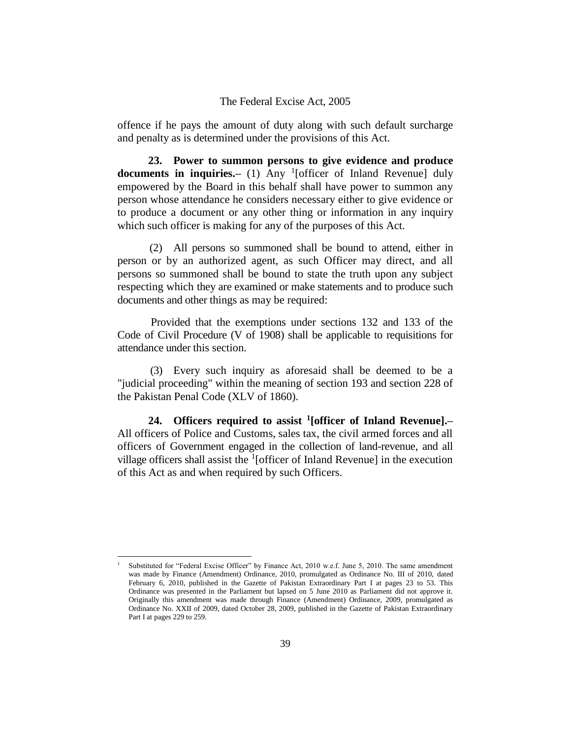offence if he pays the amount of duty along with such default surcharge and penalty as is determined under the provisions of this Act.

**23. Power to summon persons to give evidence and produce documents in inquiries.–** (1) Any [1][officer of Inland Revenue] duly empowered by the Board in this behalf shall have power to summon any person whose attendance he considers necessary either to give evidence or to produce a document or any other thing or information in any inquiry which such officer is making for any of the purposes of this Act.

(2) All persons so summoned shall be bound to attend, either in person or by an authorized agent, as such Officer may direct, and all persons so summoned shall be bound to state the truth upon any subject respecting which they are examined or make statements and to produce such documents and other things as may be required:

Provided that the exemptions under sections 132 and 133 of the Code of Civil Procedure (V of 1908) shall be applicable to requisitions for attendance under this section.

(3) Every such inquiry as aforesaid shall be deemed to be a "judicial proceeding" within the meaning of section 193 and section 228 of the Pakistan Penal Code (XLV of 1860).

**24. Officers required to assist [1][officer of Inland Revenue].–** All officers of Police and Customs, sales tax, the civil armed forces and all officers of Government engaged in the collection of land-revenue, and all village officers shall assist the [1][officer of Inland Revenue] in the execution of this Act as and when required by such Officers.

---

[1] Substituted for "Federal Excise Officer" by Finance Act, 2010 w.e.f. June 5, 2010. The same amendment was made by Finance (Amendment) Ordinance, 2010, promulgated as Ordinance No. III of 2010, dated February 6, 2010, published in the Gazette of Pakistan Extraordinary Part I at pages 23 to 53. This Ordinance was presented in the Parliament but lapsed on 5 June 2010 as Parliament did not approve it. Originally this amendment was made through Finance (Amendment) Ordinance, 2009, promulgated as Ordinance No. XXII of 2009, dated October 28, 2009, published in the Gazette of Pakistan Extraordinary Part I at pages 229 to 259.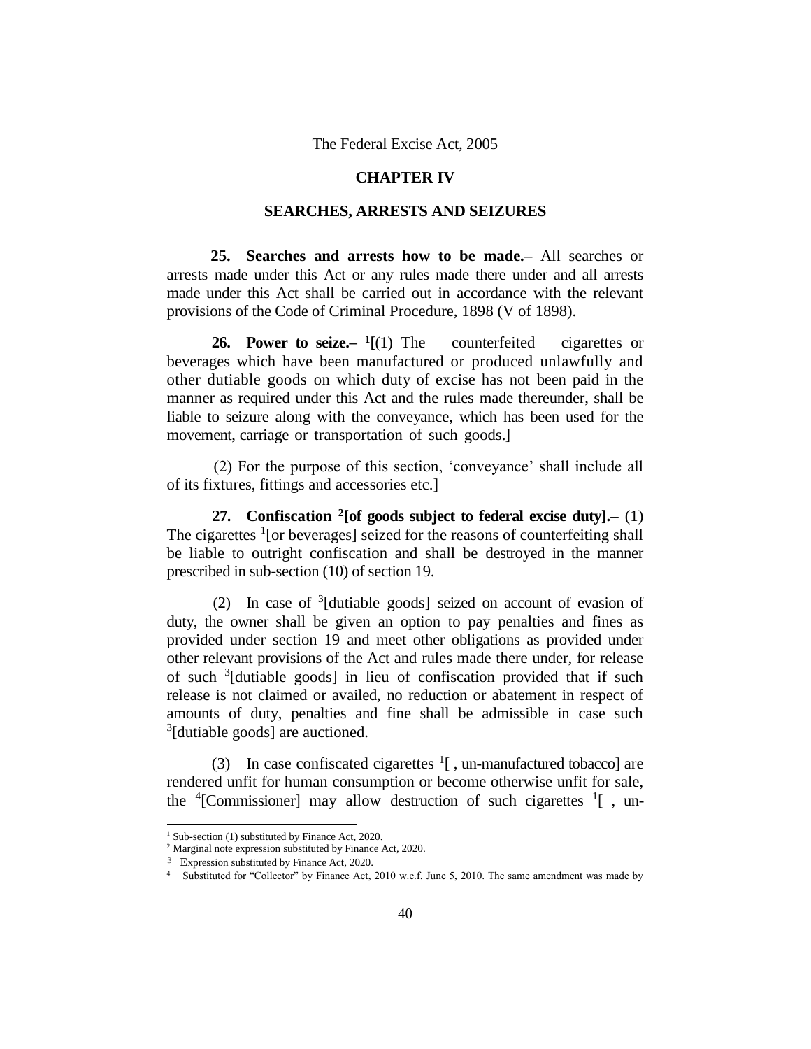## CHAPTER IV

## SEARCHES, ARRESTS AND SEIZURES

**25. Searches and arrests how to be made.–** All searches or arrests made under this Act or any rules made there under and all arrests made under this Act shall be carried out in accordance with the relevant provisions of the Code of Criminal Procedure, 1898 (V of 1898).

**26. Power to seize.–** [1][(1) The counterfeited cigarettes or beverages which have been manufactured or produced unlawfully and other dutiable goods on which duty of excise has not been paid in the manner as required under this Act and the rules made thereunder, shall be liable to seizure along with the conveyance, which has been used for the movement, carriage or transportation of such goods.]

(2) For the purpose of this section, 'conveyance' shall include all of its fixtures, fittings and accessories etc.]

**27. Confiscation [2][of goods subject to federal excise duty].–** (1) The cigarettes [1][or beverages] seized for the reasons of counterfeiting shall be liable to outright confiscation and shall be destroyed in the manner prescribed in sub-section (10) of section 19.

(2) In case of [3][dutiable goods] seized on account of evasion of duty, the owner shall be given an option to pay penalties and fines as provided under section 19 and meet other obligations as provided under other relevant provisions of the Act and rules made there under, for release of such [3][dutiable goods] in lieu of confiscation provided that if such release is not claimed or availed, no reduction or abatement in respect of amounts of duty, penalties and fine shall be admissible in case such [3][dutiable goods] are auctioned.

(3) In case confiscated cigarettes [1][ , un-manufactured tobacco] are rendered unfit for human consumption or become otherwise unfit for sale, the [4][Commissioner] may allow destruction of such cigarettes [1][ , un-

---

[1] Sub-section (1) substituted by Finance Act, 2020.

[2] Marginal note expression substituted by Finance Act, 2020.

[3] Expression substituted by Finance Act, 2020.

[4] Substituted for "Collector" by Finance Act, 2010 w.e.f. June 5, 2010. The same amendment was made by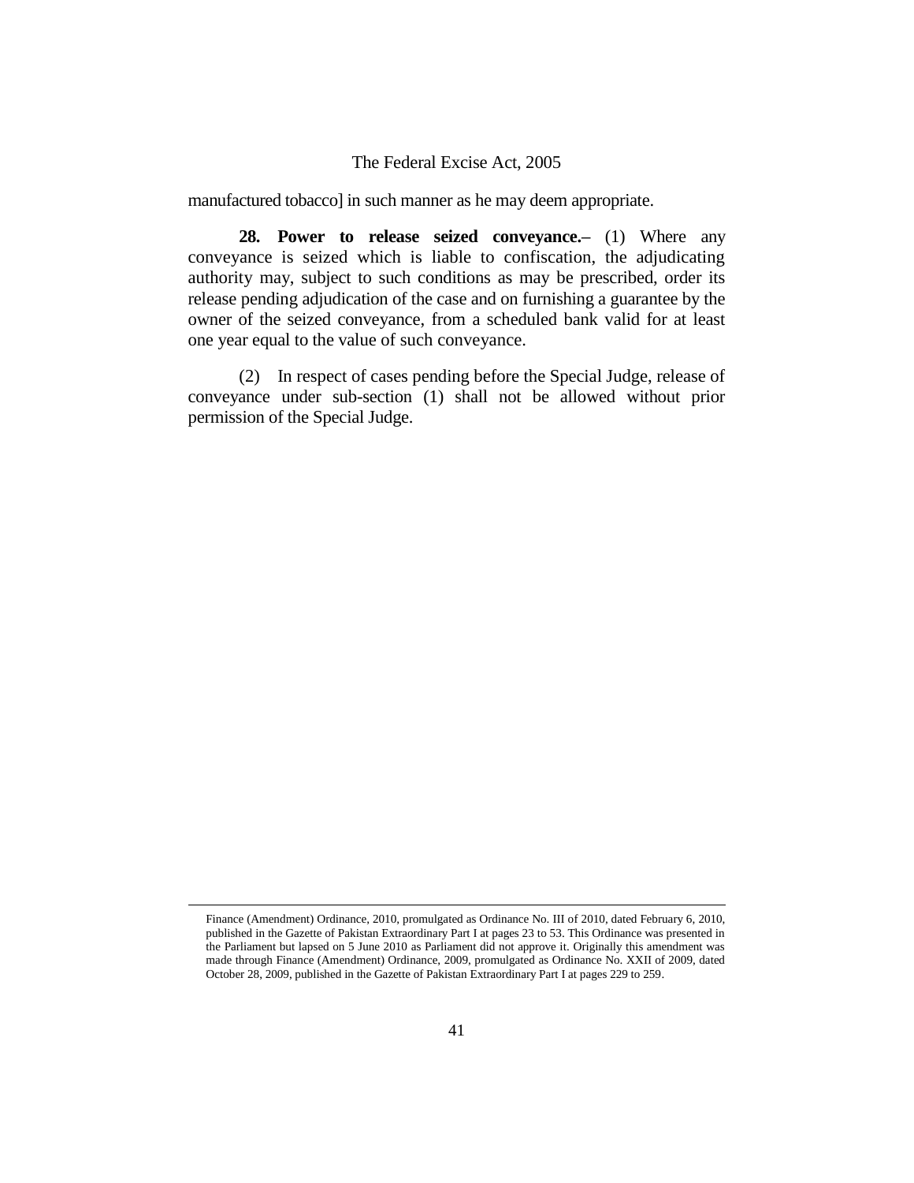manufactured tobacco] in such manner as he may deem appropriate.

**28. Power to release seized conveyance.–** (1) Where any conveyance is seized which is liable to confiscation, the adjudicating authority may, subject to such conditions as may be prescribed, order its release pending adjudication of the case and on furnishing a guarantee by the owner of the seized conveyance, from a scheduled bank valid for at least one year equal to the value of such conveyance.

(2) In respect of cases pending before the Special Judge, release of conveyance under sub-section (1) shall not be allowed without prior permission of the Special Judge.

---

Finance (Amendment) Ordinance, 2010, promulgated as Ordinance No. III of 2010, dated February 6, 2010, published in the Gazette of Pakistan Extraordinary Part I at pages 23 to 53. This Ordinance was presented in the Parliament but lapsed on 5 June 2010 as Parliament did not approve it. Originally this amendment was made through Finance (Amendment) Ordinance, 2009, promulgated as Ordinance No. XXII of 2009, dated October 28, 2009, published in the Gazette of Pakistan Extraordinary Part I at pages 229 to 259.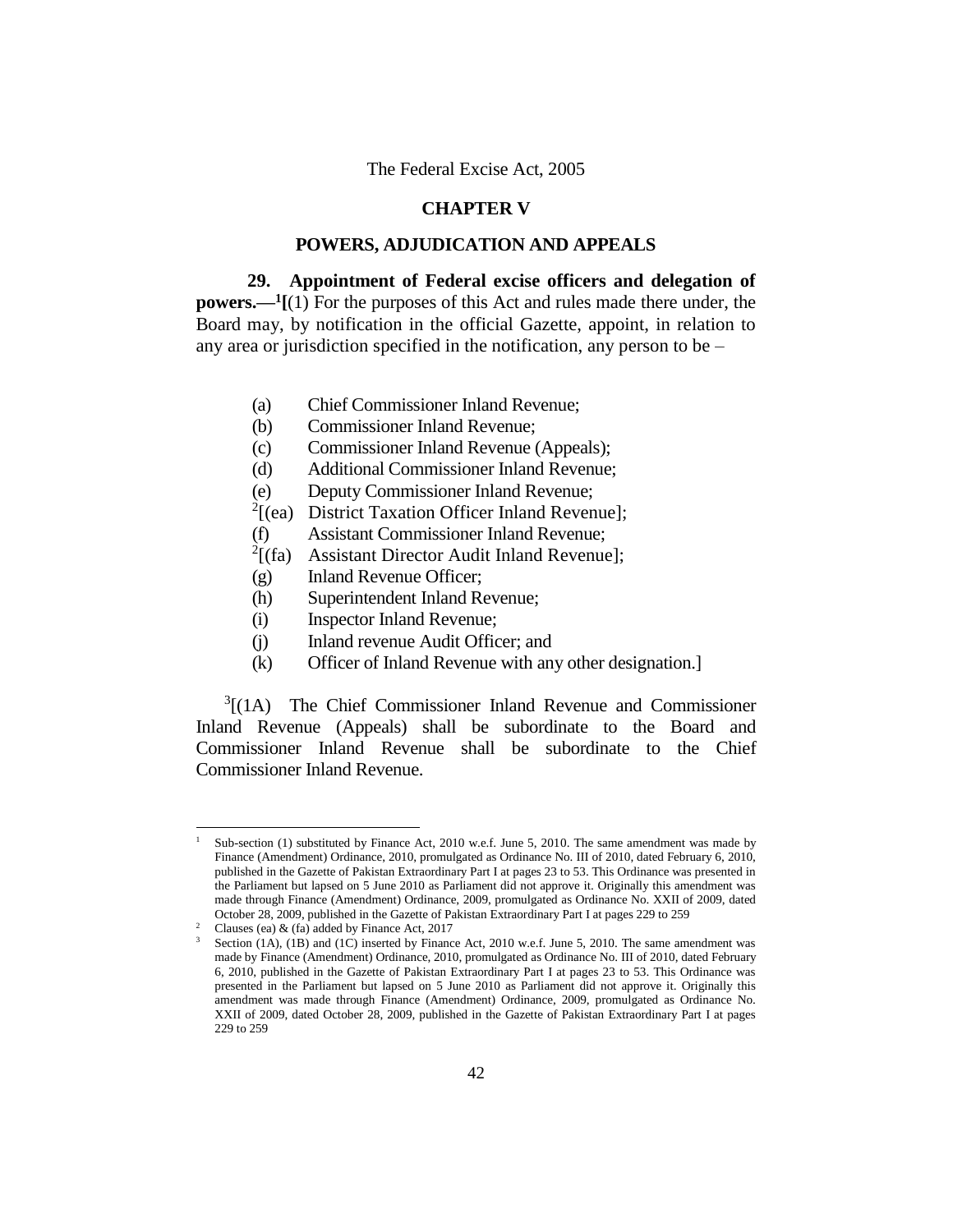The Federal Excise Act, 2005

## CHAPTER V

## POWERS, ADJUDICATION AND APPEALS

**29. Appointment of Federal excise officers and delegation of powers.—**[1][(1) For the purposes of this Act and rules made there under, the Board may, by notification in the official Gazette, appoint, in relation to any area or jurisdiction specified in the notification, any person to be –

(a) Chief Commissioner Inland Revenue;

(b) Commissioner Inland Revenue;

(c) Commissioner Inland Revenue (Appeals);

(d) Additional Commissioner Inland Revenue;

(e) Deputy Commissioner Inland Revenue;

[2][(ea) District Taxation Officer Inland Revenue];

(f) Assistant Commissioner Inland Revenue;

[2][(fa) Assistant Director Audit Inland Revenue];

(g) Inland Revenue Officer;

(h) Superintendent Inland Revenue;

(i) Inspector Inland Revenue;

(j) Inland revenue Audit Officer; and

(k) Officer of Inland Revenue with any other designation.]

[3][(1A) The Chief Commissioner Inland Revenue and Commissioner Inland Revenue (Appeals) shall be subordinate to the Board and Commissioner Inland Revenue shall be subordinate to the Chief Commissioner Inland Revenue.

---

[1] Sub-section (1) substituted by Finance Act, 2010 w.e.f. June 5, 2010. The same amendment was made by Finance (Amendment) Ordinance, 2010, promulgated as Ordinance No. III of 2010, dated February 6, 2010, published in the Gazette of Pakistan Extraordinary Part I at pages 23 to 53. This Ordinance was presented in the Parliament but lapsed on 5 June 2010 as Parliament did not approve it. Originally this amendment was made through Finance (Amendment) Ordinance, 2009, promulgated as Ordinance No. XXII of 2009, dated October 28, 2009, published in the Gazette of Pakistan Extraordinary Part I at pages 229 to 259

[2] Clauses (ea) & (fa) added by Finance Act, 2017

[3] Section (1A), (1B) and (1C) inserted by Finance Act, 2010 w.e.f. June 5, 2010. The same amendment was made by Finance (Amendment) Ordinance, 2010, promulgated as Ordinance No. III of 2010, dated February 6, 2010, published in the Gazette of Pakistan Extraordinary Part I at pages 23 to 53. This Ordinance was presented in the Parliament but lapsed on 5 June 2010 as Parliament did not approve it. Originally this amendment was made through Finance (Amendment) Ordinance, 2009, promulgated as Ordinance No. XXII of 2009, dated October 28, 2009, published in the Gazette of Pakistan Extraordinary Part I at pages 229 to 259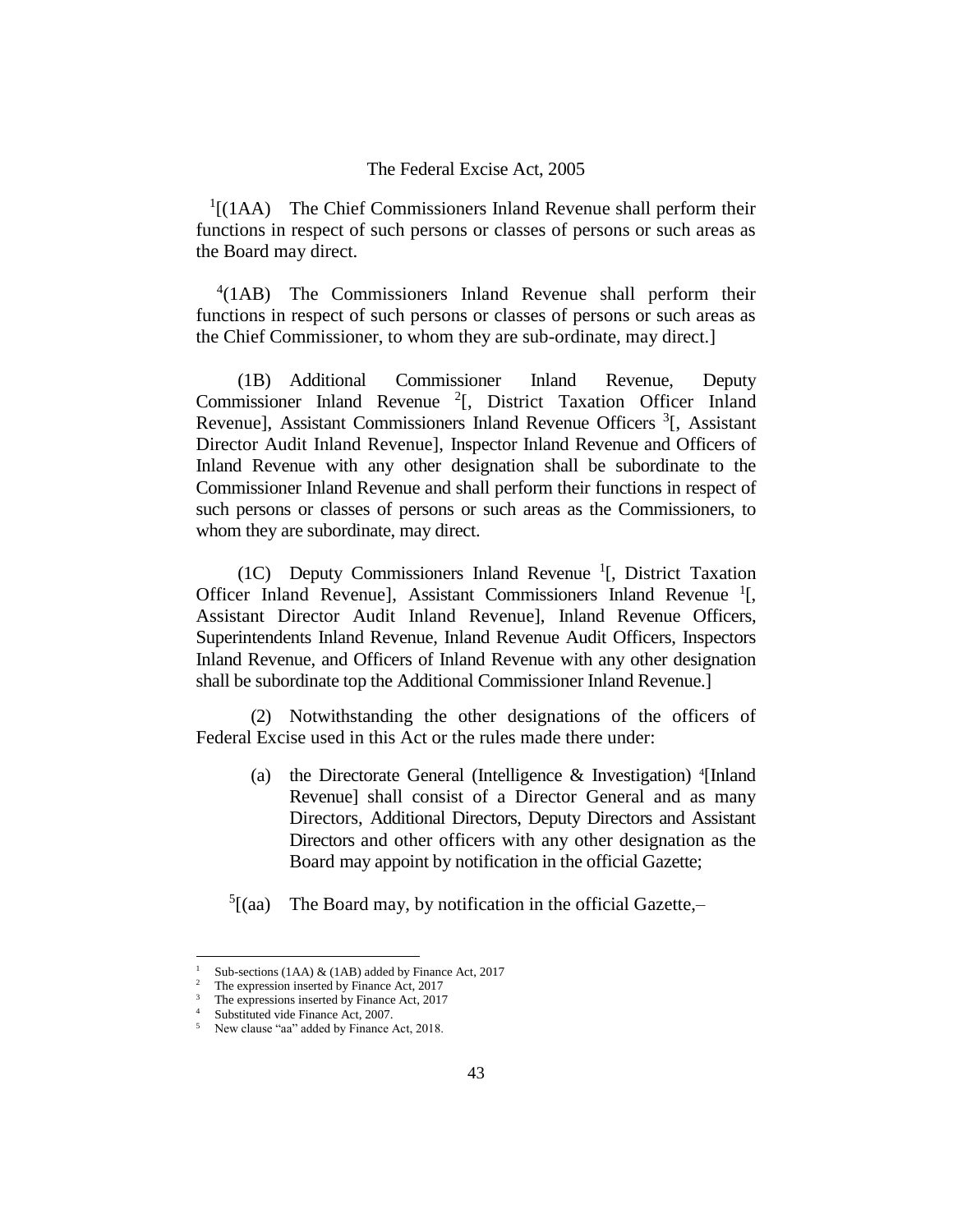[1][(1AA) The Chief Commissioners Inland Revenue shall perform their functions in respect of such persons or classes of persons or such areas as the Board may direct.

[4](1AB) The Commissioners Inland Revenue shall perform their functions in respect of such persons or classes of persons or such areas as the Chief Commissioner, to whom they are sub-ordinate, may direct.]

(1B) Additional Commissioner Inland Revenue, Deputy Commissioner Inland Revenue [2][, District Taxation Officer Inland Revenue], Assistant Commissioners Inland Revenue Officers [3][, Assistant Director Audit Inland Revenue], Inspector Inland Revenue and Officers of Inland Revenue with any other designation shall be subordinate to the Commissioner Inland Revenue and shall perform their functions in respect of such persons or classes of persons or such areas as the Commissioners, to whom they are subordinate, may direct.

(1C) Deputy Commissioners Inland Revenue [1][, District Taxation Officer Inland Revenue], Assistant Commissioners Inland Revenue [1][, Assistant Director Audit Inland Revenue], Inland Revenue Officers, Superintendents Inland Revenue, Inland Revenue Audit Officers, Inspectors Inland Revenue, and Officers of Inland Revenue with any other designation shall be subordinate top the Additional Commissioner Inland Revenue.]

(2) Notwithstanding the other designations of the officers of Federal Excise used in this Act or the rules made there under:

(a) the Directorate General (Intelligence & Investigation) [4][Inland Revenue] shall consist of a Director General and as many Directors, Additional Directors, Deputy Directors and Assistant Directors and other officers with any other designation as the Board may appoint by notification in the official Gazette;

[5][(aa) The Board may, by notification in the official Gazette,–

---

[1] Sub-sections (1AA) & (1AB) added by Finance Act, 2017

[2] The expression inserted by Finance Act, 2017

[3] The expressions inserted by Finance Act, 2017

[4] Substituted vide Finance Act, 2007.

[5] New clause "aa" added by Finance Act, 2018.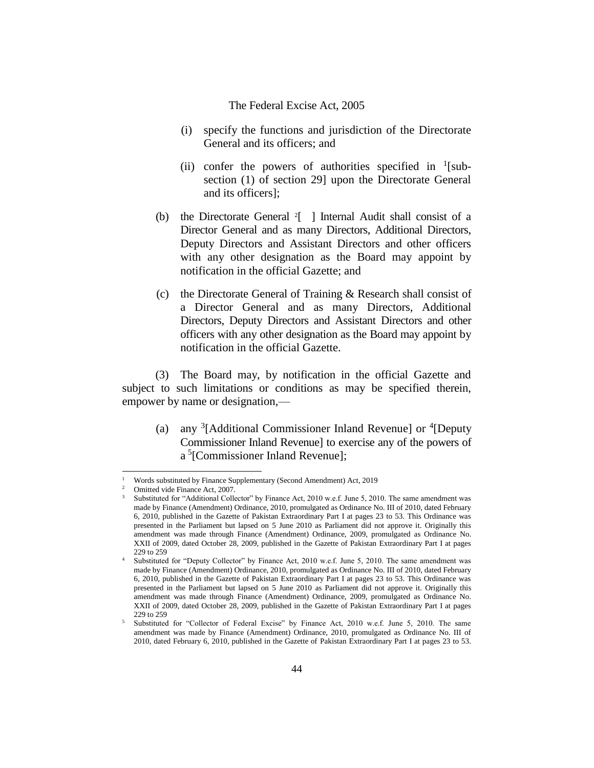(i) specify the functions and jurisdiction of the Directorate General and its officers; and

(ii) confer the powers of authorities specified in [1][sub-section (1) of section 29] upon the Directorate General and its officers];

(b) the Directorate General [2][ ] Internal Audit shall consist of a Director General and as many Directors, Additional Directors, Deputy Directors and Assistant Directors and other officers with any other designation as the Board may appoint by notification in the official Gazette; and

(c) the Directorate General of Training & Research shall consist of a Director General and as many Directors, Additional Directors, Deputy Directors and Assistant Directors and other officers with any other designation as the Board may appoint by notification in the official Gazette.

(3) The Board may, by notification in the official Gazette and subject to such limitations or conditions as may be specified therein, empower by name or designation,—

(a) any [3][Additional Commissioner Inland Revenue] or [4][Deputy Commissioner Inland Revenue] to exercise any of the powers of a [5][Commissioner Inland Revenue];

---

1 Words substituted by Finance Supplementary (Second Amendment) Act, 2019

2 Omitted vide Finance Act, 2007.

3 Substituted for "Additional Collector" by Finance Act, 2010 w.e.f. June 5, 2010. The same amendment was made by Finance (Amendment) Ordinance, 2010, promulgated as Ordinance No. III of 2010, dated February 6, 2010, published in the Gazette of Pakistan Extraordinary Part I at pages 23 to 53. This Ordinance was presented in the Parliament but lapsed on 5 June 2010 as Parliament did not approve it. Originally this amendment was made through Finance (Amendment) Ordinance, 2009, promulgated as Ordinance No. XXII of 2009, dated October 28, 2009, published in the Gazette of Pakistan Extraordinary Part I at pages 229 to 259

4 Substituted for "Deputy Collector" by Finance Act, 2010 w.e.f. June 5, 2010. The same amendment was made by Finance (Amendment) Ordinance, 2010, promulgated as Ordinance No. III of 2010, dated February 6, 2010, published in the Gazette of Pakistan Extraordinary Part I at pages 23 to 53. This Ordinance was presented in the Parliament but lapsed on 5 June 2010 as Parliament did not approve it. Originally this amendment was made through Finance (Amendment) Ordinance, 2009, promulgated as Ordinance No. XXII of 2009, dated October 28, 2009, published in the Gazette of Pakistan Extraordinary Part I at pages 229 to 259

5 Substituted for "Collector of Federal Excise" by Finance Act, 2010 w.e.f. June 5, 2010. The same amendment was made by Finance (Amendment) Ordinance, 2010, promulgated as Ordinance No. III of 2010, dated February 6, 2010, published in the Gazette of Pakistan Extraordinary Part I at pages 23 to 53.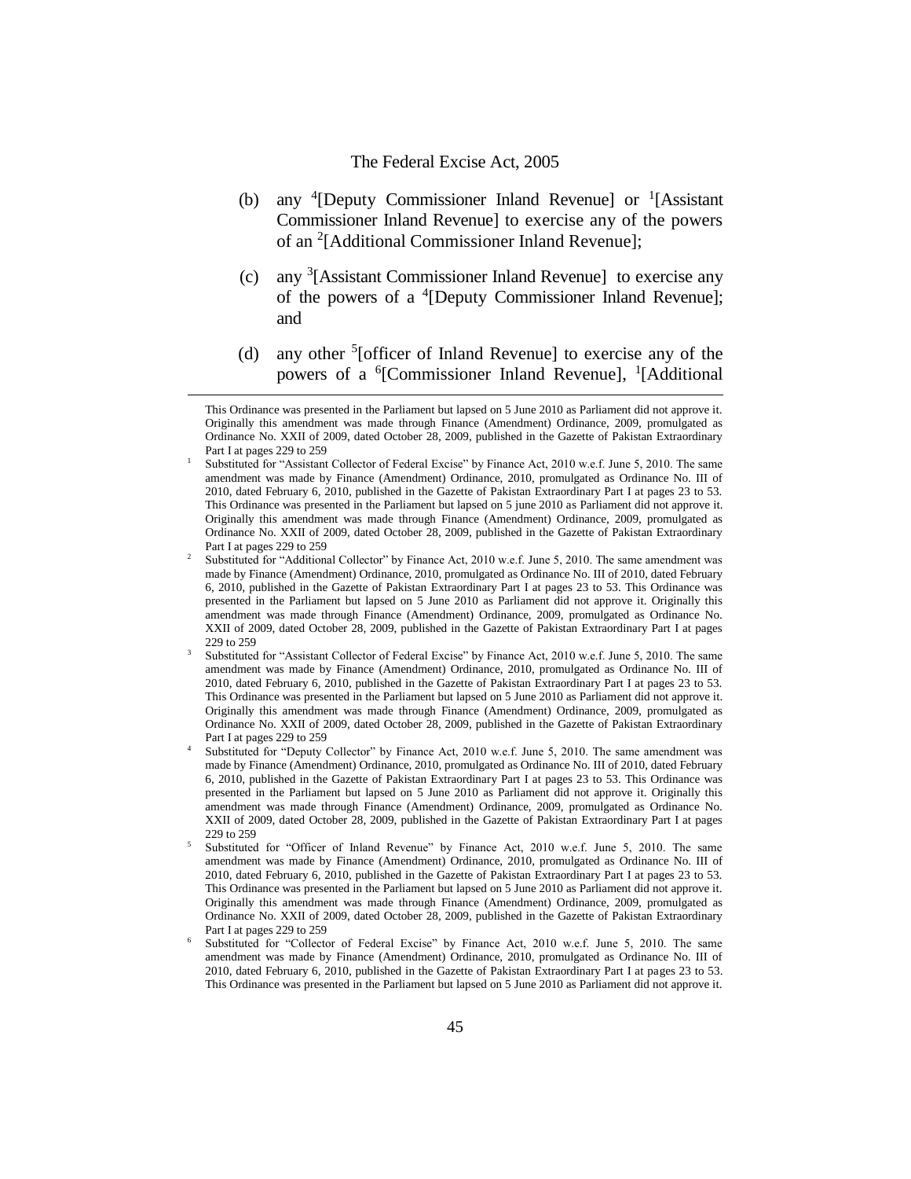(b) any [4][Deputy Commissioner Inland Revenue] or [1][Assistant Commissioner Inland Revenue] to exercise any of the powers of an [2][Additional Commissioner Inland Revenue];

(c) any [3][Assistant Commissioner Inland Revenue] to exercise any of the powers of a [4][Deputy Commissioner Inland Revenue]; and

(d) any other [5][officer of Inland Revenue] to exercise any of the powers of a [6][Commissioner Inland Revenue], [1][Additional

---

This Ordinance was presented in the Parliament but lapsed on 5 June 2010 as Parliament did not approve it. Originally this amendment was made through Finance (Amendment) Ordinance, 2009, promulgated as Ordinance No. XXII of 2009, dated October 28, 2009, published in the Gazette of Pakistan Extraordinary Part I at pages 229 to 259

[1] Substituted for "Assistant Collector of Federal Excise" by Finance Act, 2010 w.e.f. June 5, 2010. The same amendment was made by Finance (Amendment) Ordinance, 2010, promulgated as Ordinance No. III of 2010, dated February 6, 2010, published in the Gazette of Pakistan Extraordinary Part I at pages 23 to 53. This Ordinance was presented in the Parliament but lapsed on 5 june 2010 as Parliament did not approve it. Originally this amendment was made through Finance (Amendment) Ordinance, 2009, promulgated as Ordinance No. XXII of 2009, dated October 28, 2009, published in the Gazette of Pakistan Extraordinary Part I at pages 229 to 259

[2] Substituted for "Additional Collector" by Finance Act, 2010 w.e.f. June 5, 2010. The same amendment was made by Finance (Amendment) Ordinance, 2010, promulgated as Ordinance No. III of 2010, dated February 6, 2010, published in the Gazette of Pakistan Extraordinary Part I at pages 23 to 53. This Ordinance was presented in the Parliament but lapsed on 5 June 2010 as Parliament did not approve it. Originally this amendment was made through Finance (Amendment) Ordinance, 2009, promulgated as Ordinance No. XXII of 2009, dated October 28, 2009, published in the Gazette of Pakistan Extraordinary Part I at pages 229 to 259

[3] Substituted for "Assistant Collector of Federal Excise" by Finance Act, 2010 w.e.f. June 5, 2010. The same amendment was made by Finance (Amendment) Ordinance, 2010, promulgated as Ordinance No. III of 2010, dated February 6, 2010, published in the Gazette of Pakistan Extraordinary Part I at pages 23 to 53. This Ordinance was presented in the Parliament but lapsed on 5 June 2010 as Parliament did not approve it. Originally this amendment was made through Finance (Amendment) Ordinance, 2009, promulgated as Ordinance No. XXII of 2009, dated October 28, 2009, published in the Gazette of Pakistan Extraordinary Part I at pages 229 to 259

[4] Substituted for "Deputy Collector" by Finance Act, 2010 w.e.f. June 5, 2010. The same amendment was made by Finance (Amendment) Ordinance, 2010, promulgated as Ordinance No. III of 2010, dated February 6, 2010, published in the Gazette of Pakistan Extraordinary Part I at pages 23 to 53. This Ordinance was presented in the Parliament but lapsed on 5 June 2010 as Parliament did not approve it. Originally this amendment was made through Finance (Amendment) Ordinance, 2009, promulgated as Ordinance No. XXII of 2009, dated October 28, 2009, published in the Gazette of Pakistan Extraordinary Part I at pages 229 to 259

[5] Substituted for "Officer of Inland Revenue" by Finance Act, 2010 w.e.f. June 5, 2010. The same amendment was made by Finance (Amendment) Ordinance, 2010, promulgated as Ordinance No. III of 2010, dated February 6, 2010, published in the Gazette of Pakistan Extraordinary Part I at pages 23 to 53. This Ordinance was presented in the Parliament but lapsed on 5 June 2010 as Parliament did not approve it. Originally this amendment was made through Finance (Amendment) Ordinance, 2009, promulgated as Ordinance No. XXII of 2009, dated October 28, 2009, published in the Gazette of Pakistan Extraordinary Part I at pages 229 to 259

[6] Substituted for "Collector of Federal Excise" by Finance Act, 2010 w.e.f. June 5, 2010. The same amendment was made by Finance (Amendment) Ordinance, 2010, promulgated as Ordinance No. III of 2010, dated February 6, 2010, published in the Gazette of Pakistan Extraordinary Part I at pages 23 to 53. This Ordinance was presented in the Parliament but lapsed on 5 June 2010 as Parliament did not approve it.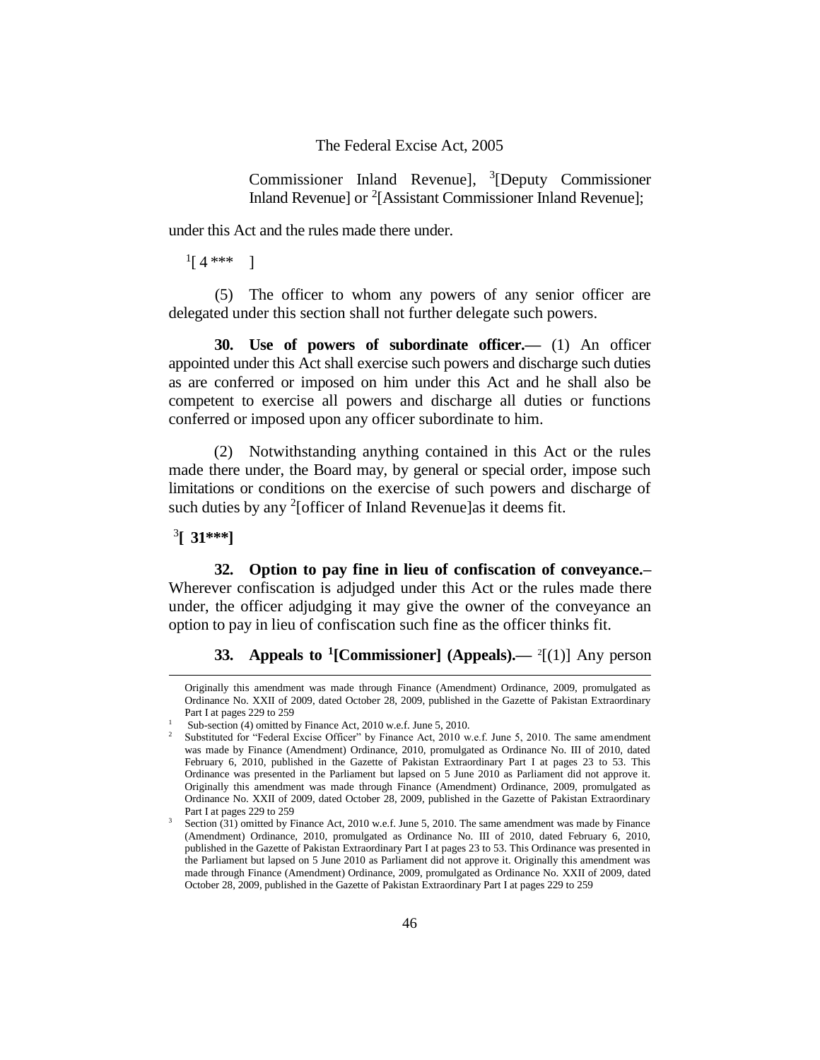Commissioner Inland Revenue], [3][Deputy Commissioner Inland Revenue] or [2][Assistant Commissioner Inland Revenue];

under this Act and the rules made there under.

[1][ 4 *** ]

(5) The officer to whom any powers of any senior officer are delegated under this section shall not further delegate such powers.

**30. Use of powers of subordinate officer.—** (1) An officer appointed under this Act shall exercise such powers and discharge such duties as are conferred or imposed on him under this Act and he shall also be competent to exercise all powers and discharge all duties or functions conferred or imposed upon any officer subordinate to him.

(2) Notwithstanding anything contained in this Act or the rules made there under, the Board may, by general or special order, impose such limitations or conditions on the exercise of such powers and discharge of such duties by any [2][officer of Inland Revenue]as it deems fit.

**[3][ 31***]**

**32. Option to pay fine in lieu of confiscation of conveyance.–** Wherever confiscation is adjudged under this Act or the rules made there under, the officer adjudging it may give the owner of the conveyance an option to pay in lieu of confiscation such fine as the officer thinks fit.

**33. Appeals to [1][Commissioner] (Appeals).—** [2][(1)] Any person

---

Originally this amendment was made through Finance (Amendment) Ordinance, 2009, promulgated as Ordinance No. XXII of 2009, dated October 28, 2009, published in the Gazette of Pakistan Extraordinary Part I at pages 229 to 259

[1] Sub-section (4) omitted by Finance Act, 2010 w.e.f. June 5, 2010.

[2] Substituted for "Federal Excise Officer" by Finance Act, 2010 w.e.f. June 5, 2010. The same amendment was made by Finance (Amendment) Ordinance, 2010, promulgated as Ordinance No. III of 2010, dated February 6, 2010, published in the Gazette of Pakistan Extraordinary Part I at pages 23 to 53. This Ordinance was presented in the Parliament but lapsed on 5 June 2010 as Parliament did not approve it. Originally this amendment was made through Finance (Amendment) Ordinance, 2009, promulgated as Ordinance No. XXII of 2009, dated October 28, 2009, published in the Gazette of Pakistan Extraordinary Part I at pages 229 to 259

[3] Section (31) omitted by Finance Act, 2010 w.e.f. June 5, 2010. The same amendment was made by Finance (Amendment) Ordinance, 2010, promulgated as Ordinance No. III of 2010, dated February 6, 2010, published in the Gazette of Pakistan Extraordinary Part I at pages 23 to 53. This Ordinance was presented in the Parliament but lapsed on 5 June 2010 as Parliament did not approve it. Originally this amendment was made through Finance (Amendment) Ordinance, 2009, promulgated as Ordinance No. XXII of 2009, dated October 28, 2009, published in the Gazette of Pakistan Extraordinary Part I at pages 229 to 259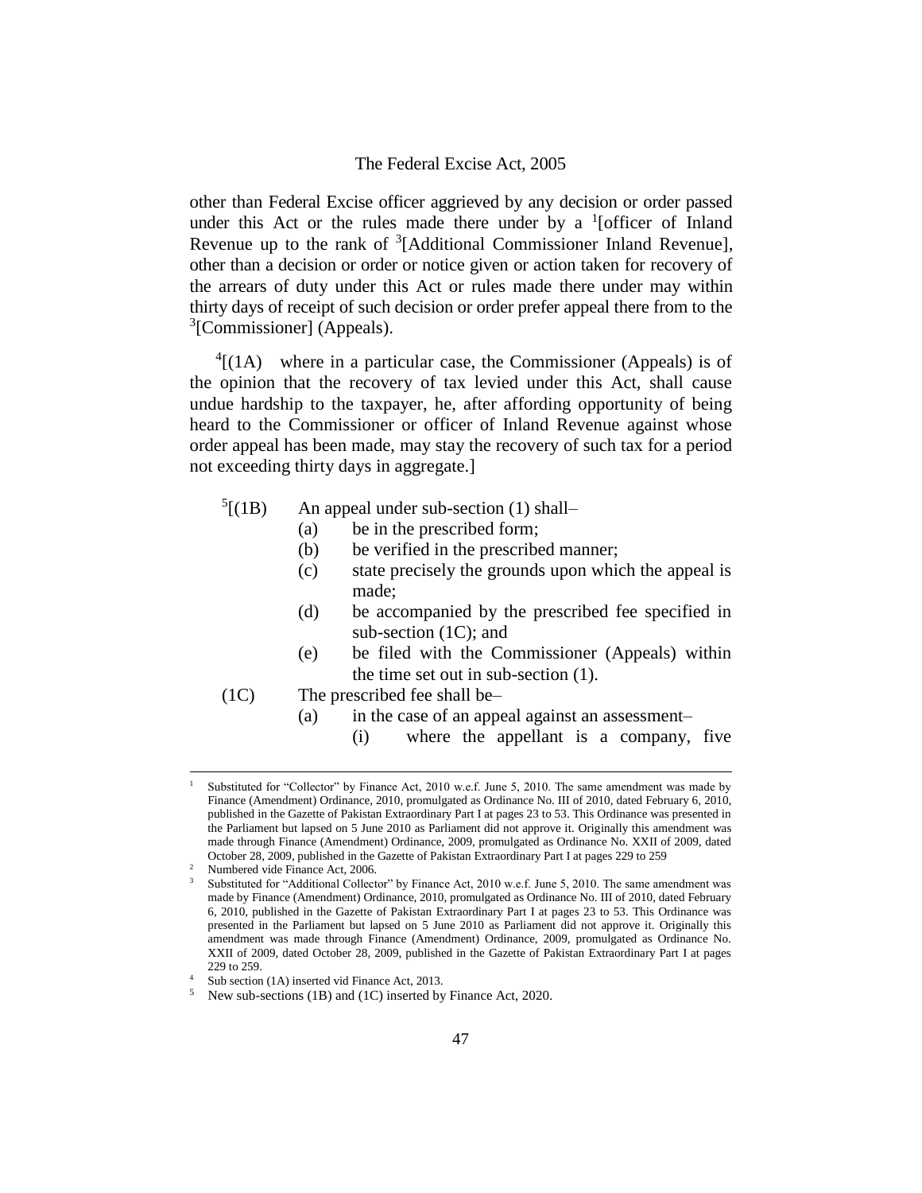other than Federal Excise officer aggrieved by any decision or order passed under this Act or the rules made there under by a [1][officer of Inland Revenue up to the rank of [3][Additional Commissioner Inland Revenue], other than a decision or order or notice given or action taken for recovery of the arrears of duty under this Act or rules made there under may within thirty days of receipt of such decision or order prefer appeal there from to the [3][Commissioner] (Appeals).

[4][(1A) where in a particular case, the Commissioner (Appeals) is of the opinion that the recovery of tax levied under this Act, shall cause undue hardship to the taxpayer, he, after affording opportunity of being heard to the Commissioner or officer of Inland Revenue against whose order appeal has been made, may stay the recovery of such tax for a period not exceeding thirty days in aggregate.]

[5][(1B) An appeal under sub-section (1) shall–

(a) be in the prescribed form;

(b) be verified in the prescribed manner;

(c) state precisely the grounds upon which the appeal is made;

(d) be accompanied by the prescribed fee specified in sub-section (1C); and

(e) be filed with the Commissioner (Appeals) within the time set out in sub-section (1).

(1C) The prescribed fee shall be–

(a) in the case of an appeal against an assessment–

(i) where the appellant is a company, five

---

1. Substituted for "Collector" by Finance Act, 2010 w.e.f. June 5, 2010. The same amendment was made by Finance (Amendment) Ordinance, 2010, promulgated as Ordinance No. III of 2010, dated February 6, 2010, published in the Gazette of Pakistan Extraordinary Part I at pages 23 to 53. This Ordinance was presented in the Parliament but lapsed on 5 June 2010 as Parliament did not approve it. Originally this amendment was made through Finance (Amendment) Ordinance, 2009, promulgated as Ordinance No. XXII of 2009, dated October 28, 2009, published in the Gazette of Pakistan Extraordinary Part I at pages 229 to 259
2. Numbered vide Finance Act, 2006.
3. Substituted for "Additional Collector" by Finance Act, 2010 w.e.f. June 5, 2010. The same amendment was made by Finance (Amendment) Ordinance, 2010, promulgated as Ordinance No. III of 2010, dated February 6, 2010, published in the Gazette of Pakistan Extraordinary Part I at pages 23 to 53. This Ordinance was presented in the Parliament but lapsed on 5 June 2010 as Parliament did not approve it. Originally this amendment was made through Finance (Amendment) Ordinance, 2009, promulgated as Ordinance No. XXII of 2009, dated October 28, 2009, published in the Gazette of Pakistan Extraordinary Part I at pages 229 to 259.
4. Sub section (1A) inserted vid Finance Act, 2013.
5. New sub-sections (1B) and (1C) inserted by Finance Act, 2020.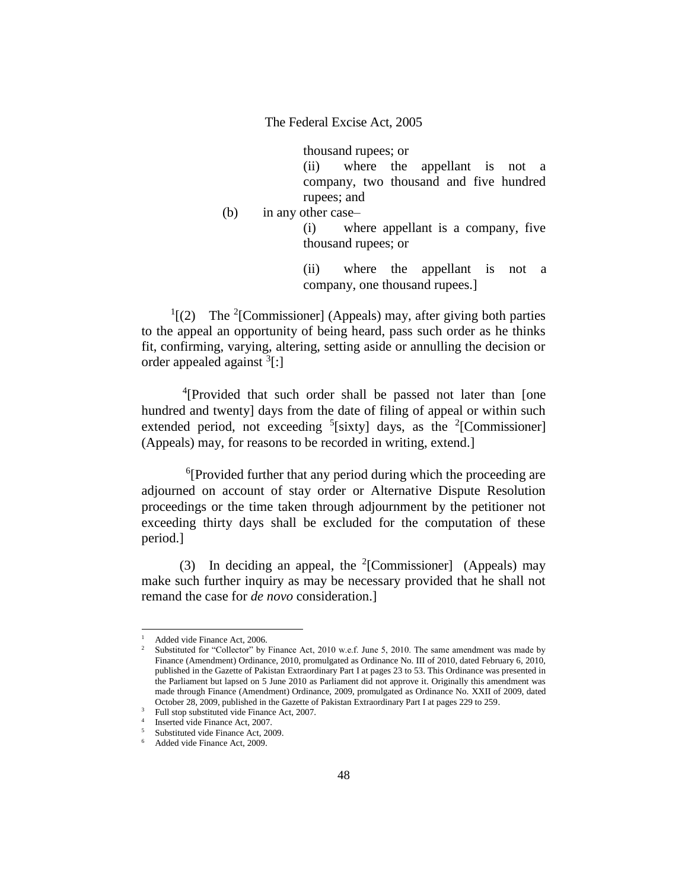thousand rupees; or

(ii) where the appellant is not a company, two thousand and five hundred rupees; and

(b) in any other case–

(i) where appellant is a company, five thousand rupees; or

(ii) where the appellant is not a company, one thousand rupees.]

[1][(2) The [2][Commissioner] (Appeals) may, after giving both parties to the appeal an opportunity of being heard, pass such order as he thinks fit, confirming, varying, altering, setting aside or annulling the decision or order appealed against [3][:]

[4][Provided that such order shall be passed not later than [one hundred and twenty] days from the date of filing of appeal or within such extended period, not exceeding [5][sixty] days, as the [2][Commissioner] (Appeals) may, for reasons to be recorded in writing, extend.]

[6][Provided further that any period during which the proceeding are adjourned on account of stay order or Alternative Dispute Resolution proceedings or the time taken through adjournment by the petitioner not exceeding thirty days shall be excluded for the computation of these period.]

(3) In deciding an appeal, the [2][Commissioner] (Appeals) may make such further inquiry as may be necessary provided that he shall not remand the case for *de novo* consideration.]

---

[1] Added vide Finance Act, 2006.

[2] Substituted for "Collector" by Finance Act, 2010 w.e.f. June 5, 2010. The same amendment was made by Finance (Amendment) Ordinance, 2010, promulgated as Ordinance No. III of 2010, dated February 6, 2010, published in the Gazette of Pakistan Extraordinary Part I at pages 23 to 53. This Ordinance was presented in the Parliament but lapsed on 5 June 2010 as Parliament did not approve it. Originally this amendment was made through Finance (Amendment) Ordinance, 2009, promulgated as Ordinance No. XXII of 2009, dated October 28, 2009, published in the Gazette of Pakistan Extraordinary Part I at pages 229 to 259.

[3] Full stop substituted vide Finance Act, 2007.

[4] Inserted vide Finance Act, 2007.

[5] Substituted vide Finance Act, 2009.

[6] Added vide Finance Act, 2009.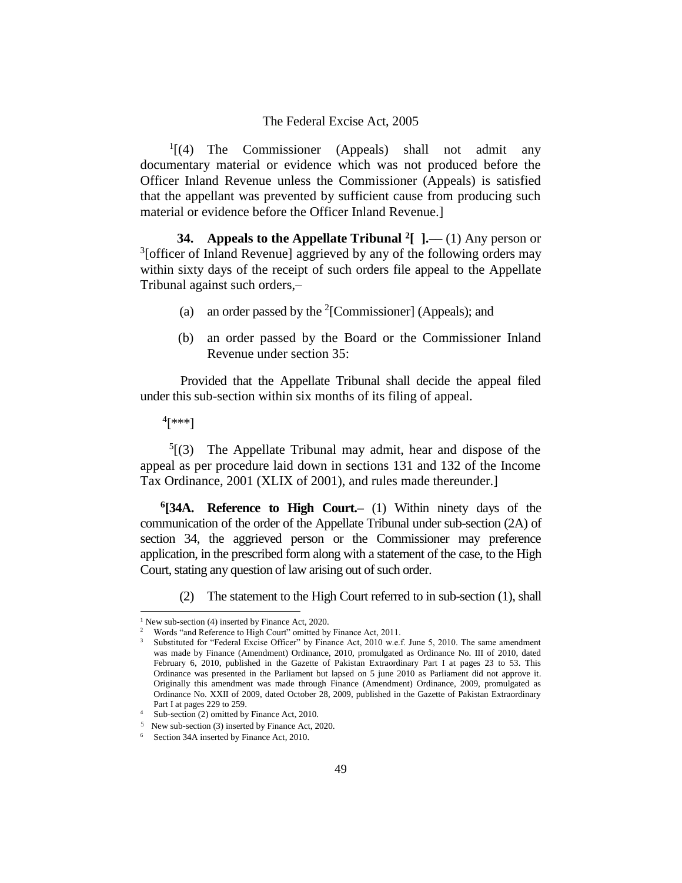[1][(4) The Commissioner (Appeals) shall not admit any documentary material or evidence which was not produced before the Officer Inland Revenue unless the Commissioner (Appeals) is satisfied that the appellant was prevented by sufficient cause from producing such material or evidence before the Officer Inland Revenue.]

**34. Appeals to the Appellate Tribunal [2][ ].—** (1) Any person or [3][officer of Inland Revenue] aggrieved by any of the following orders may within sixty days of the receipt of such orders file appeal to the Appellate Tribunal against such orders,–

(a) an order passed by the [2][Commissioner] (Appeals); and

(b) an order passed by the Board or the Commissioner Inland Revenue under section 35:

Provided that the Appellate Tribunal shall decide the appeal filed under this sub-section within six months of its filing of appeal.

[4][***]

[5][(3) The Appellate Tribunal may admit, hear and dispose of the appeal as per procedure laid down in sections 131 and 132 of the Income Tax Ordinance, 2001 (XLIX of 2001), and rules made thereunder.]

**[6][34A. Reference to High Court.–** (1) Within ninety days of the communication of the order of the Appellate Tribunal under sub-section (2A) of section 34, the aggrieved person or the Commissioner may preference application, in the prescribed form along with a statement of the case, to the High Court, stating any question of law arising out of such order.

(2) The statement to the High Court referred to in sub-section (1), shall

---

[1] New sub-section (4) inserted by Finance Act, 2020.

[2] Words "and Reference to High Court" omitted by Finance Act, 2011.

[3] Substituted for "Federal Excise Officer" by Finance Act, 2010 w.e.f. June 5, 2010. The same amendment was made by Finance (Amendment) Ordinance, 2010, promulgated as Ordinance No. III of 2010, dated February 6, 2010, published in the Gazette of Pakistan Extraordinary Part I at pages 23 to 53. This Ordinance was presented in the Parliament but lapsed on 5 june 2010 as Parliament did not approve it. Originally this amendment was made through Finance (Amendment) Ordinance, 2009, promulgated as Ordinance No. XXII of 2009, dated October 28, 2009, published in the Gazette of Pakistan Extraordinary Part I at pages 229 to 259.

[4] Sub-section (2) omitted by Finance Act, 2010.

[5] New sub-section (3) inserted by Finance Act, 2020.

[6] Section 34A inserted by Finance Act, 2010.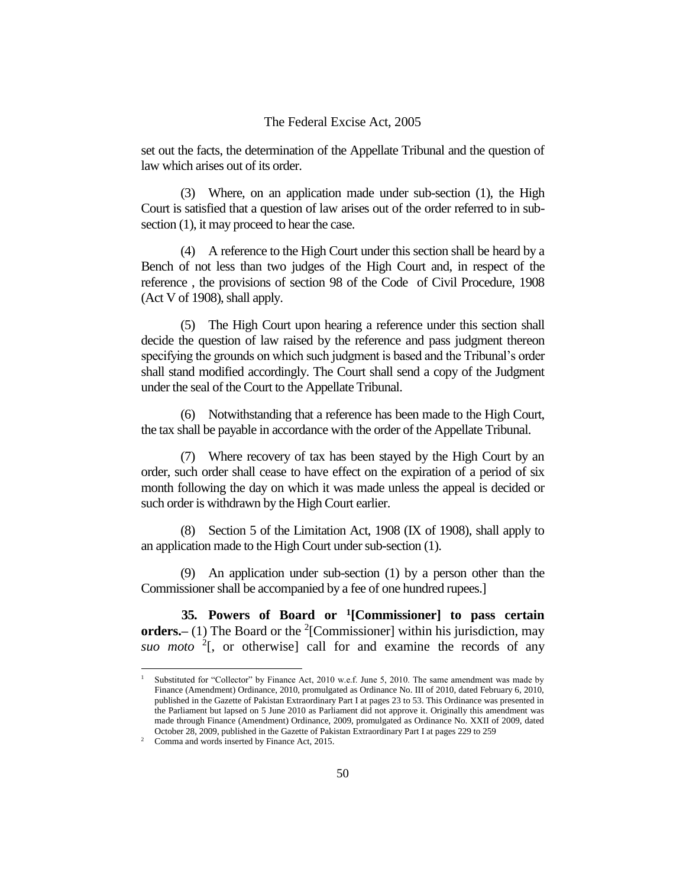set out the facts, the determination of the Appellate Tribunal and the question of law which arises out of its order.

(3) Where, on an application made under sub-section (1), the High Court is satisfied that a question of law arises out of the order referred to in sub-section (1), it may proceed to hear the case.

(4) A reference to the High Court under this section shall be heard by a Bench of not less than two judges of the High Court and, in respect of the reference , the provisions of section 98 of the Code of Civil Procedure, 1908 (Act V of 1908), shall apply.

(5) The High Court upon hearing a reference under this section shall decide the question of law raised by the reference and pass judgment thereon specifying the grounds on which such judgment is based and the Tribunal's order shall stand modified accordingly. The Court shall send a copy of the Judgment under the seal of the Court to the Appellate Tribunal.

(6) Notwithstanding that a reference has been made to the High Court, the tax shall be payable in accordance with the order of the Appellate Tribunal.

(7) Where recovery of tax has been stayed by the High Court by an order, such order shall cease to have effect on the expiration of a period of six month following the day on which it was made unless the appeal is decided or such order is withdrawn by the High Court earlier.

(8) Section 5 of the Limitation Act, 1908 (IX of 1908), shall apply to an application made to the High Court under sub-section (1).

(9) An application under sub-section (1) by a person other than the Commissioner shall be accompanied by a fee of one hundred rupees.]

**35. Powers of Board or [1][Commissioner] to pass certain orders.–** (1) The Board or the [2][Commissioner] within his jurisdiction, may *suo moto* [2][, or otherwise] call for and examine the records of any

---

[1] Substituted for "Collector" by Finance Act, 2010 w.e.f. June 5, 2010. The same amendment was made by Finance (Amendment) Ordinance, 2010, promulgated as Ordinance No. III of 2010, dated February 6, 2010, published in the Gazette of Pakistan Extraordinary Part I at pages 23 to 53. This Ordinance was presented in the Parliament but lapsed on 5 June 2010 as Parliament did not approve it. Originally this amendment was made through Finance (Amendment) Ordinance, 2009, promulgated as Ordinance No. XXII of 2009, dated October 28, 2009, published in the Gazette of Pakistan Extraordinary Part I at pages 229 to 259

[2] Comma and words inserted by Finance Act, 2015.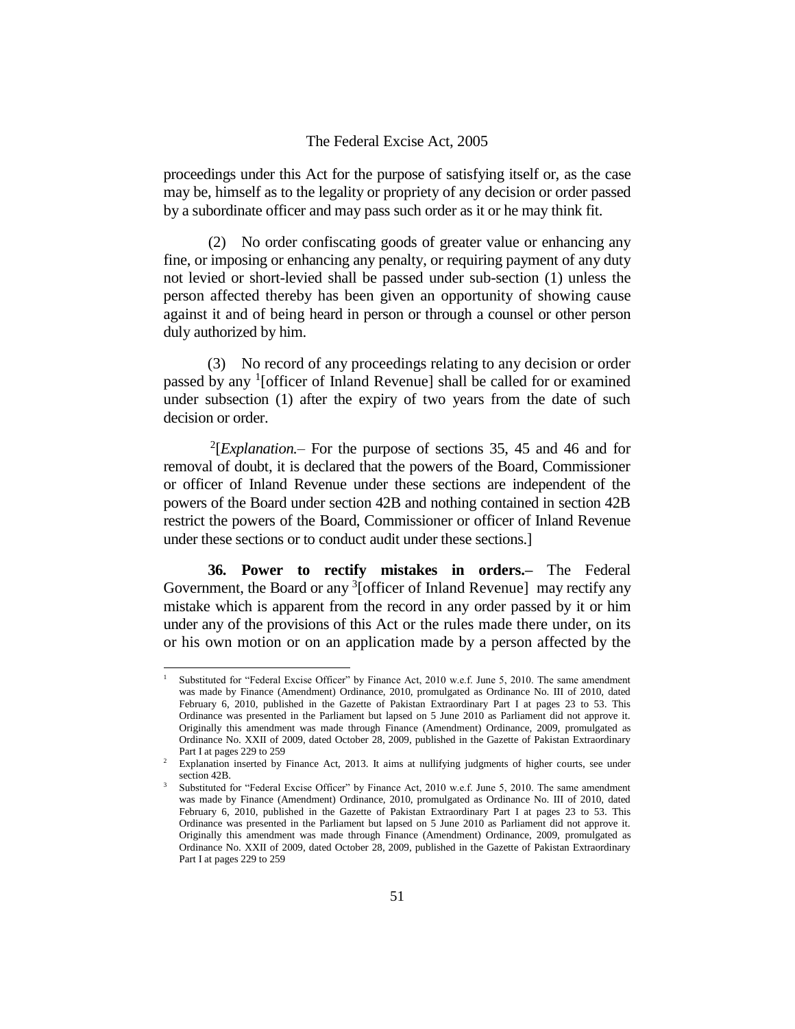proceedings under this Act for the purpose of satisfying itself or, as the case may be, himself as to the legality or propriety of any decision or order passed by a subordinate officer and may pass such order as it or he may think fit.

(2) No order confiscating goods of greater value or enhancing any fine, or imposing or enhancing any penalty, or requiring payment of any duty not levied or short-levied shall be passed under sub-section (1) unless the person affected thereby has been given an opportunity of showing cause against it and of being heard in person or through a counsel or other person duly authorized by him.

(3) No record of any proceedings relating to any decision or order passed by any [1][officer of Inland Revenue] shall be called for or examined under subsection (1) after the expiry of two years from the date of such decision or order.

[2][*Explanation.*– For the purpose of sections 35, 45 and 46 and for removal of doubt, it is declared that the powers of the Board, Commissioner or officer of Inland Revenue under these sections are independent of the powers of the Board under section 42B and nothing contained in section 42B restrict the powers of the Board, Commissioner or officer of Inland Revenue under these sections or to conduct audit under these sections.]

**36. Power to rectify mistakes in orders.–** The Federal Government, the Board or any [3][officer of Inland Revenue] may rectify any mistake which is apparent from the record in any order passed by it or him under any of the provisions of this Act or the rules made there under, on its or his own motion or on an application made by a person affected by the

---

1 Substituted for "Federal Excise Officer" by Finance Act, 2010 w.e.f. June 5, 2010. The same amendment was made by Finance (Amendment) Ordinance, 2010, promulgated as Ordinance No. III of 2010, dated February 6, 2010, published in the Gazette of Pakistan Extraordinary Part I at pages 23 to 53. This Ordinance was presented in the Parliament but lapsed on 5 June 2010 as Parliament did not approve it. Originally this amendment was made through Finance (Amendment) Ordinance, 2009, promulgated as Ordinance No. XXII of 2009, dated October 28, 2009, published in the Gazette of Pakistan Extraordinary Part I at pages 229 to 259

2 Explanation inserted by Finance Act, 2013. It aims at nullifying judgments of higher courts, see under section 42B.

3 Substituted for "Federal Excise Officer" by Finance Act, 2010 w.e.f. June 5, 2010. The same amendment was made by Finance (Amendment) Ordinance, 2010, promulgated as Ordinance No. III of 2010, dated February 6, 2010, published in the Gazette of Pakistan Extraordinary Part I at pages 23 to 53. This Ordinance was presented in the Parliament but lapsed on 5 June 2010 as Parliament did not approve it. Originally this amendment was made through Finance (Amendment) Ordinance, 2009, promulgated as Ordinance No. XXII of 2009, dated October 28, 2009, published in the Gazette of Pakistan Extraordinary Part I at pages 229 to 259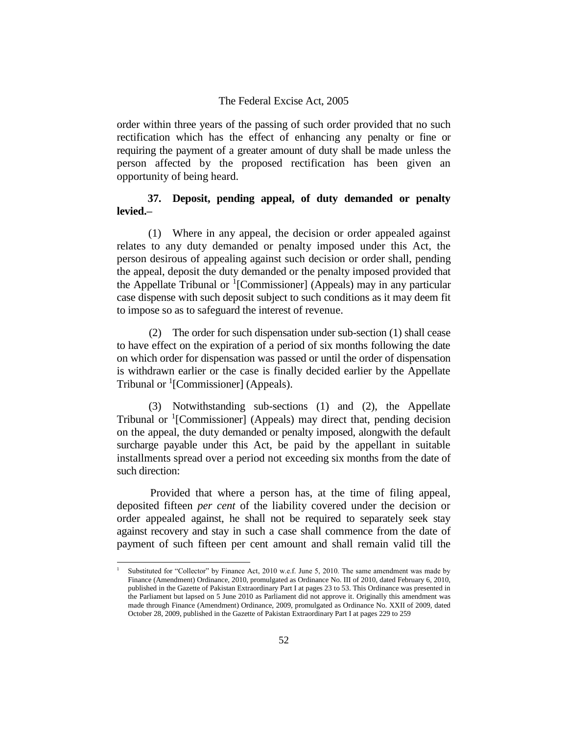order within three years of the passing of such order provided that no such rectification which has the effect of enhancing any penalty or fine or requiring the payment of a greater amount of duty shall be made unless the person affected by the proposed rectification has been given an opportunity of being heard.

**37. Deposit, pending appeal, of duty demanded or penalty levied.–**

(1) Where in any appeal, the decision or order appealed against relates to any duty demanded or penalty imposed under this Act, the person desirous of appealing against such decision or order shall, pending the appeal, deposit the duty demanded or the penalty imposed provided that the Appellate Tribunal or [1][Commissioner] (Appeals) may in any particular case dispense with such deposit subject to such conditions as it may deem fit to impose so as to safeguard the interest of revenue.

(2) The order for such dispensation under sub-section (1) shall cease to have effect on the expiration of a period of six months following the date on which order for dispensation was passed or until the order of dispensation is withdrawn earlier or the case is finally decided earlier by the Appellate Tribunal or [1][Commissioner] (Appeals).

(3) Notwithstanding sub-sections (1) and (2), the Appellate Tribunal or [1][Commissioner] (Appeals) may direct that, pending decision on the appeal, the duty demanded or penalty imposed, alongwith the default surcharge payable under this Act, be paid by the appellant in suitable installments spread over a period not exceeding six months from the date of such direction:

Provided that where a person has, at the time of filing appeal, deposited fifteen *per cent* of the liability covered under the decision or order appealed against, he shall not be required to separately seek stay against recovery and stay in such a case shall commence from the date of payment of such fifteen per cent amount and shall remain valid till the

---

[1] Substituted for "Collector" by Finance Act, 2010 w.e.f. June 5, 2010. The same amendment was made by Finance (Amendment) Ordinance, 2010, promulgated as Ordinance No. III of 2010, dated February 6, 2010, published in the Gazette of Pakistan Extraordinary Part I at pages 23 to 53. This Ordinance was presented in the Parliament but lapsed on 5 June 2010 as Parliament did not approve it. Originally this amendment was made through Finance (Amendment) Ordinance, 2009, promulgated as Ordinance No. XXII of 2009, dated October 28, 2009, published in the Gazette of Pakistan Extraordinary Part I at pages 229 to 259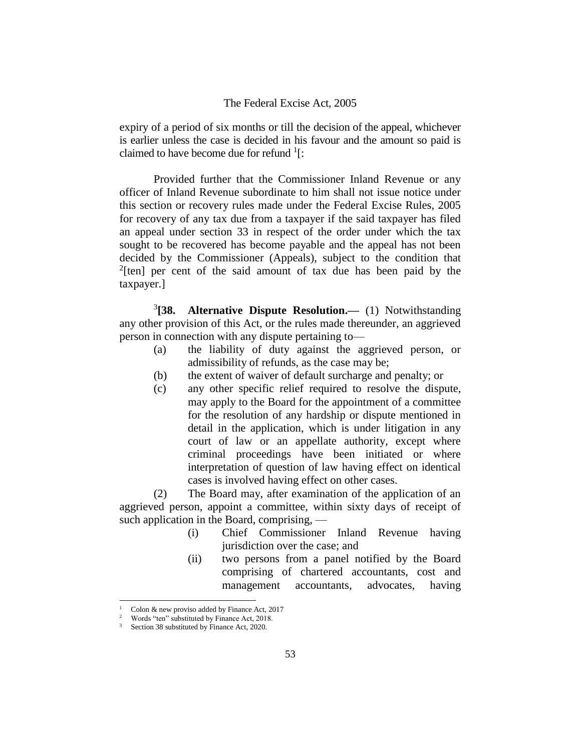expiry of a period of six months or till the decision of the appeal, whichever is earlier unless the case is decided in his favour and the amount so paid is claimed to have become due for refund [1][:

Provided further that the Commissioner Inland Revenue or any officer of Inland Revenue subordinate to him shall not issue notice under this section or recovery rules made under the Federal Excise Rules, 2005 for recovery of any tax due from a taxpayer if the said taxpayer has filed an appeal under section 33 in respect of the order under which the tax sought to be recovered has become payable and the appeal has not been decided by the Commissioner (Appeals), subject to the condition that [2][ten] per cent of the said amount of tax due has been paid by the taxpayer.]

[3]**[38. Alternative Dispute Resolution.—** (1) Notwithstanding any other provision of this Act, or the rules made thereunder, an aggrieved person in connection with any dispute pertaining to—

(a) the liability of duty against the aggrieved person, or admissibility of refunds, as the case may be;

(b) the extent of waiver of default surcharge and penalty; or

(c) any other specific relief required to resolve the dispute, may apply to the Board for the appointment of a committee for the resolution of any hardship or dispute mentioned in detail in the application, which is under litigation in any court of law or an appellate authority, except where criminal proceedings have been initiated or where interpretation of question of law having effect on identical cases is involved having effect on other cases.

(2) The Board may, after examination of the application of an aggrieved person, appoint a committee, within sixty days of receipt of such application in the Board, comprising, —

(i) Chief Commissioner Inland Revenue having jurisdiction over the case; and

(ii) two persons from a panel notified by the Board comprising of chartered accountants, cost and management accountants, advocates, having

---

1 Colon & new proviso added by Finance Act, 2017

2 Words "ten" substituted by Finance Act, 2018.

3 Section 38 substituted by Finance Act, 2020.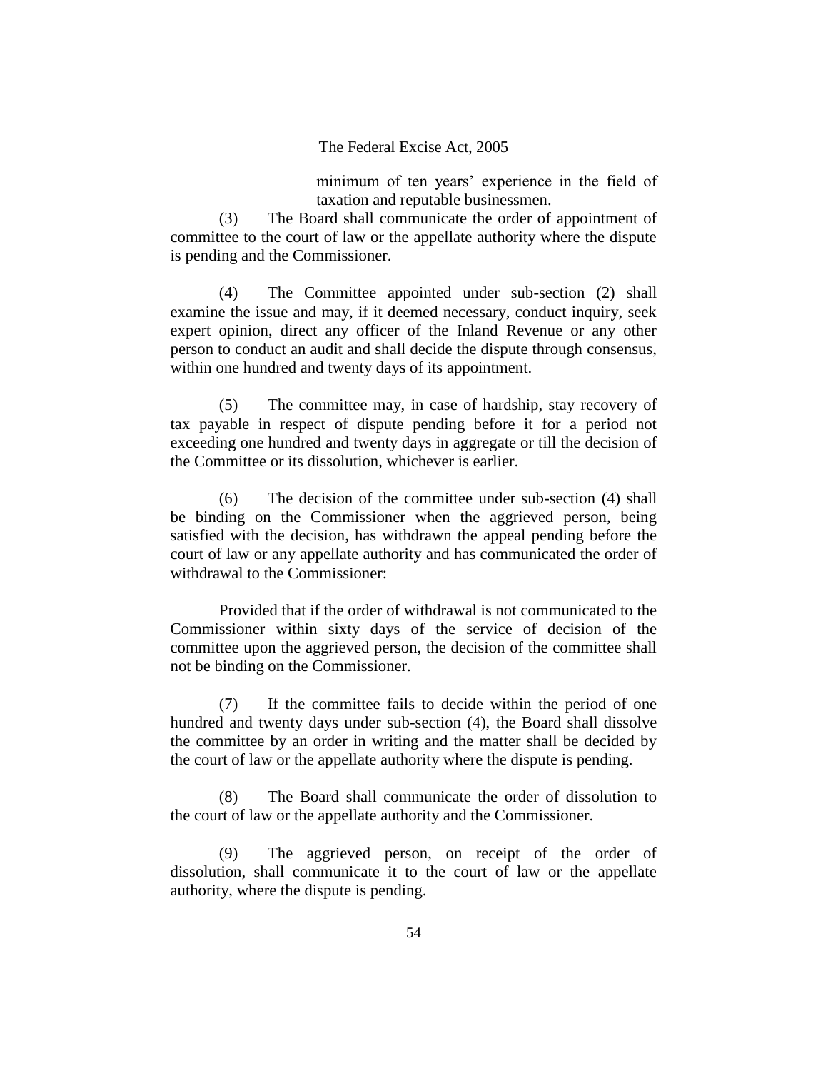minimum of ten years' experience in the field of taxation and reputable businessmen.

(3) The Board shall communicate the order of appointment of committee to the court of law or the appellate authority where the dispute is pending and the Commissioner.

(4) The Committee appointed under sub-section (2) shall examine the issue and may, if it deemed necessary, conduct inquiry, seek expert opinion, direct any officer of the Inland Revenue or any other person to conduct an audit and shall decide the dispute through consensus, within one hundred and twenty days of its appointment.

(5) The committee may, in case of hardship, stay recovery of tax payable in respect of dispute pending before it for a period not exceeding one hundred and twenty days in aggregate or till the decision of the Committee or its dissolution, whichever is earlier.

(6) The decision of the committee under sub-section (4) shall be binding on the Commissioner when the aggrieved person, being satisfied with the decision, has withdrawn the appeal pending before the court of law or any appellate authority and has communicated the order of withdrawal to the Commissioner:

Provided that if the order of withdrawal is not communicated to the Commissioner within sixty days of the service of decision of the committee upon the aggrieved person, the decision of the committee shall not be binding on the Commissioner.

(7) If the committee fails to decide within the period of one hundred and twenty days under sub-section (4), the Board shall dissolve the committee by an order in writing and the matter shall be decided by the court of law or the appellate authority where the dispute is pending.

(8) The Board shall communicate the order of dissolution to the court of law or the appellate authority and the Commissioner.

(9) The aggrieved person, on receipt of the order of dissolution, shall communicate it to the court of law or the appellate authority, where the dispute is pending.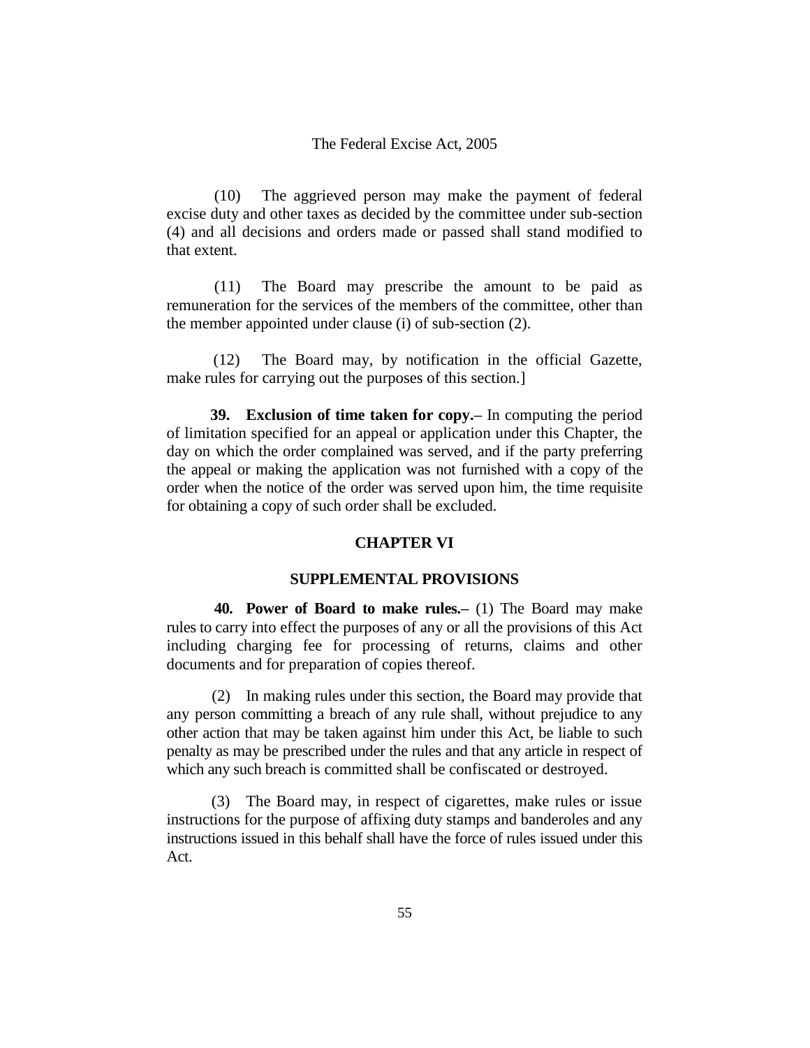(10) The aggrieved person may make the payment of federal excise duty and other taxes as decided by the committee under sub-section (4) and all decisions and orders made or passed shall stand modified to that extent.

(11) The Board may prescribe the amount to be paid as remuneration for the services of the members of the committee, other than the member appointed under clause (i) of sub-section (2).

(12) The Board may, by notification in the official Gazette, make rules for carrying out the purposes of this section.]

**39. Exclusion of time taken for copy.–** In computing the period of limitation specified for an appeal or application under this Chapter, the day on which the order complained was served, and if the party preferring the appeal or making the application was not furnished with a copy of the order when the notice of the order was served upon him, the time requisite for obtaining a copy of such order shall be excluded.

## CHAPTER VI

## SUPPLEMENTAL PROVISIONS

**40. Power of Board to make rules.–** (1) The Board may make rules to carry into effect the purposes of any or all the provisions of this Act including charging fee for processing of returns, claims and other documents and for preparation of copies thereof.

(2) In making rules under this section, the Board may provide that any person committing a breach of any rule shall, without prejudice to any other action that may be taken against him under this Act, be liable to such penalty as may be prescribed under the rules and that any article in respect of which any such breach is committed shall be confiscated or destroyed.

(3) The Board may, in respect of cigarettes, make rules or issue instructions for the purpose of affixing duty stamps and banderoles and any instructions issued in this behalf shall have the force of rules issued under this Act.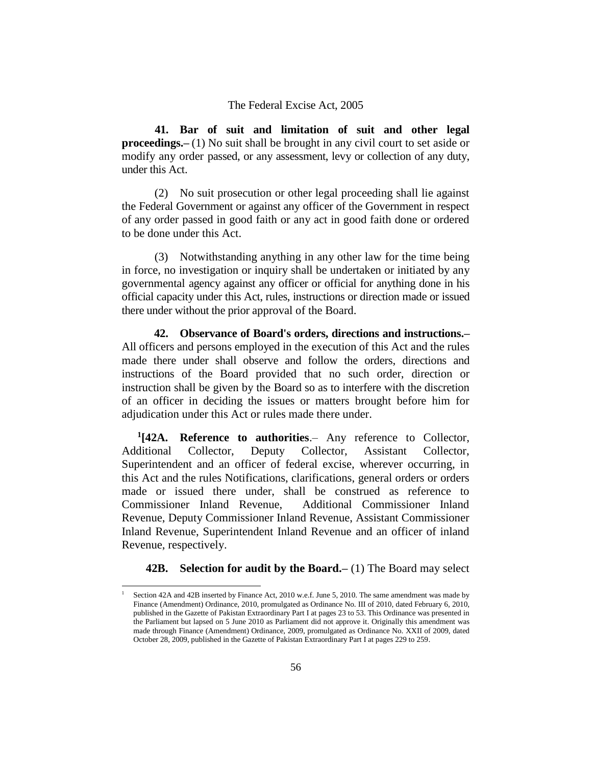**41. Bar of suit and limitation of suit and other legal proceedings.–** (1) No suit shall be brought in any civil court to set aside or modify any order passed, or any assessment, levy or collection of any duty, under this Act.

(2) No suit prosecution or other legal proceeding shall lie against the Federal Government or against any officer of the Government in respect of any order passed in good faith or any act in good faith done or ordered to be done under this Act.

(3) Notwithstanding anything in any other law for the time being in force, no investigation or inquiry shall be undertaken or initiated by any governmental agency against any officer or official for anything done in his official capacity under this Act, rules, instructions or direction made or issued there under without the prior approval of the Board.

**42. Observance of Board's orders, directions and instructions.–** All officers and persons employed in the execution of this Act and the rules made there under shall observe and follow the orders, directions and instructions of the Board provided that no such order, direction or instruction shall be given by the Board so as to interfere with the discretion of an officer in deciding the issues or matters brought before him for adjudication under this Act or rules made there under.

[1][**42A. Reference to authorities**.– Any reference to Collector, Additional Collector, Deputy Collector, Assistant Collector, Superintendent and an officer of federal excise, wherever occurring, in this Act and the rules Notifications, clarifications, general orders or orders made or issued there under, shall be construed as reference to Commissioner Inland Revenue, Additional Commissioner Inland Revenue, Deputy Commissioner Inland Revenue, Assistant Commissioner Inland Revenue, Superintendent Inland Revenue and an officer of inland Revenue, respectively.

**42B. Selection for audit by the Board.–** (1) The Board may select

---

[1] Section 42A and 42B inserted by Finance Act, 2010 w.e.f. June 5, 2010. The same amendment was made by Finance (Amendment) Ordinance, 2010, promulgated as Ordinance No. III of 2010, dated February 6, 2010, published in the Gazette of Pakistan Extraordinary Part I at pages 23 to 53. This Ordinance was presented in the Parliament but lapsed on 5 June 2010 as Parliament did not approve it. Originally this amendment was made through Finance (Amendment) Ordinance, 2009, promulgated as Ordinance No. XXII of 2009, dated October 28, 2009, published in the Gazette of Pakistan Extraordinary Part I at pages 229 to 259.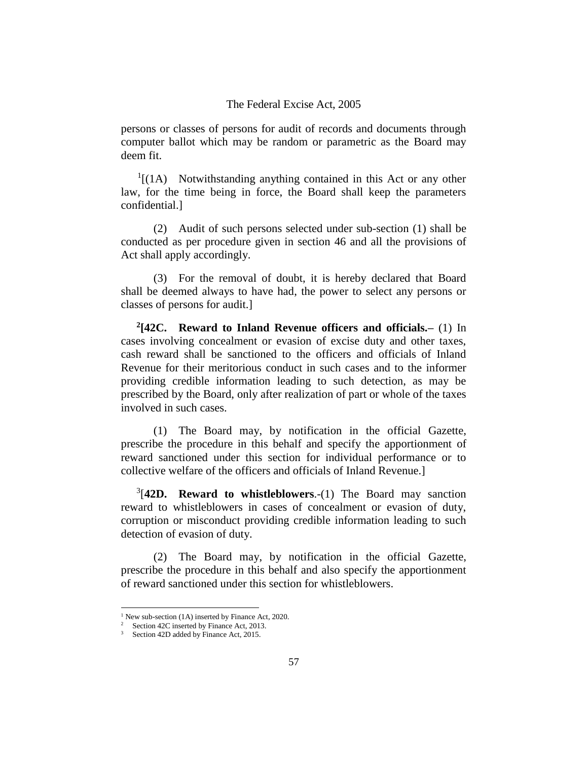persons or classes of persons for audit of records and documents through computer ballot which may be random or parametric as the Board may deem fit.

[1][(1A) Notwithstanding anything contained in this Act or any other law, for the time being in force, the Board shall keep the parameters confidential.]

(2) Audit of such persons selected under sub-section (1) shall be conducted as per procedure given in section 46 and all the provisions of Act shall apply accordingly.

(3) For the removal of doubt, it is hereby declared that Board shall be deemed always to have had, the power to select any persons or classes of persons for audit.]

[2]**[42C. Reward to Inland Revenue officers and officials.–** (1) In cases involving concealment or evasion of excise duty and other taxes, cash reward shall be sanctioned to the officers and officials of Inland Revenue for their meritorious conduct in such cases and to the informer providing credible information leading to such detection, as may be prescribed by the Board, only after realization of part or whole of the taxes involved in such cases.

(1) The Board may, by notification in the official Gazette, prescribe the procedure in this behalf and specify the apportionment of reward sanctioned under this section for individual performance or to collective welfare of the officers and officials of Inland Revenue.]

[3][**42D. Reward to whistleblowers**.-(1) The Board may sanction reward to whistleblowers in cases of concealment or evasion of duty, corruption or misconduct providing credible information leading to such detection of evasion of duty.

(2) The Board may, by notification in the official Gazette, prescribe the procedure in this behalf and also specify the apportionment of reward sanctioned under this section for whistleblowers.

---

[1] New sub-section (1A) inserted by Finance Act, 2020.

[2] Section 42C inserted by Finance Act, 2013.

[3] Section 42D added by Finance Act, 2015.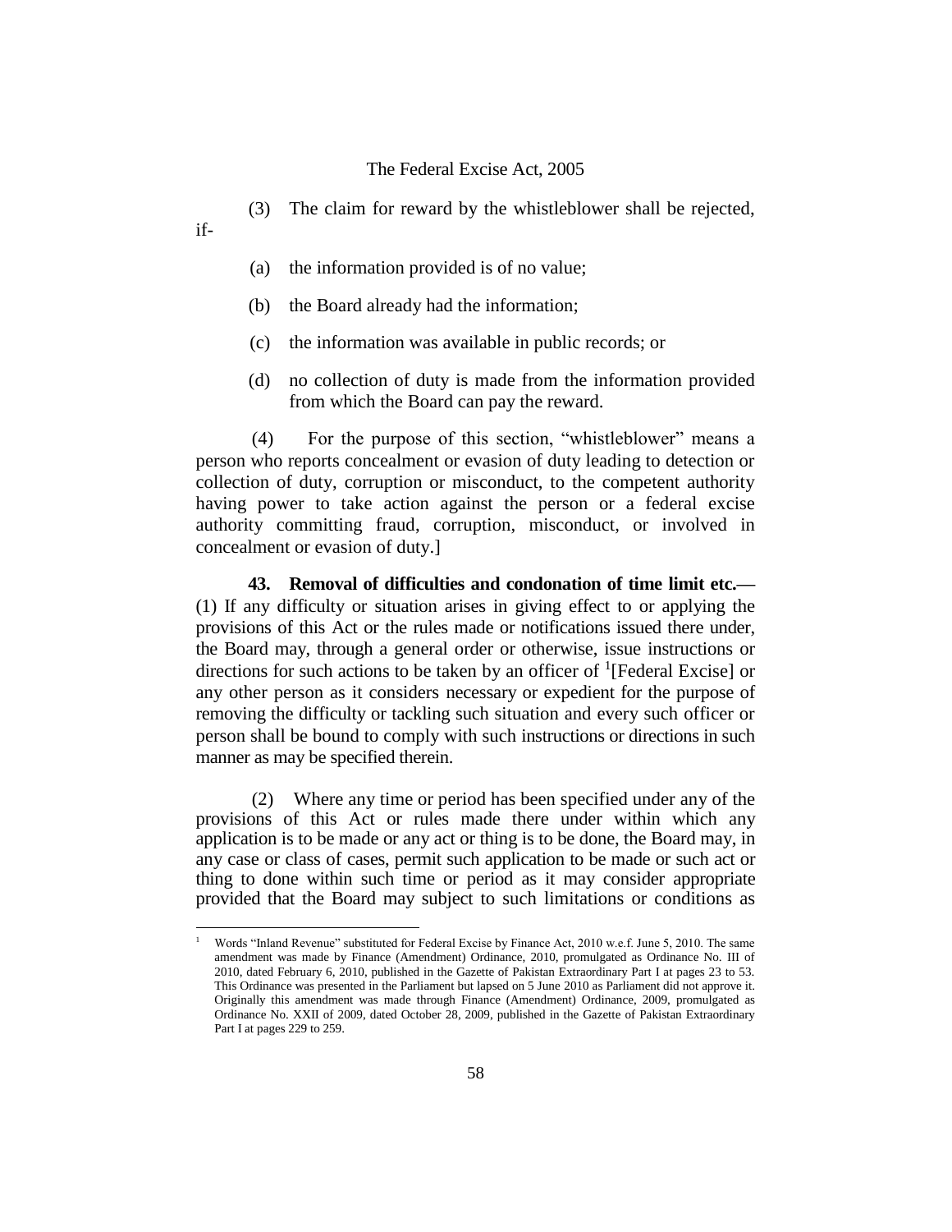(3) The claim for reward by the whistleblower shall be rejected, if-

(a) the information provided is of no value;

(b) the Board already had the information;

(c) the information was available in public records; or

(d) no collection of duty is made from the information provided from which the Board can pay the reward.

(4) For the purpose of this section, "whistleblower" means a person who reports concealment or evasion of duty leading to detection or collection of duty, corruption or misconduct, to the competent authority having power to take action against the person or a federal excise authority committing fraud, corruption, misconduct, or involved in concealment or evasion of duty.]

**43. Removal of difficulties and condonation of time limit etc.—** (1) If any difficulty or situation arises in giving effect to or applying the provisions of this Act or the rules made or notifications issued there under, the Board may, through a general order or otherwise, issue instructions or directions for such actions to be taken by an officer of [1][Federal Excise] or any other person as it considers necessary or expedient for the purpose of removing the difficulty or tackling such situation and every such officer or person shall be bound to comply with such instructions or directions in such manner as may be specified therein.

(2) Where any time or period has been specified under any of the provisions of this Act or rules made there under within which any application is to be made or any act or thing is to be done, the Board may, in any case or class of cases, permit such application to be made or such act or thing to done within such time or period as it may consider appropriate provided that the Board may subject to such limitations or conditions as

---

[1] Words "Inland Revenue" substituted for Federal Excise by Finance Act, 2010 w.e.f. June 5, 2010. The same amendment was made by Finance (Amendment) Ordinance, 2010, promulgated as Ordinance No. III of 2010, dated February 6, 2010, published in the Gazette of Pakistan Extraordinary Part I at pages 23 to 53. This Ordinance was presented in the Parliament but lapsed on 5 June 2010 as Parliament did not approve it. Originally this amendment was made through Finance (Amendment) Ordinance, 2009, promulgated as Ordinance No. XXII of 2009, dated October 28, 2009, published in the Gazette of Pakistan Extraordinary Part I at pages 229 to 259.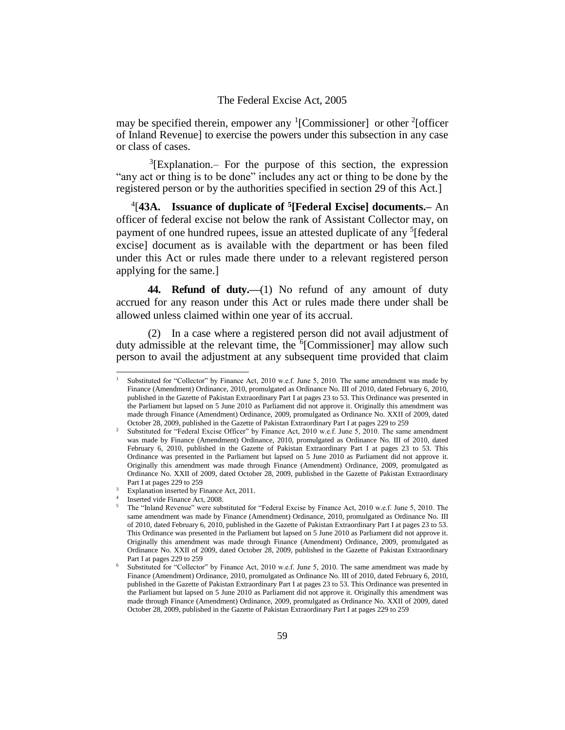may be specified therein, empower any [1][Commissioner] or other [2][officer of Inland Revenue] to exercise the powers under this subsection in any case or class of cases.

[3][Explanation.– For the purpose of this section, the expression "any act or thing is to be done" includes any act or thing to be done by the registered person or by the authorities specified in section 29 of this Act.]

[4][**43A. Issuance of duplicate of [5][Federal Excise] documents.–** An officer of federal excise not below the rank of Assistant Collector may, on payment of one hundred rupees, issue an attested duplicate of any [5][federal excise] document as is available with the department or has been filed under this Act or rules made there under to a relevant registered person applying for the same.]

**44. Refund of duty.—**(1) No refund of any amount of duty accrued for any reason under this Act or rules made there under shall be allowed unless claimed within one year of its accrual.

(2) In a case where a registered person did not avail adjustment of duty admissible at the relevant time, the [6][Commissioner] may allow such person to avail the adjustment at any subsequent time provided that claim

---

1. Substituted for "Collector" by Finance Act, 2010 w.e.f. June 5, 2010. The same amendment was made by Finance (Amendment) Ordinance, 2010, promulgated as Ordinance No. III of 2010, dated February 6, 2010, published in the Gazette of Pakistan Extraordinary Part I at pages 23 to 53. This Ordinance was presented in the Parliament but lapsed on 5 June 2010 as Parliament did not approve it. Originally this amendment was made through Finance (Amendment) Ordinance, 2009, promulgated as Ordinance No. XXII of 2009, dated October 28, 2009, published in the Gazette of Pakistan Extraordinary Part I at pages 229 to 259
2. Substituted for "Federal Excise Officer" by Finance Act, 2010 w.e.f. June 5, 2010. The same amendment was made by Finance (Amendment) Ordinance, 2010, promulgated as Ordinance No. III of 2010, dated February 6, 2010, published in the Gazette of Pakistan Extraordinary Part I at pages 23 to 53. This Ordinance was presented in the Parliament but lapsed on 5 June 2010 as Parliament did not approve it. Originally this amendment was made through Finance (Amendment) Ordinance, 2009, promulgated as Ordinance No. XXII of 2009, dated October 28, 2009, published in the Gazette of Pakistan Extraordinary Part I at pages 229 to 259
3. Explanation inserted by Finance Act, 2011.
4. Inserted vide Finance Act, 2008.
5. The "Inland Revenue" were substituted for "Federal Excise by Finance Act, 2010 w.e.f. June 5, 2010. The same amendment was made by Finance (Amendment) Ordinance, 2010, promulgated as Ordinance No. III of 2010, dated February 6, 2010, published in the Gazette of Pakistan Extraordinary Part I at pages 23 to 53. This Ordinance was presented in the Parliament but lapsed on 5 June 2010 as Parliament did not approve it. Originally this amendment was made through Finance (Amendment) Ordinance, 2009, promulgated as Ordinance No. XXII of 2009, dated October 28, 2009, published in the Gazette of Pakistan Extraordinary Part I at pages 229 to 259
6. Substituted for "Collector" by Finance Act, 2010 w.e.f. June 5, 2010. The same amendment was made by Finance (Amendment) Ordinance, 2010, promulgated as Ordinance No. III of 2010, dated February 6, 2010, published in the Gazette of Pakistan Extraordinary Part I at pages 23 to 53. This Ordinance was presented in the Parliament but lapsed on 5 June 2010 as Parliament did not approve it. Originally this amendment was made through Finance (Amendment) Ordinance, 2009, promulgated as Ordinance No. XXII of 2009, dated October 28, 2009, published in the Gazette of Pakistan Extraordinary Part I at pages 229 to 259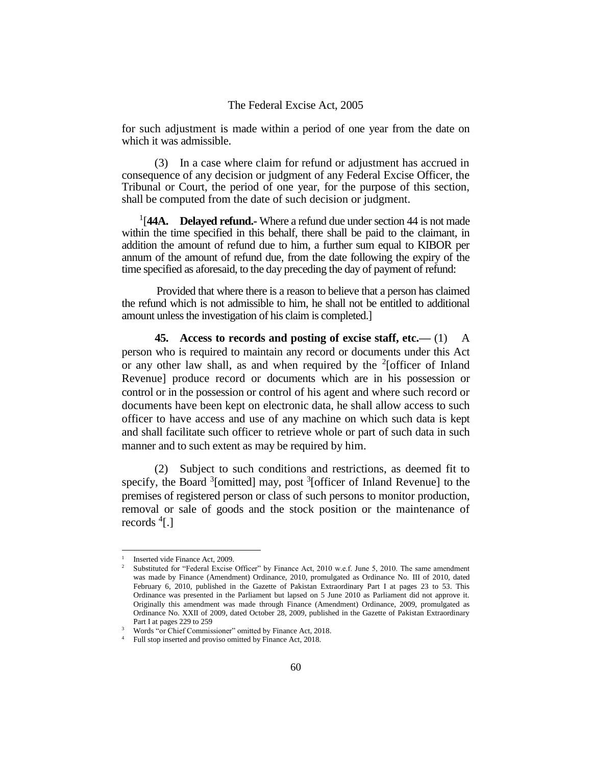for such adjustment is made within a period of one year from the date on which it was admissible.

(3) In a case where claim for refund or adjustment has accrued in consequence of any decision or judgment of any Federal Excise Officer, the Tribunal or Court, the period of one year, for the purpose of this section, shall be computed from the date of such decision or judgment.

[1][**44A. Delayed refund.-** Where a refund due under section 44 is not made within the time specified in this behalf, there shall be paid to the claimant, in addition the amount of refund due to him, a further sum equal to KIBOR per annum of the amount of refund due, from the date following the expiry of the time specified as aforesaid, to the day preceding the day of payment of refund:

Provided that where there is a reason to believe that a person has claimed the refund which is not admissible to him, he shall not be entitled to additional amount unless the investigation of his claim is completed.]

**45. Access to records and posting of excise staff, etc.—** (1) A person who is required to maintain any record or documents under this Act or any other law shall, as and when required by the [2][officer of Inland Revenue] produce record or documents which are in his possession or control or in the possession or control of his agent and where such record or documents have been kept on electronic data, he shall allow access to such officer to have access and use of any machine on which such data is kept and shall facilitate such officer to retrieve whole or part of such data in such manner and to such extent as may be required by him.

(2) Subject to such conditions and restrictions, as deemed fit to specify, the Board [3][omitted] may, post [3][officer of Inland Revenue] to the premises of registered person or class of such persons to monitor production, removal or sale of goods and the stock position or the maintenance of records [4][.]

---

1. Inserted vide Finance Act, 2009.
2. Substituted for "Federal Excise Officer" by Finance Act, 2010 w.e.f. June 5, 2010. The same amendment was made by Finance (Amendment) Ordinance, 2010, promulgated as Ordinance No. III of 2010, dated February 6, 2010, published in the Gazette of Pakistan Extraordinary Part I at pages 23 to 53. This Ordinance was presented in the Parliament but lapsed on 5 June 2010 as Parliament did not approve it. Originally this amendment was made through Finance (Amendment) Ordinance, 2009, promulgated as Ordinance No. XXII of 2009, dated October 28, 2009, published in the Gazette of Pakistan Extraordinary Part I at pages 229 to 259
3. Words "or Chief Commissioner" omitted by Finance Act, 2018.
4. Full stop inserted and proviso omitted by Finance Act, 2018.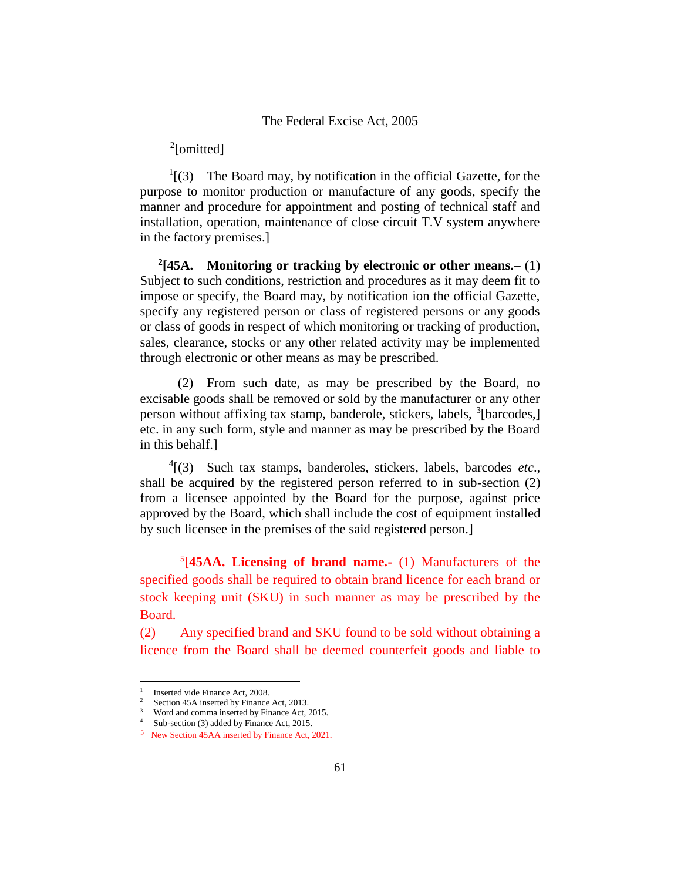[2][omitted]

[1][(3) The Board may, by notification in the official Gazette, for the purpose to monitor production or manufacture of any goods, specify the manner and procedure for appointment and posting of technical staff and installation, operation, maintenance of close circuit T.V system anywhere in the factory premises.]

[2][**45A. Monitoring or tracking by electronic or other means.–** (1) Subject to such conditions, restriction and procedures as it may deem fit to impose or specify, the Board may, by notification ion the official Gazette, specify any registered person or class of registered persons or any goods or class of goods in respect of which monitoring or tracking of production, sales, clearance, stocks or any other related activity may be implemented through electronic or other means as may be prescribed.

(2) From such date, as may be prescribed by the Board, no excisable goods shall be removed or sold by the manufacturer or any other person without affixing tax stamp, banderole, stickers, labels, [3][barcodes,] etc. in any such form, style and manner as may be prescribed by the Board in this behalf.]

[4][(3) Such tax stamps, banderoles, stickers, labels, barcodes *etc*., shall be acquired by the registered person referred to in sub-section (2) from a licensee appointed by the Board for the purpose, against price approved by the Board, which shall include the cost of equipment installed by such licensee in the premises of the said registered person.]

[5][**45AA. Licensing of brand name.-** (1) Manufacturers of the specified goods shall be required to obtain brand licence for each brand or stock keeping unit (SKU) in such manner as may be prescribed by the Board.

(2) Any specified brand and SKU found to be sold without obtaining a licence from the Board shall be deemed counterfeit goods and liable to

---

1 Inserted vide Finance Act, 2008.
2 Section 45A inserted by Finance Act, 2013.
3 Word and comma inserted by Finance Act, 2015.
4 Sub-section (3) added by Finance Act, 2015.
5 New Section 45AA inserted by Finance Act, 2021.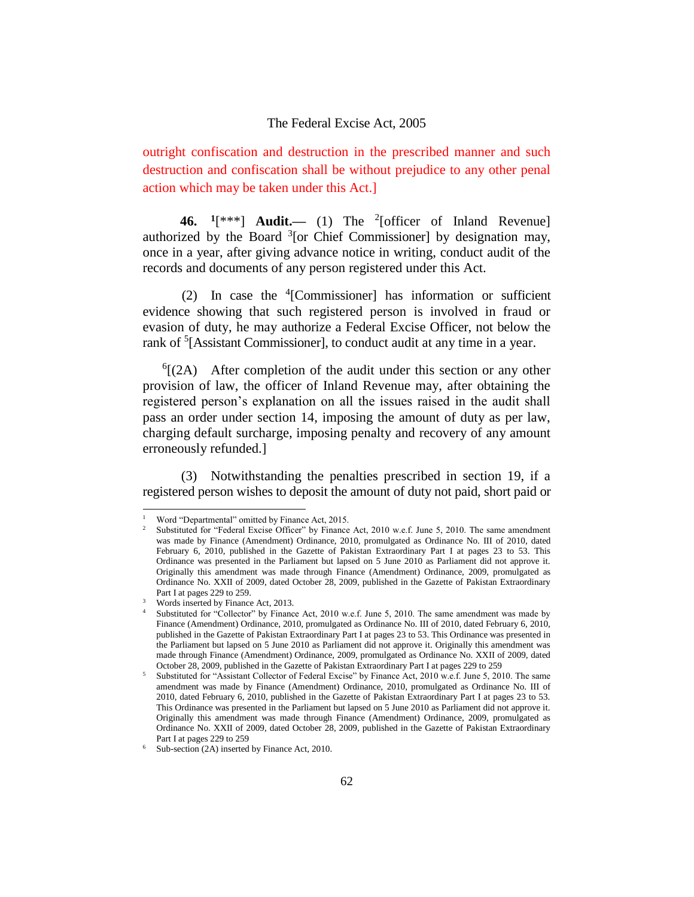outright confiscation and destruction in the prescribed manner and such destruction and confiscation shall be without prejudice to any other penal action which may be taken under this Act.]

**46.** [1][***] **Audit.—** (1) The [2][officer of Inland Revenue] authorized by the Board [3][or Chief Commissioner] by designation may, once in a year, after giving advance notice in writing, conduct audit of the records and documents of any person registered under this Act.

(2) In case the [4][Commissioner] has information or sufficient evidence showing that such registered person is involved in fraud or evasion of duty, he may authorize a Federal Excise Officer, not below the rank of [5][Assistant Commissioner], to conduct audit at any time in a year.

[6][(2A) After completion of the audit under this section or any other provision of law, the officer of Inland Revenue may, after obtaining the registered person's explanation on all the issues raised in the audit shall pass an order under section 14, imposing the amount of duty as per law, charging default surcharge, imposing penalty and recovery of any amount erroneously refunded.]

(3) Notwithstanding the penalties prescribed in section 19, if a registered person wishes to deposit the amount of duty not paid, short paid or

---

1. Word "Departmental" omitted by Finance Act, 2015.
2. Substituted for "Federal Excise Officer" by Finance Act, 2010 w.e.f. June 5, 2010. The same amendment was made by Finance (Amendment) Ordinance, 2010, promulgated as Ordinance No. III of 2010, dated February 6, 2010, published in the Gazette of Pakistan Extraordinary Part I at pages 23 to 53. This Ordinance was presented in the Parliament but lapsed on 5 June 2010 as Parliament did not approve it. Originally this amendment was made through Finance (Amendment) Ordinance, 2009, promulgated as Ordinance No. XXII of 2009, dated October 28, 2009, published in the Gazette of Pakistan Extraordinary Part I at pages 229 to 259.
3. Words inserted by Finance Act, 2013.
4. Substituted for "Collector" by Finance Act, 2010 w.e.f. June 5, 2010. The same amendment was made by Finance (Amendment) Ordinance, 2010, promulgated as Ordinance No. III of 2010, dated February 6, 2010, published in the Gazette of Pakistan Extraordinary Part I at pages 23 to 53. This Ordinance was presented in the Parliament but lapsed on 5 June 2010 as Parliament did not approve it. Originally this amendment was made through Finance (Amendment) Ordinance, 2009, promulgated as Ordinance No. XXII of 2009, dated October 28, 2009, published in the Gazette of Pakistan Extraordinary Part I at pages 229 to 259
5. Substituted for "Assistant Collector of Federal Excise" by Finance Act, 2010 w.e.f. June 5, 2010. The same amendment was made by Finance (Amendment) Ordinance, 2010, promulgated as Ordinance No. III of 2010, dated February 6, 2010, published in the Gazette of Pakistan Extraordinary Part I at pages 23 to 53. This Ordinance was presented in the Parliament but lapsed on 5 June 2010 as Parliament did not approve it. Originally this amendment was made through Finance (Amendment) Ordinance, 2009, promulgated as Ordinance No. XXII of 2009, dated October 28, 2009, published in the Gazette of Pakistan Extraordinary Part I at pages 229 to 259
6. Sub-section (2A) inserted by Finance Act, 2010.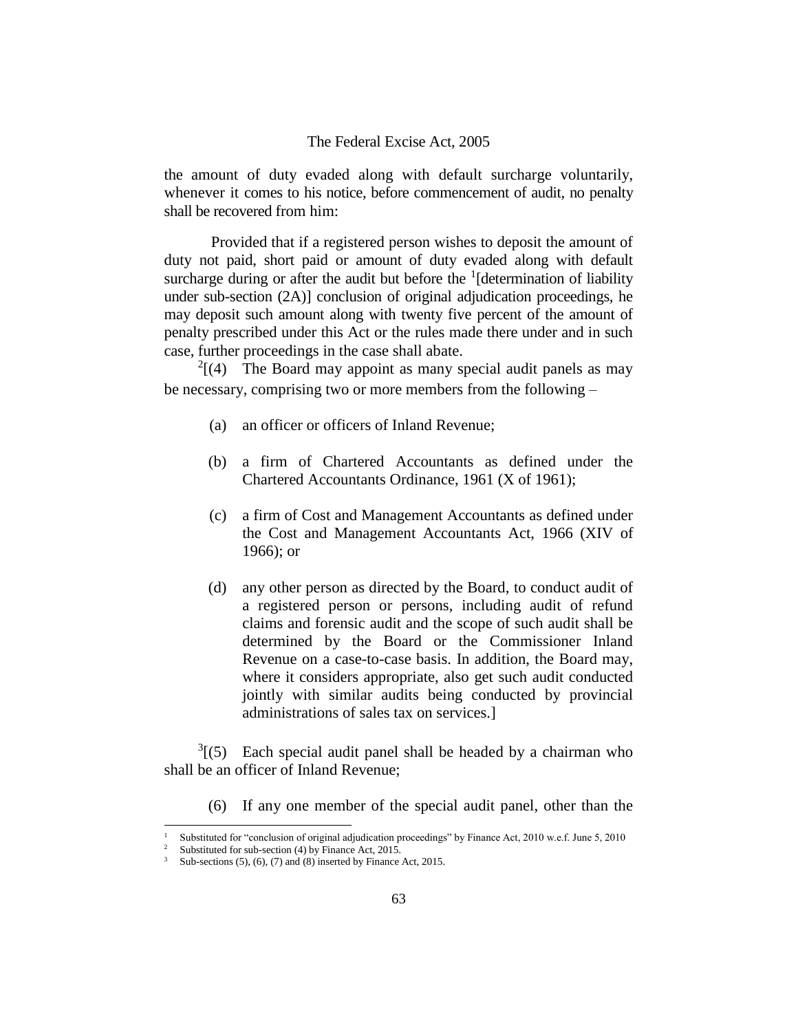the amount of duty evaded along with default surcharge voluntarily, whenever it comes to his notice, before commencement of audit, no penalty shall be recovered from him:

Provided that if a registered person wishes to deposit the amount of duty not paid, short paid or amount of duty evaded along with default surcharge during or after the audit but before the [1][determination of liability under sub-section (2A)] conclusion of original adjudication proceedings, he may deposit such amount along with twenty five percent of the amount of penalty prescribed under this Act or the rules made there under and in such case, further proceedings in the case shall abate.

[2][(4) The Board may appoint as many special audit panels as may be necessary, comprising two or more members from the following –

(a) an officer or officers of Inland Revenue;

(b) a firm of Chartered Accountants as defined under the Chartered Accountants Ordinance, 1961 (X of 1961);

(c) a firm of Cost and Management Accountants as defined under the Cost and Management Accountants Act, 1966 (XIV of 1966); or

(d) any other person as directed by the Board, to conduct audit of a registered person or persons, including audit of refund claims and forensic audit and the scope of such audit shall be determined by the Board or the Commissioner Inland Revenue on a case-to-case basis. In addition, the Board may, where it considers appropriate, also get such audit conducted jointly with similar audits being conducted by provincial administrations of sales tax on services.]

[3][(5) Each special audit panel shall be headed by a chairman who shall be an officer of Inland Revenue;

(6) If any one member of the special audit panel, other than the

---

1 Substituted for "conclusion of original adjudication proceedings" by Finance Act, 2010 w.e.f. June 5, 2010

2 Substituted for sub-section (4) by Finance Act, 2015.

3 Sub-sections (5), (6), (7) and (8) inserted by Finance Act, 2015.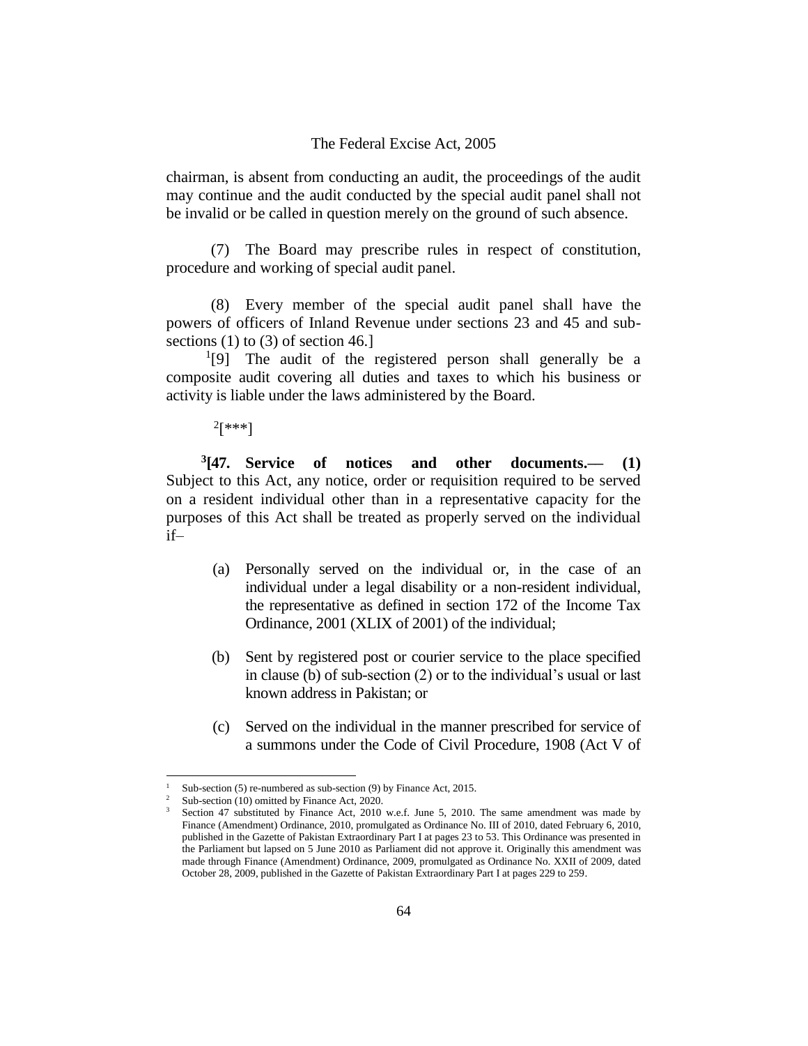chairman, is absent from conducting an audit, the proceedings of the audit may continue and the audit conducted by the special audit panel shall not be invalid or be called in question merely on the ground of such absence.

(7) The Board may prescribe rules in respect of constitution, procedure and working of special audit panel.

(8) Every member of the special audit panel shall have the powers of officers of Inland Revenue under sections 23 and 45 and sub-sections (1) to (3) of section 46.]

[1][9] The audit of the registered person shall generally be a composite audit covering all duties and taxes to which his business or activity is liable under the laws administered by the Board.

[2][***]

**[3][47. Service of notices and other documents.— (1)** Subject to this Act, any notice, order or requisition required to be served on a resident individual other than in a representative capacity for the purposes of this Act shall be treated as properly served on the individual if–

(a) Personally served on the individual or, in the case of an individual under a legal disability or a non-resident individual, the representative as defined in section 172 of the Income Tax Ordinance, 2001 (XLIX of 2001) of the individual;

(b) Sent by registered post or courier service to the place specified in clause (b) of sub-section (2) or to the individual's usual or last known address in Pakistan; or

(c) Served on the individual in the manner prescribed for service of a summons under the Code of Civil Procedure, 1908 (Act V of

---

[1] Sub-section (5) re-numbered as sub-section (9) by Finance Act, 2015.

[2] Sub-section (10) omitted by Finance Act, 2020.

[3] Section 47 substituted by Finance Act, 2010 w.e.f. June 5, 2010. The same amendment was made by Finance (Amendment) Ordinance, 2010, promulgated as Ordinance No. III of 2010, dated February 6, 2010, published in the Gazette of Pakistan Extraordinary Part I at pages 23 to 53. This Ordinance was presented in the Parliament but lapsed on 5 June 2010 as Parliament did not approve it. Originally this amendment was made through Finance (Amendment) Ordinance, 2009, promulgated as Ordinance No. XXII of 2009, dated October 28, 2009, published in the Gazette of Pakistan Extraordinary Part I at pages 229 to 259.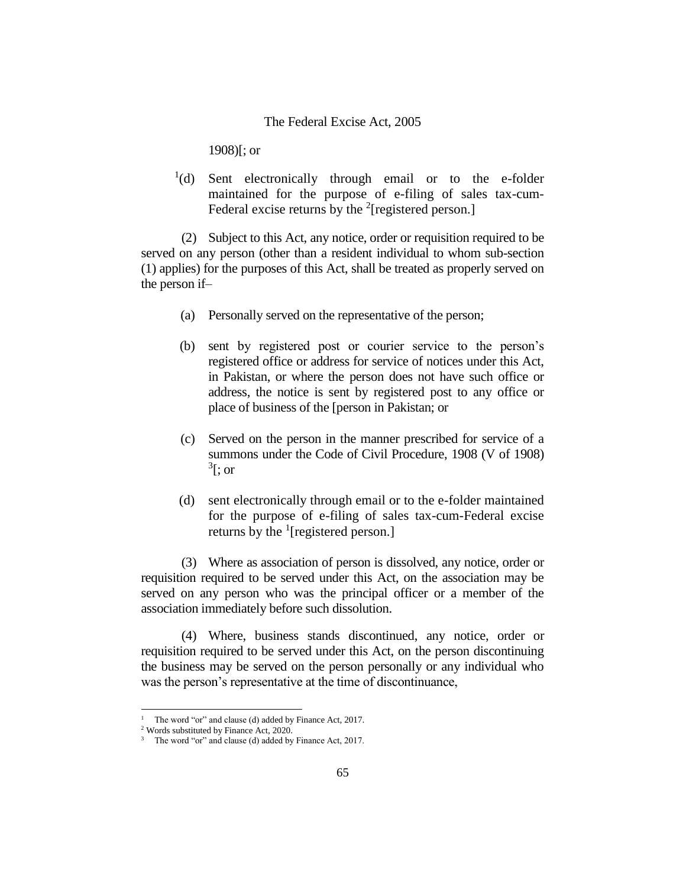1908)[; or

[1](d) Sent electronically through email or to the e-folder maintained for the purpose of e-filing of sales tax-cum-Federal excise returns by the [2][registered person.]

(2) Subject to this Act, any notice, order or requisition required to be served on any person (other than a resident individual to whom sub-section (1) applies) for the purposes of this Act, shall be treated as properly served on the person if–

(a) Personally served on the representative of the person;

(b) sent by registered post or courier service to the person's registered office or address for service of notices under this Act, in Pakistan, or where the person does not have such office or address, the notice is sent by registered post to any office or place of business of the [person in Pakistan; or

(c) Served on the person in the manner prescribed for service of a summons under the Code of Civil Procedure, 1908 (V of 1908) [3][; or

(d) sent electronically through email or to the e-folder maintained for the purpose of e-filing of sales tax-cum-Federal excise returns by the [1][registered person.]

(3) Where as association of person is dissolved, any notice, order or requisition required to be served under this Act, on the association may be served on any person who was the principal officer or a member of the association immediately before such dissolution.

(4) Where, business stands discontinued, any notice, order or requisition required to be served under this Act, on the person discontinuing the business may be served on the person personally or any individual who was the person's representative at the time of discontinuance,

---

[1] The word "or" and clause (d) added by Finance Act, 2017.

[2] Words substituted by Finance Act, 2020.

[3] The word "or" and clause (d) added by Finance Act, 2017.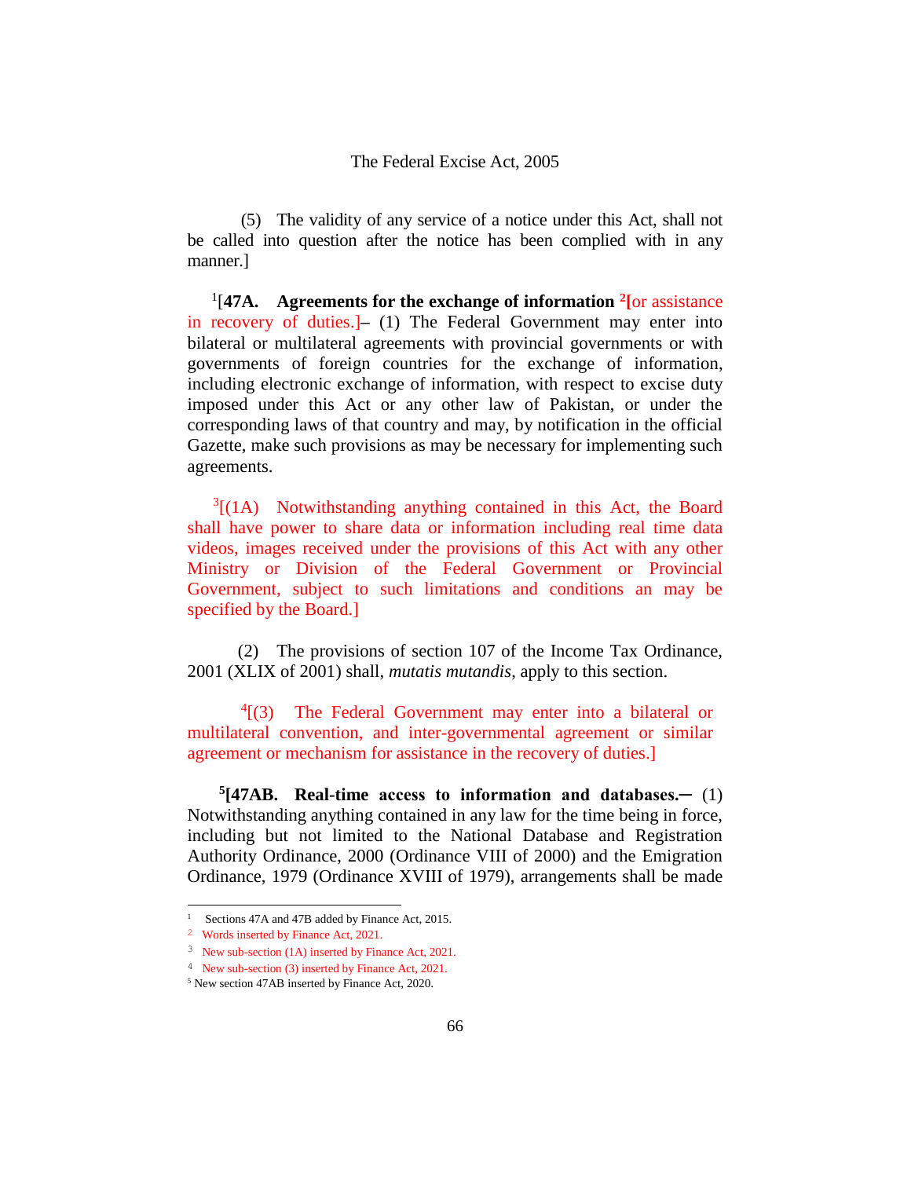(5) The validity of any service of a notice under this Act, shall not be called into question after the notice has been complied with in any manner.]

[1][**47A. Agreements for the exchange of information** [2][or assistance in recovery of duties.]– (1) The Federal Government may enter into bilateral or multilateral agreements with provincial governments or with governments of foreign countries for the exchange of information, including electronic exchange of information, with respect to excise duty imposed under this Act or any other law of Pakistan, or under the corresponding laws of that country and may, by notification in the official Gazette, make such provisions as may be necessary for implementing such agreements.

[3][(1A) Notwithstanding anything contained in this Act, the Board shall have power to share data or information including real time data videos, images received under the provisions of this Act with any other Ministry or Division of the Federal Government or Provincial Government, subject to such limitations and conditions an may be specified by the Board.]

(2) The provisions of section 107 of the Income Tax Ordinance, 2001 (XLIX of 2001) shall, *mutatis mutandis*, apply to this section.

[4][(3) The Federal Government may enter into a bilateral or multilateral convention, and inter-governmental agreement or similar agreement or mechanism for assistance in the recovery of duties.]

[5][**47AB. Real-time access to information and databases.─** (1) Notwithstanding anything contained in any law for the time being in force, including but not limited to the National Database and Registration Authority Ordinance, 2000 (Ordinance VIII of 2000) and the Emigration Ordinance, 1979 (Ordinance XVIII of 1979), arrangements shall be made

---

[1] Sections 47A and 47B added by Finance Act, 2015.

[2] Words inserted by Finance Act, 2021.

[3] New sub-section (1A) inserted by Finance Act, 2021.

[4] New sub-section (3) inserted by Finance Act, 2021.

[5] New section 47AB inserted by Finance Act, 2020.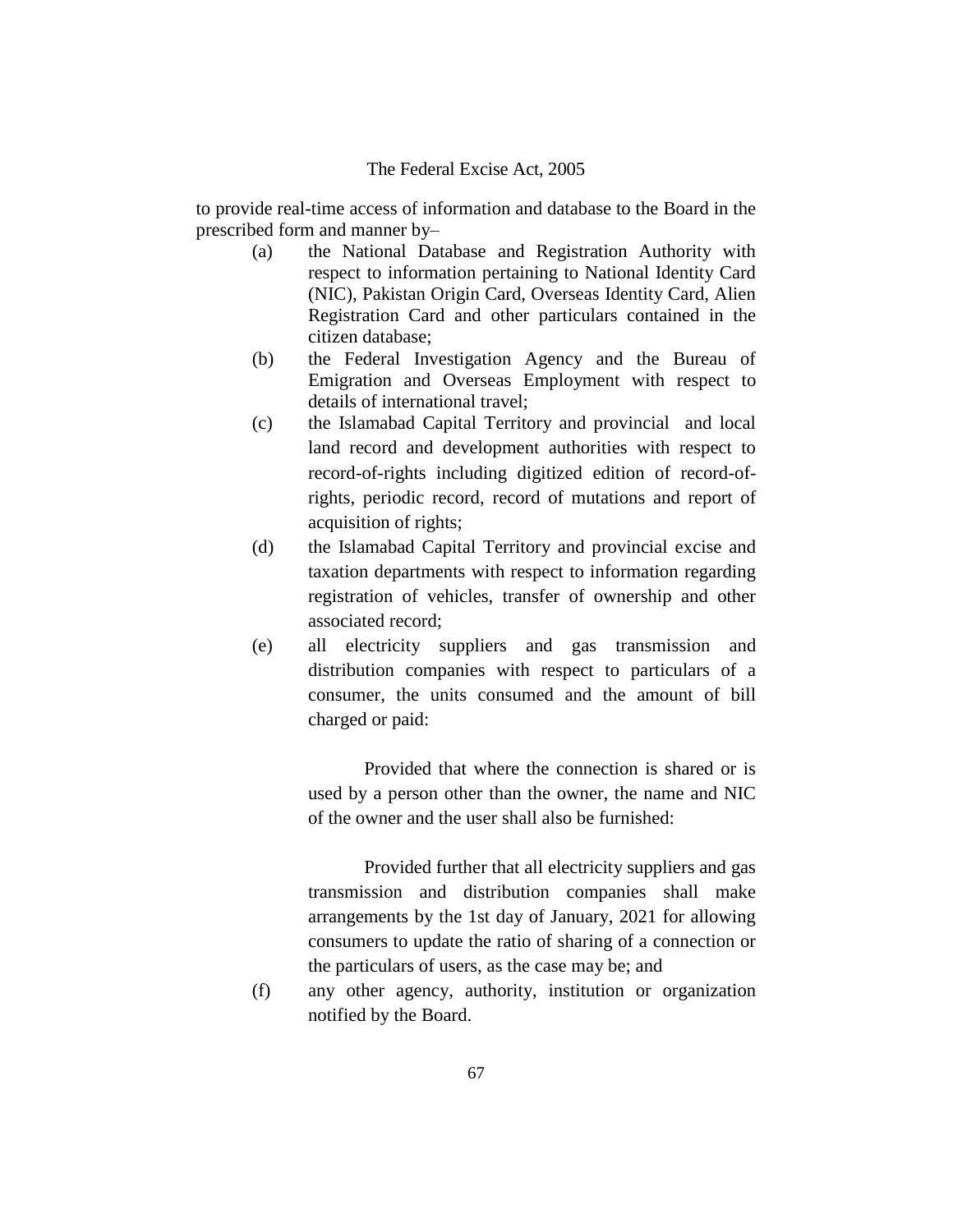to provide real-time access of information and database to the Board in the prescribed form and manner by–

(a) the National Database and Registration Authority with respect to information pertaining to National Identity Card (NIC), Pakistan Origin Card, Overseas Identity Card, Alien Registration Card and other particulars contained in the citizen database;

(b) the Federal Investigation Agency and the Bureau of Emigration and Overseas Employment with respect to details of international travel;

(c) the Islamabad Capital Territory and provincial and local land record and development authorities with respect to record-of-rights including digitized edition of record-of-rights, periodic record, record of mutations and report of acquisition of rights;

(d) the Islamabad Capital Territory and provincial excise and taxation departments with respect to information regarding registration of vehicles, transfer of ownership and other associated record;

(e) all electricity suppliers and gas transmission and distribution companies with respect to particulars of a consumer, the units consumed and the amount of bill charged or paid:

Provided that where the connection is shared or is used by a person other than the owner, the name and NIC of the owner and the user shall also be furnished:

Provided further that all electricity suppliers and gas transmission and distribution companies shall make arrangements by the 1st day of January, 2021 for allowing consumers to update the ratio of sharing of a connection or the particulars of users, as the case may be; and

(f) any other agency, authority, institution or organization notified by the Board.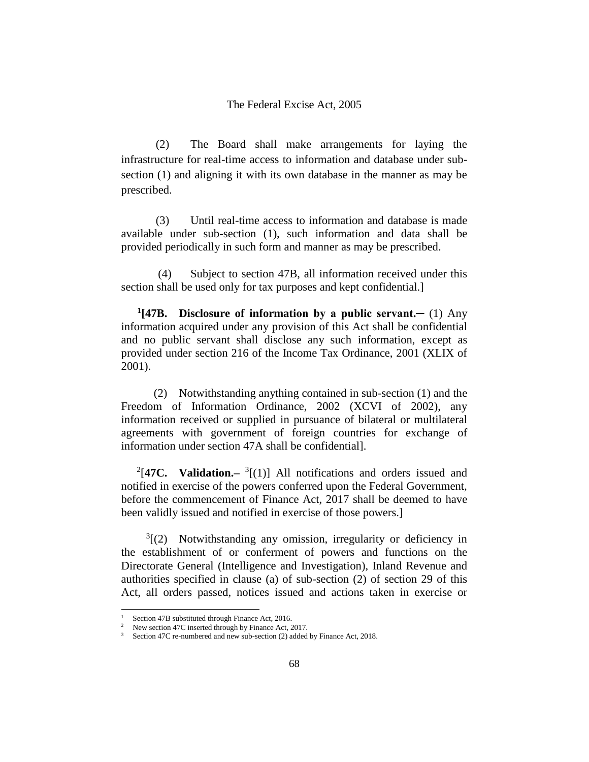(2) The Board shall make arrangements for laying the infrastructure for real-time access to information and database under sub-section (1) and aligning it with its own database in the manner as may be prescribed.

(3) Until real-time access to information and database is made available under sub-section (1), such information and data shall be provided periodically in such form and manner as may be prescribed.

(4) Subject to section 47B, all information received under this section shall be used only for tax purposes and kept confidential.]

[1][**47B. Disclosure of information by a public servant.**─ (1) Any information acquired under any provision of this Act shall be confidential and no public servant shall disclose any such information, except as provided under section 216 of the Income Tax Ordinance, 2001 (XLIX of 2001).

(2) Notwithstanding anything contained in sub-section (1) and the Freedom of Information Ordinance, 2002 (XCVI of 2002), any information received or supplied in pursuance of bilateral or multilateral agreements with government of foreign countries for exchange of information under section 47A shall be confidential].

[2][**47C. Validation.–** [3][(1)] All notifications and orders issued and notified in exercise of the powers conferred upon the Federal Government, before the commencement of Finance Act, 2017 shall be deemed to have been validly issued and notified in exercise of those powers.]

[3][(2) Notwithstanding any omission, irregularity or deficiency in the establishment of or conferment of powers and functions on the Directorate General (Intelligence and Investigation), Inland Revenue and authorities specified in clause (a) of sub-section (2) of section 29 of this Act, all orders passed, notices issued and actions taken in exercise or

---

[1] Section 47B substituted through Finance Act, 2016.

[2] New section 47C inserted through by Finance Act, 2017.

[3] Section 47C re-numbered and new sub-section (2) added by Finance Act, 2018.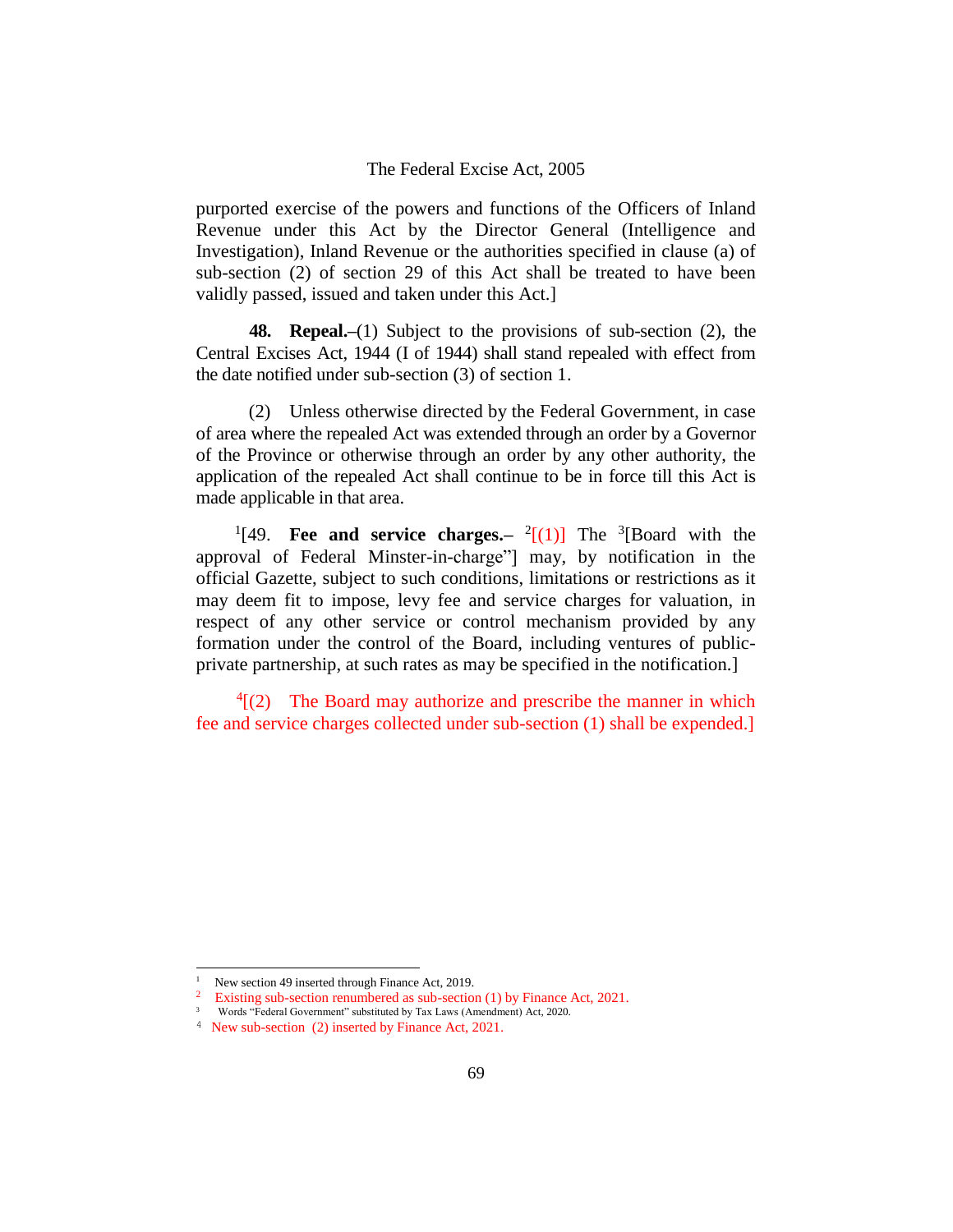purported exercise of the powers and functions of the Officers of Inland Revenue under this Act by the Director General (Intelligence and Investigation), Inland Revenue or the authorities specified in clause (a) of sub-section (2) of section 29 of this Act shall be treated to have been validly passed, issued and taken under this Act.]

**48. Repeal.**–(1) Subject to the provisions of sub-section (2), the Central Excises Act, 1944 (I of 1944) shall stand repealed with effect from the date notified under sub-section (3) of section 1.

(2) Unless otherwise directed by the Federal Government, in case of area where the repealed Act was extended through an order by a Governor of the Province or otherwise through an order by any other authority, the application of the repealed Act shall continue to be in force till this Act is made applicable in that area.

[1][49. **Fee and service charges.–** [2][(1)] The [3][Board with the approval of Federal Minster-in-charge"] may, by notification in the official Gazette, subject to such conditions, limitations or restrictions as it may deem fit to impose, levy fee and service charges for valuation, in respect of any other service or control mechanism provided by any formation under the control of the Board, including ventures of public-private partnership, at such rates as may be specified in the notification.]

[4][(2) The Board may authorize and prescribe the manner in which fee and service charges collected under sub-section (1) shall be expended.]

---

[1] New section 49 inserted through Finance Act, 2019.
[2] Existing sub-section renumbered as sub-section (1) by Finance Act, 2021.
[3] Words "Federal Government" substituted by Tax Laws (Amendment) Act, 2020.
[4] New sub-section (2) inserted by Finance Act, 2021.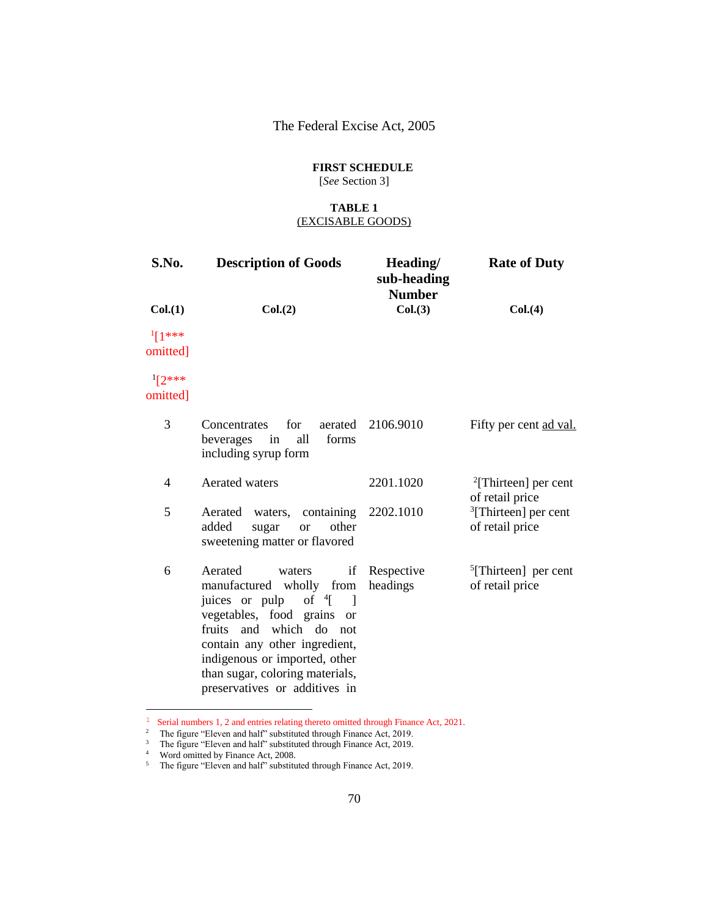The Federal Excise Act, 2005

**FIRST SCHEDULE**
[*See* Section 3]

**TABLE 1**
(EXCISABLE GOODS)

| S.No. | Description of Goods | Heading/ sub-heading Number | Rate of Duty |
|---|---|---|---|
| Col.(1) | Col.(2) | Col.(3) | Col.(4) |
| [1][1*** omitted] | | | |
| [1][2*** omitted] | | | |
| 3 | Concentrates for aerated beverages in all forms including syrup form | 2106.9010 | Fifty per cent ad val. |
| 4 | Aerated waters | 2201.1020 | [2][Thirteen] per cent of retail price |
| 5 | Aerated waters, containing added sugar or other sweetening matter or flavored | 2202.1010 | [3][Thirteen] per cent of retail price |
| 6 | Aerated waters if manufactured wholly from juices or pulp of [4][ ] vegetables, food grains or fruits and which do not contain any other ingredient, indigenous or imported, other than sugar, coloring materials, preservatives or additives in | Respective headings | [5][Thirteen] per cent of retail price |

---

[1] Serial numbers 1, 2 and entries relating thereto omitted through Finance Act, 2021.
[2] The figure "Eleven and half" substituted through Finance Act, 2019.
[3] The figure "Eleven and half" substituted through Finance Act, 2019.
[4] Word omitted by Finance Act, 2008.
[5] The figure "Eleven and half" substituted through Finance Act, 2019.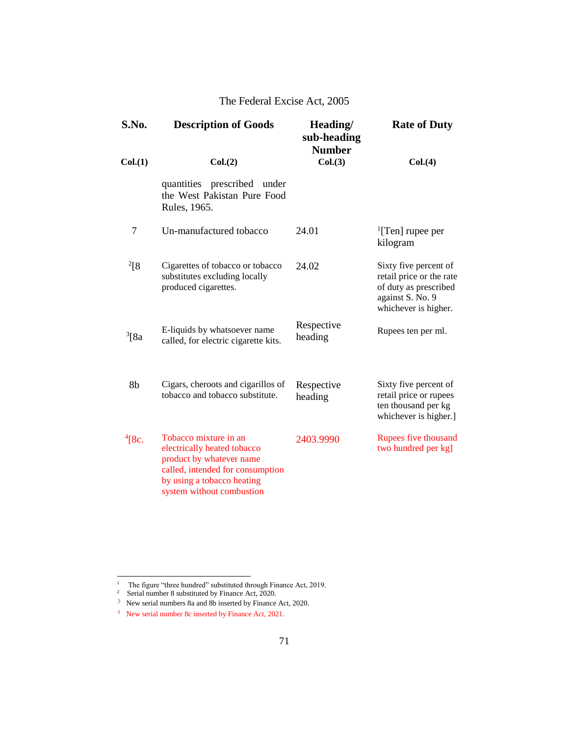| S.No. | Description of Goods | Heading/ sub-heading Number | Rate of Duty |
|---|---|---|---|
| Col.(1) | Col.(2) | Col.(3) | Col.(4) |
| | quantities prescribed under the West Pakistan Pure Food Rules, 1965. | | |
| 7 | Un-manufactured tobacco | 24.01 | [1][Ten] rupee per kilogram |
| [2][8 | Cigarettes of tobacco or tobacco substitutes excluding locally produced cigarettes. | 24.02 | Sixty five percent of retail price or the rate of duty as prescribed against S. No. 9 whichever is higher. |
| [3][8a | E-liquids by whatsoever name called, for electric cigarette kits. | Respective heading | Rupees ten per ml. |
| 8b | Cigars, cheroots and cigarillos of tobacco and tobacco substitute. | Respective heading | Sixty five percent of retail price or rupees ten thousand per kg whichever is higher.] |
| [4][8c. | Tobacco mixture in an electrically heated tobacco product by whatever name called, intended for consumption by using a tobacco heating system without combustion | 2403.9990 | Rupees five thousand two hundred per kg] |

---

1 The figure "three hundred" substituted through Finance Act, 2019.
2 Serial number 8 substituted by Finance Act, 2020.
3 New serial numbers 8a and 8b inserted by Finance Act, 2020.
4 New serial number 8c inserted by Finance Act, 2021.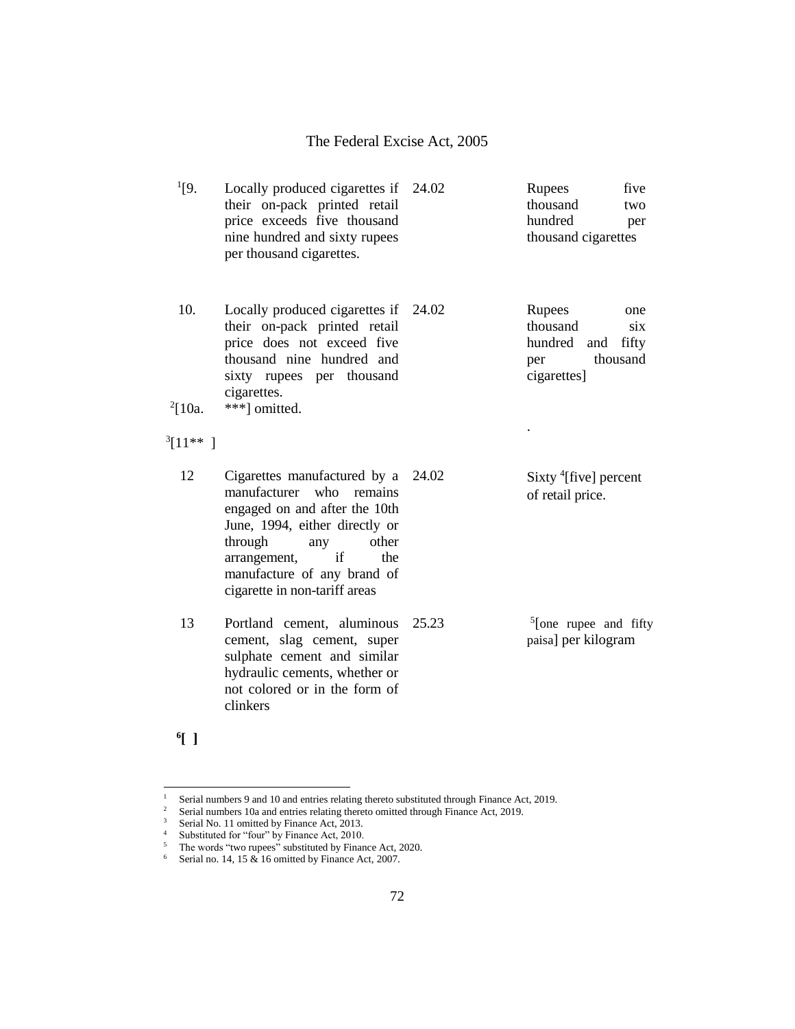| | | | |
|---|---|---|---|
| [1][9. | Locally produced cigarettes if their on-pack printed retail price exceeds five thousand nine hundred and sixty rupees per thousand cigarettes. | 24.02 | Rupees five thousand two hundred per thousand cigarettes |
| 10. | Locally produced cigarettes if their on-pack printed retail price does not exceed five thousand nine hundred and sixty rupees per thousand cigarettes. | 24.02 | Rupees one thousand six hundred and fifty per thousand cigarettes] |
| [2][10a. | ***] omitted. | | . |
| [3][11** ] | | | |
| 12 | Cigarettes manufactured by a manufacturer who remains engaged on and after the 10th June, 1994, either directly or through any other arrangement, if the manufacture of any brand of cigarette in non-tariff areas | 24.02 | Sixty [4][five] percent of retail price. |
| 13 | Portland cement, aluminous cement, slag cement, super sulphate cement and similar hydraulic cements, whether or not colored or in the form of clinkers | 25.23 | [5][one rupee and fifty paisa] per kilogram |
| **[6][ ]** | | | |

---

1. Serial numbers 9 and 10 and entries relating thereto substituted through Finance Act, 2019.
2. Serial numbers 10a and entries relating thereto omitted through Finance Act, 2019.
3. Serial No. 11 omitted by Finance Act, 2013.
4. Substituted for "four" by Finance Act, 2010.
5. The words "two rupees" substituted by Finance Act, 2020.
6. Serial no. 14, 15 & 16 omitted by Finance Act, 2007.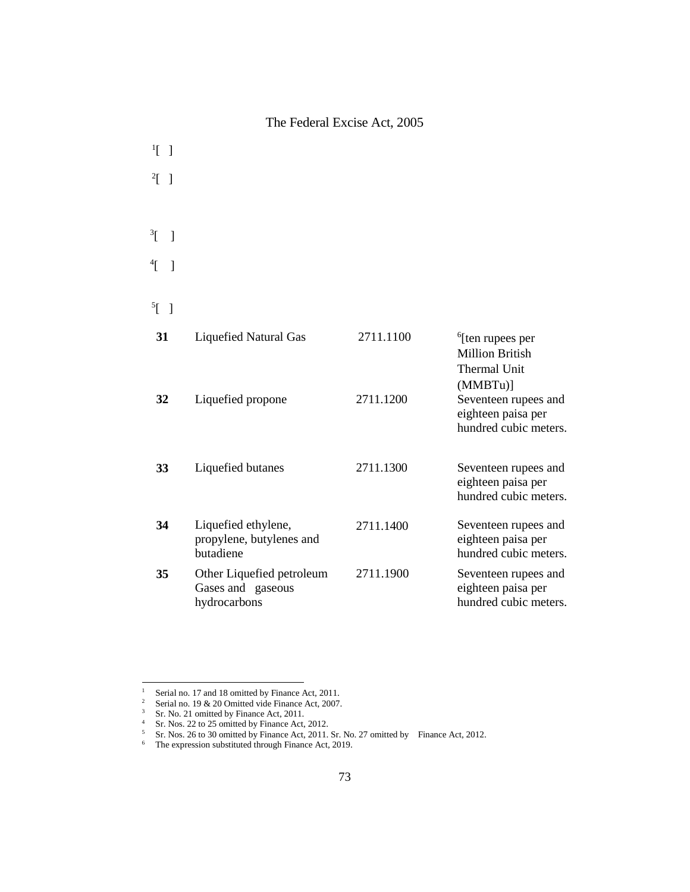[1][ ]

[2][ ]

[3][ ]

[4][ ]

[5][ ]

| | | | |
|---|---|---|---|
| **31** | Liquefied Natural Gas | 2711.1100 | [6][ten rupees per Million British Thermal Unit (MMBTu)] |
| **32** | Liquefied propone | 2711.1200 | Seventeen rupees and eighteen paisa per hundred cubic meters. |
| **33** | Liquefied butanes | 2711.1300 | Seventeen rupees and eighteen paisa per hundred cubic meters. |
| **34** | Liquefied ethylene, propylene, butylenes and butadiene | 2711.1400 | Seventeen rupees and eighteen paisa per hundred cubic meters. |
| **35** | Other Liquefied petroleum Gases and gaseous hydrocarbons | 2711.1900 | Seventeen rupees and eighteen paisa per hundred cubic meters. |

---

1 Serial no. 17 and 18 omitted by Finance Act, 2011.
2 Serial no. 19 & 20 Omitted vide Finance Act, 2007.
3 Sr. No. 21 omitted by Finance Act, 2011.
4 Sr. Nos. 22 to 25 omitted by Finance Act, 2012.
5 Sr. Nos. 26 to 30 omitted by Finance Act, 2011. Sr. No. 27 omitted by Finance Act, 2012.
6 The expression substituted through Finance Act, 2019.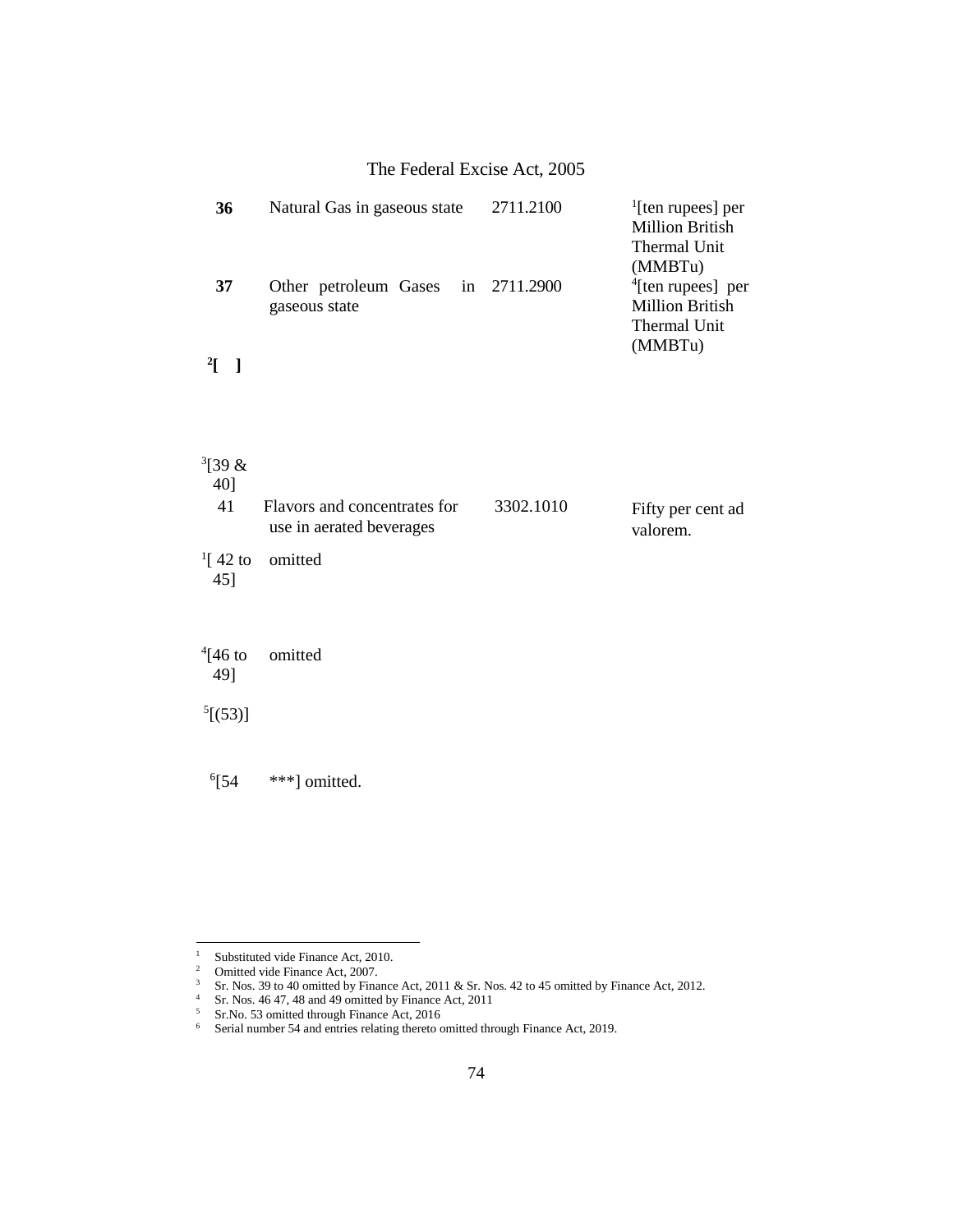| | | | |
|---|---|---|---|
| **36** | Natural Gas in gaseous state | 2711.2100 | [1][ten rupees] per Million British Thermal Unit (MMBTu) |
| **37** | Other petroleum Gases in gaseous state | 2711.2900 | [4][ten rupees] per Million British Thermal Unit (MMBTu) |
| **[2][ ]** | | | |
| [3][39 & 40] | | | |
| 41 | Flavors and concentrates for use in aerated beverages | 3302.1010 | Fifty per cent ad valorem. |
| [1][ 42 to 45] | omitted | | |
| [4][46 to 49] | omitted | | |
| [5][(53)] | | | |
| [6][54 | ***] omitted. | | |

---

1 Substituted vide Finance Act, 2010.
2 Omitted vide Finance Act, 2007.
3 Sr. Nos. 39 to 40 omitted by Finance Act, 2011 & Sr. Nos. 42 to 45 omitted by Finance Act, 2012.
4 Sr. Nos. 46 47, 48 and 49 omitted by Finance Act, 2011
5 Sr.No. 53 omitted through Finance Act, 2016
6 Serial number 54 and entries relating thereto omitted through Finance Act, 2019.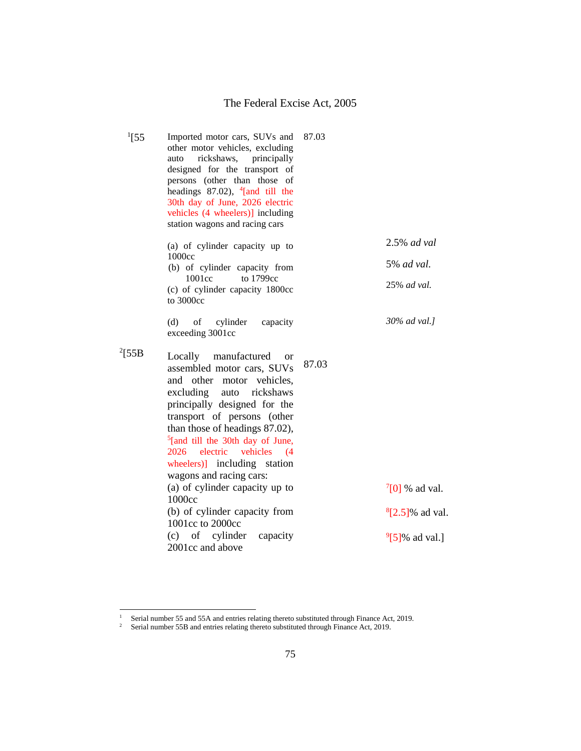The Federal Excise Act, 2005

| | | | |
|---|---|---|---|
| [1][55 | Imported motor cars, SUVs and other motor vehicles, excluding auto rickshaws, principally designed for the transport of persons (other than those of headings 87.02), [4][and till the 30th day of June, 2026 electric vehicles (4 wheelers)] including station wagons and racing cars | 87.03 | |
| | (a) of cylinder capacity up to 1000cc | | 2.5% *ad val* |
| | (b) of cylinder capacity from 1001cc to 1799cc | | 5% *ad val.* |
| | (c) of cylinder capacity 1800cc to 3000cc | | 25% *ad val.* |
| | (d) of cylinder capacity exceeding 3001cc | | *30% ad val.]* |
| [2][55B | Locally manufactured or assembled motor cars, SUVs and other motor vehicles, excluding auto rickshaws principally designed for the transport of persons (other than those of headings 87.02), [5][and till the 30th day of June, 2026 electric vehicles (4 wheelers)] including station wagons and racing cars: | 87.03 | |
| | (a) of cylinder capacity up to 1000cc | | [7][0] % ad val. |
| | (b) of cylinder capacity from 1001cc to 2000cc | | [8][2.5]% ad val. |
| | (c) of cylinder capacity 2001cc and above | | [9][5]% ad val.] |

---

[1] Serial number 55 and 55A and entries relating thereto substituted through Finance Act, 2019.

[2] Serial number 55B and entries relating thereto substituted through Finance Act, 2019.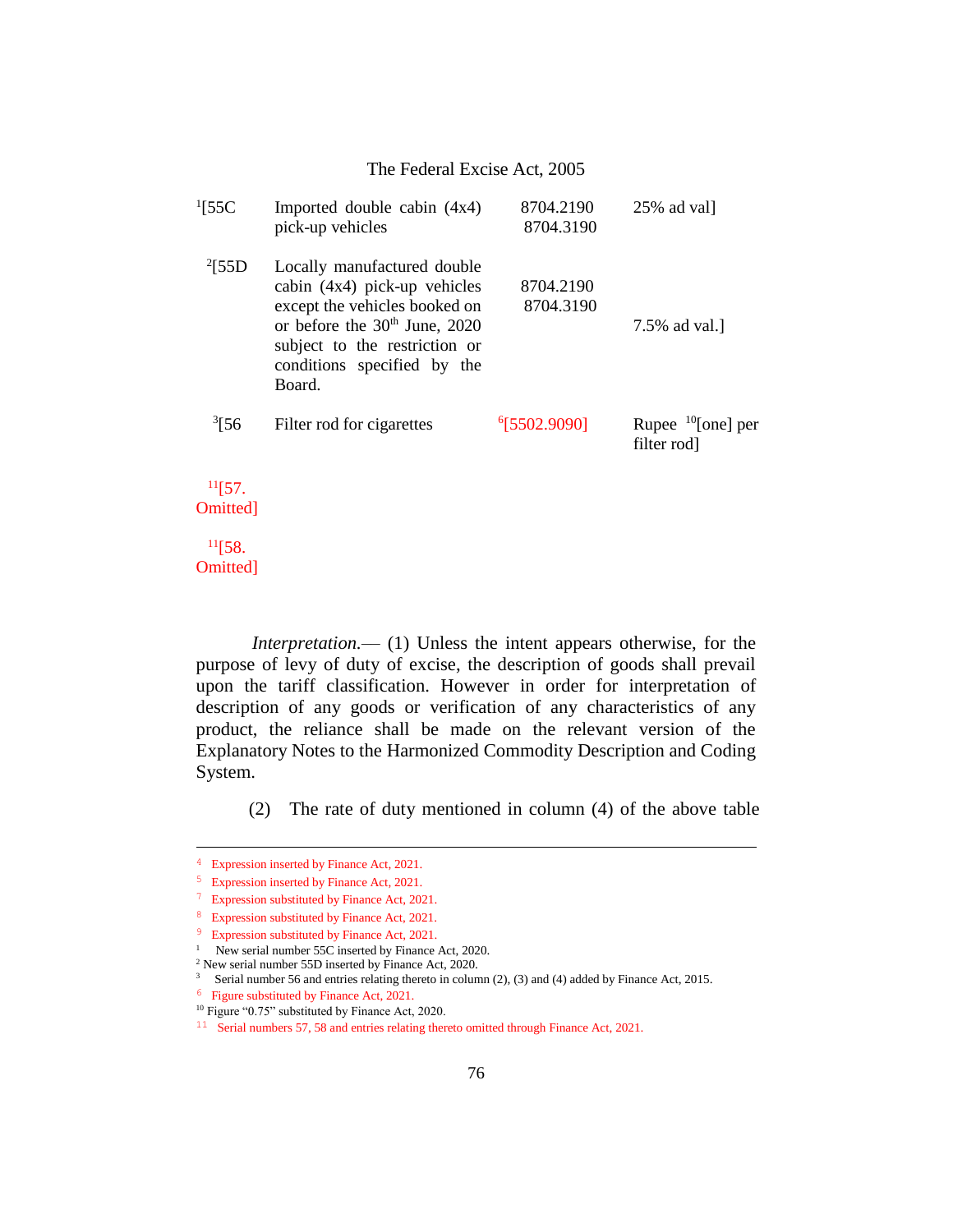| | | | |
|---|---|---|---|
| [1][55C | Imported double cabin (4x4) pick-up vehicles | 8704.2190<br>8704.3190 | 25% ad val] |
| [2][55D | Locally manufactured double cabin (4x4) pick-up vehicles except the vehicles booked on or before the 30th June, 2020 subject to the restriction or conditions specified by the Board. | 8704.2190<br>8704.3190 | 7.5% ad val.] |
| [3][56 | Filter rod for cigarettes | [6][5502.9090] | Rupee [10][one] per filter rod] |
| [11][57. Omitted] | | | |
| [11][58. Omitted] | | | |

*Interpretation.*— (1) Unless the intent appears otherwise, for the purpose of levy of duty of excise, the description of goods shall prevail upon the tariff classification. However in order for interpretation of description of any goods or verification of any characteristics of any product, the reliance shall be made on the relevant version of the Explanatory Notes to the Harmonized Commodity Description and Coding System.

(2) The rate of duty mentioned in column (4) of the above table

---

[4] Expression inserted by Finance Act, 2021.

[5] Expression inserted by Finance Act, 2021.

[7] Expression substituted by Finance Act, 2021.

[8] Expression substituted by Finance Act, 2021.

[9] Expression substituted by Finance Act, 2021.

[1] New serial number 55C inserted by Finance Act, 2020.

[2] New serial number 55D inserted by Finance Act, 2020.

[3] Serial number 56 and entries relating thereto in column (2), (3) and (4) added by Finance Act, 2015.

[6] Figure substituted by Finance Act, 2021.

[10] Figure "0.75" substituted by Finance Act, 2020.

[11] Serial numbers 57, 58 and entries relating thereto omitted through Finance Act, 2021.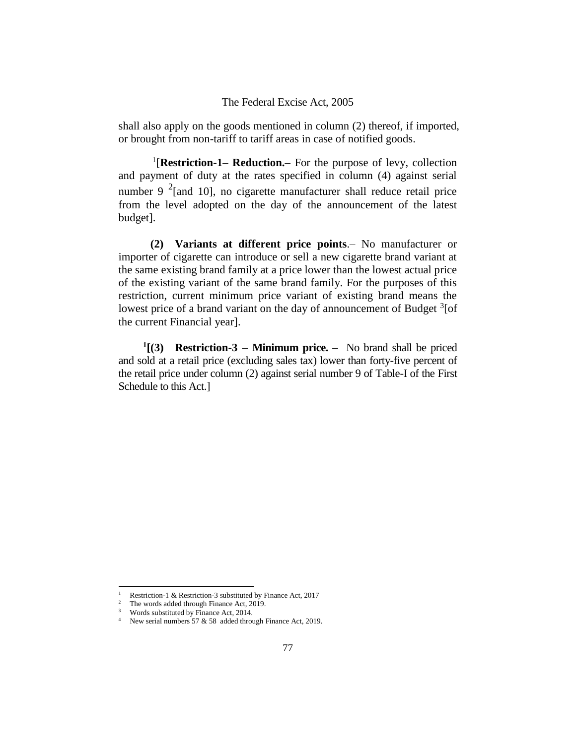shall also apply on the goods mentioned in column (2) thereof, if imported, or brought from non-tariff to tariff areas in case of notified goods.

[1][**Restriction-1– Reduction.–** For the purpose of levy, collection and payment of duty at the rates specified in column (4) against serial number 9 [2][and 10], no cigarette manufacturer shall reduce retail price from the level adopted on the day of the announcement of the latest budget].

**(2) Variants at different price points**.– No manufacturer or importer of cigarette can introduce or sell a new cigarette brand variant at the same existing brand family at a price lower than the lowest actual price of the existing variant of the same brand family. For the purposes of this restriction, current minimum price variant of existing brand means the lowest price of a brand variant on the day of announcement of Budget [3][of the current Financial year].

[1]**[(3) Restriction-3 – Minimum price. –** No brand shall be priced and sold at a retail price (excluding sales tax) lower than forty-five percent of the retail price under column (2) against serial number 9 of Table-I of the First Schedule to this Act.]

---

[1] Restriction-1 & Restriction-3 substituted by Finance Act, 2017

[2] The words added through Finance Act, 2019.

[3] Words substituted by Finance Act, 2014.

[4] New serial numbers 57 & 58 added through Finance Act, 2019.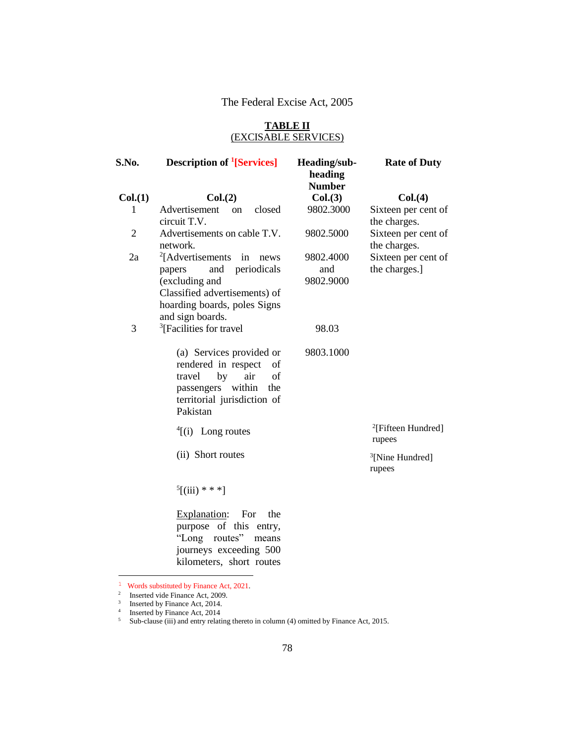The Federal Excise Act, 2005

## TABLE II
(EXCISABLE SERVICES)

| S.No. | Description of [1][Services] | Heading/sub-heading Number | Rate of Duty |
|---|---|---|---|
| Col.(1) | Col.(2) | Col.(3) | Col.(4) |
| 1 | Advertisement on closed circuit T.V. | 9802.3000 | Sixteen per cent of the charges. |
| 2 | Advertisements on cable T.V. network. | 9802.5000 | Sixteen per cent of the charges. |
| 2a | [2][Advertisements in news papers and periodicals (excluding and Classified advertisements) of hoarding boards, poles Signs and sign boards. | 9802.4000 and 9802.9000 | Sixteen per cent of the charges.] |
| 3 | [3][Facilities for travel | 98.03 | |
| | (a) Services provided or rendered in respect of travel by air of passengers within the territorial jurisdiction of Pakistan | 9803.1000 | |
| | [4][(i) Long routes | | [2][Fifteen Hundred] rupees |
| | (ii) Short routes | | [3][Nine Hundred] rupees |
| | [5][(iii) * * *] | | |
| | Explanation: For the purpose of this entry, "Long routes" means journeys exceeding 500 kilometers, short routes | | |

---

[1] Words substituted by Finance Act, 2021.
[2] Inserted vide Finance Act, 2009.
[3] Inserted by Finance Act, 2014.
[4] Inserted by Finance Act, 2014
[5] Sub-clause (iii) and entry relating thereto in column (4) omitted by Finance Act, 2015.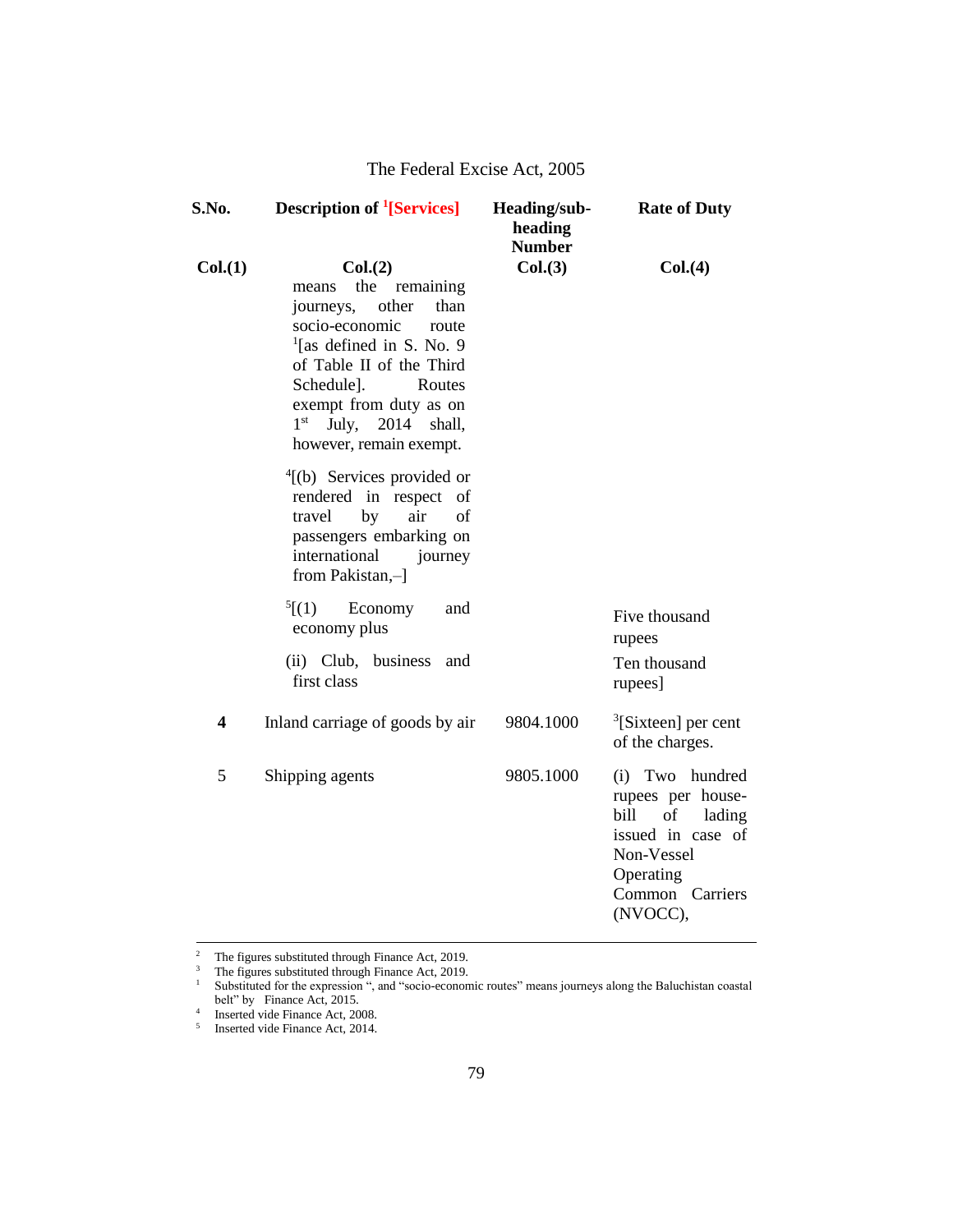| S.No. | Description of [1][Services] | Heading/sub-heading Number | Rate of Duty |
|---|---|---|---|
| Col.(1) | Col.(2) | Col.(3) | Col.(4) |
| | means the remaining journeys, other than socio-economic route [1][as defined in S. No. 9 of Table II of the Third Schedule]. Routes exempt from duty as on 1st July, 2014 shall, however, remain exempt. | | |
| | [4][(b) Services provided or rendered in respect of travel by air of passengers embarking on international journey from Pakistan,–] | | |
| | [5][(1) Economy and economy plus | | Five thousand rupees |
| | (ii) Club, business and first class | | Ten thousand rupees] |
| **4** | Inland carriage of goods by air | 9804.1000 | [3][Sixteen] per cent of the charges. |
| 5 | Shipping agents | 9805.1000 | (i) Two hundred rupees per house-bill of lading issued in case of Non-Vessel Operating Common Carriers (NVOCC), |

---

[2] The figures substituted through Finance Act, 2019.

[3] The figures substituted through Finance Act, 2019.

[1] Substituted for the expression ", and "socio-economic routes" means journeys along the Baluchistan coastal belt" by Finance Act, 2015.

[4] Inserted vide Finance Act, 2008.

[5] Inserted vide Finance Act, 2014.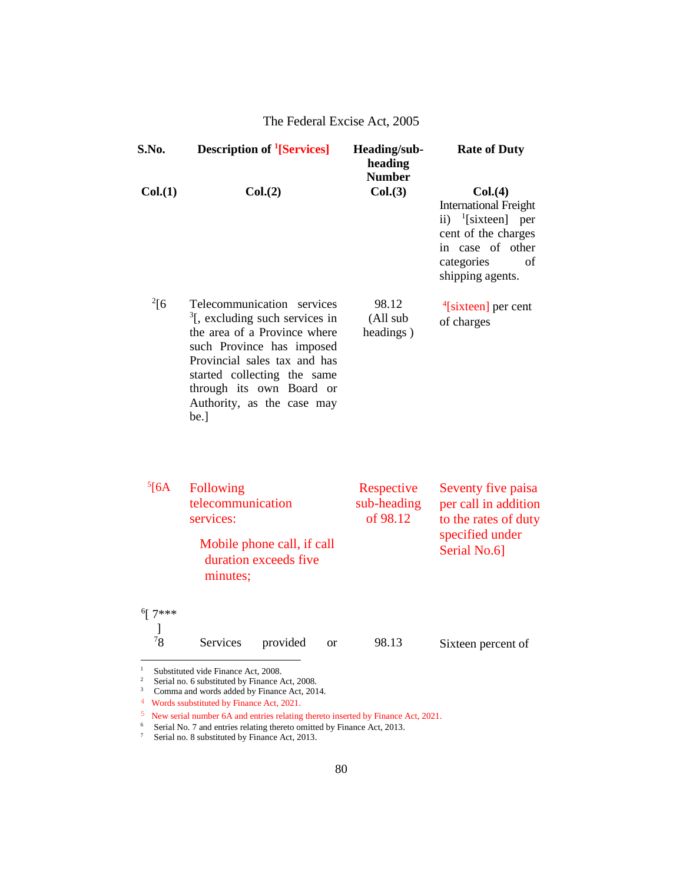| S.No. | Description of [1][Services] | Heading/sub-heading Number | Rate of Duty |
|---|---|---|---|
| Col.(1) | Col.(2) | Col.(3) | Col.(4) |
| | | | International Freight ii) [1][sixteen] per cent of the charges in case of other categories of shipping agents. |
| [2][6 | Telecommunication services [3][, excluding such services in the area of a Province where such Province has imposed Provincial sales tax and has started collecting the same through its own Board or Authority, as the case may be.] | 98.12 (All sub headings ) | [4][sixteen] per cent of charges |
| [5][6A | Following telecommunication services: Mobile phone call, if call duration exceeds five minutes; | Respective sub-heading of 98.12 | Seventy five paisa per call in addition to the rates of duty specified under Serial No.6] |
| [6][ 7*** ] | | | |
| [7]8 | Services provided or | 98.13 | Sixteen percent of |

---

1 Substituted vide Finance Act, 2008.
2 Serial no. 6 substituted by Finance Act, 2008.
3 Comma and words added by Finance Act, 2014.
4 Words ssubstituted by Finance Act, 2021.
5 New serial number 6A and entries relating thereto inserted by Finance Act, 2021.
6 Serial No. 7 and entries relating thereto omitted by Finance Act, 2013.
7 Serial no. 8 substituted by Finance Act, 2013.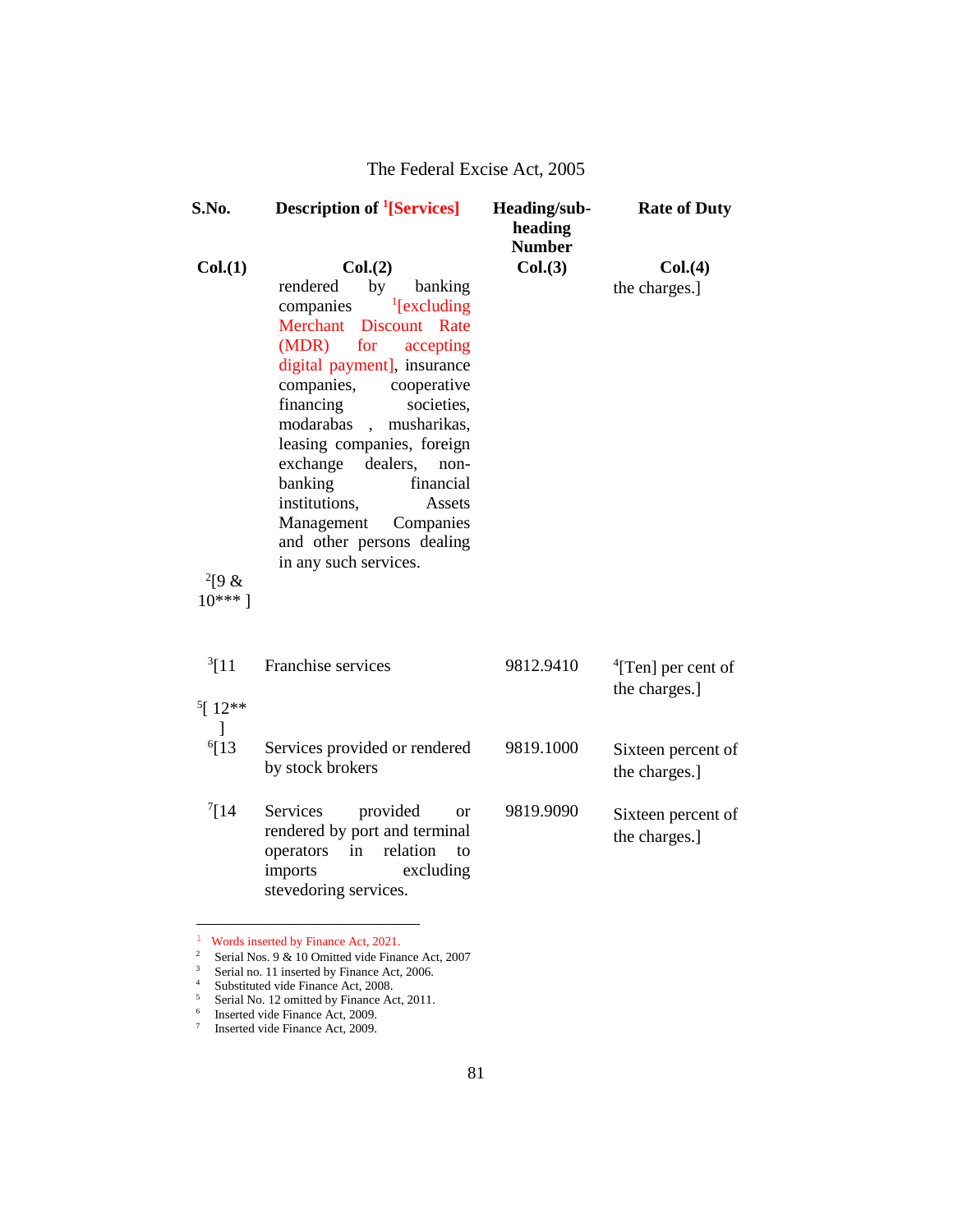| S.No. | Description of [1][Services] | Heading/sub-heading Number | Rate of Duty |
|---|---|---|---|
| Col.(1) | Col.(2) | Col.(3) | Col.(4) |
| | rendered by banking companies [1][excluding Merchant Discount Rate (MDR) for accepting digital payment], insurance companies, cooperative financing societies, modarabas , musharikas, leasing companies, foreign exchange dealers, non-banking financial institutions, Assets Management Companies and other persons dealing in any such services. | | the charges.] |
| [2][9 & 10*** ] | | | |
| [3][11 | Franchise services | 9812.9410 | [4][Ten] per cent of the charges.] |
| [5][ 12** ] | | | |
| [6][13 | Services provided or rendered by stock brokers | 9819.1000 | Sixteen percent of the charges.] |
| [7][14 | Services provided or rendered by port and terminal operators in relation to imports excluding stevedoring services. | 9819.9090 | Sixteen percent of the charges.] |

---

1 Words inserted by Finance Act, 2021.
2 Serial Nos. 9 & 10 Omitted vide Finance Act, 2007
3 Serial no. 11 inserted by Finance Act, 2006.
4 Substituted vide Finance Act, 2008.
5 Serial No. 12 omitted by Finance Act, 2011.
6 Inserted vide Finance Act, 2009.
7 Inserted vide Finance Act, 2009.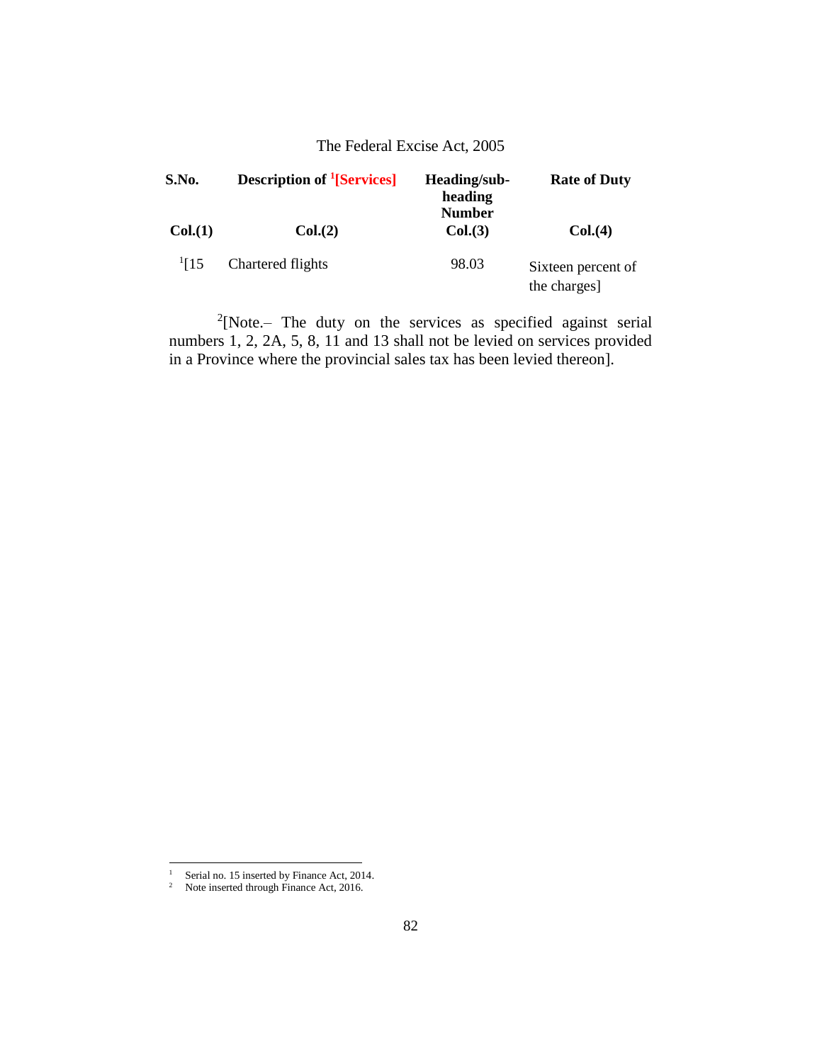| S.No. | Description of [1][Services] | Heading/sub-heading Number | Rate of Duty |
|---|---|---|---|
| Col.(1) | Col.(2) | Col.(3) | Col.(4) |
| [1][15 | Chartered flights | 98.03 | Sixteen percent of the charges] |

[2][Note.– The duty on the services as specified against serial numbers 1, 2, 2A, 5, 8, 11 and 13 shall not be levied on services provided in a Province where the provincial sales tax has been levied thereon].

---

1 Serial no. 15 inserted by Finance Act, 2014.

2 Note inserted through Finance Act, 2016.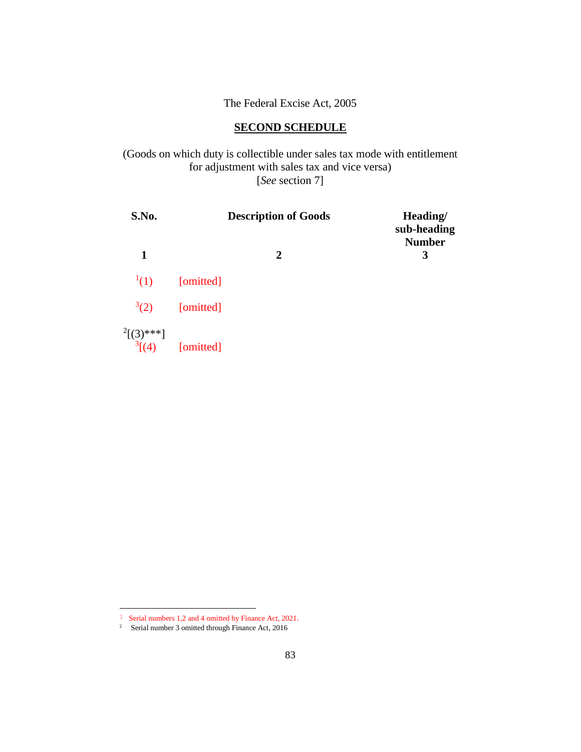The Federal Excise Act, 2005

## SECOND SCHEDULE

(Goods on which duty is collectible under sales tax mode with entitlement for adjustment with sales tax and vice versa)
[*See* section 7]

| S.No. | Description of Goods | Heading/ sub-heading Number |
|---|---|---|
| 1 | 2 | 3 |
| [1](1) | [omitted] | |
| [3](2) | [omitted] | |
| [2][(3)***] | | |
| [3][(4) | [omitted] | |

---

[1] Serial numbers 1,2 and 4 omitted by Finance Act, 2021.

[2] Serial number 3 omitted through Finance Act, 2016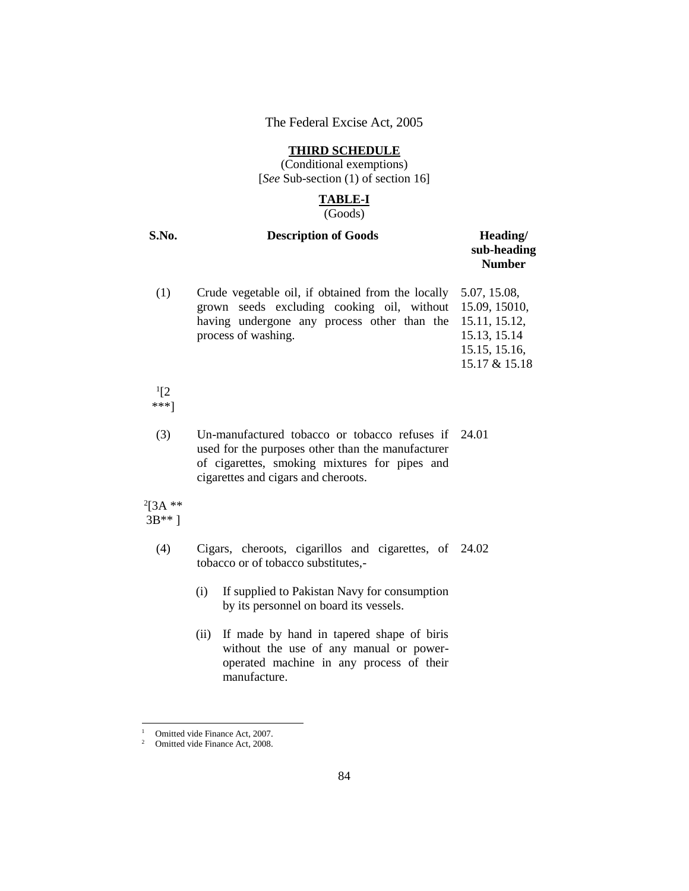The Federal Excise Act, 2005

## THIRD SCHEDULE

(Conditional exemptions)
[*See* Sub-section (1) of section 16]

### TABLE-I

(Goods)

| S.No. | Description of Goods | Heading/ sub-heading Number |
|---|---|---|
| (1) | Crude vegetable oil, if obtained from the locally grown seeds excluding cooking oil, without having undergone any process other than the process of washing. | 5.07, 15.08, 15.09, 15010, 15.11, 15.12, 15.13, 15.14 15.15, 15.16, 15.17 & 15.18 |
| [1][2 ***] | | |
| (3) | Un-manufactured tobacco or tobacco refuses if used for the purposes other than the manufacturer of cigarettes, smoking mixtures for pipes and cigarettes and cigars and cheroots. | 24.01 |
| [2][3A ** 3B** ] | | |
| (4) | Cigars, cheroots, cigarillos and cigarettes, of tobacco or of tobacco substitutes,-<br>(i) If supplied to Pakistan Navy for consumption by its personnel on board its vessels.<br>(ii) If made by hand in tapered shape of biris without the use of any manual or power-operated machine in any process of their manufacture. | 24.02 |

---

[1] Omitted vide Finance Act, 2007.
[2] Omitted vide Finance Act, 2008.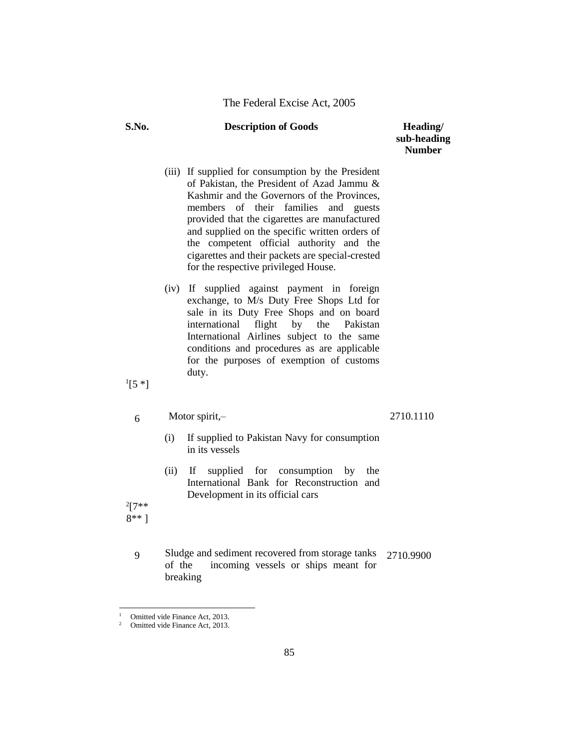| S.No. | Description of Goods | Heading/ sub-heading Number |
|---|---|---|
| | (iii) If supplied for consumption by the President of Pakistan, the President of Azad Jammu & Kashmir and the Governors of the Provinces, members of their families and guests provided that the cigarettes are manufactured and supplied on the specific written orders of the competent official authority and the cigarettes and their packets are special-crested for the respective privileged House. | |
| | (iv) If supplied against payment in foreign exchange, to M/s Duty Free Shops Ltd for sale in its Duty Free Shops and on board international flight by the Pakistan International Airlines subject to the same conditions and procedures as are applicable for the purposes of exemption of customs duty. | |
| [1][5 *] | | |
| 6 | Motor spirit,– | 2710.1110 |
| | (i) If supplied to Pakistan Navy for consumption in its vessels | |
| | (ii) If supplied for consumption by the International Bank for Reconstruction and Development in its official cars | |
| [2][7** 8** ] | | |
| 9 | Sludge and sediment recovered from storage tanks of the incoming vessels or ships meant for breaking | 2710.9900 |

[1] Omitted vide Finance Act, 2013.
[2] Omitted vide Finance Act, 2013.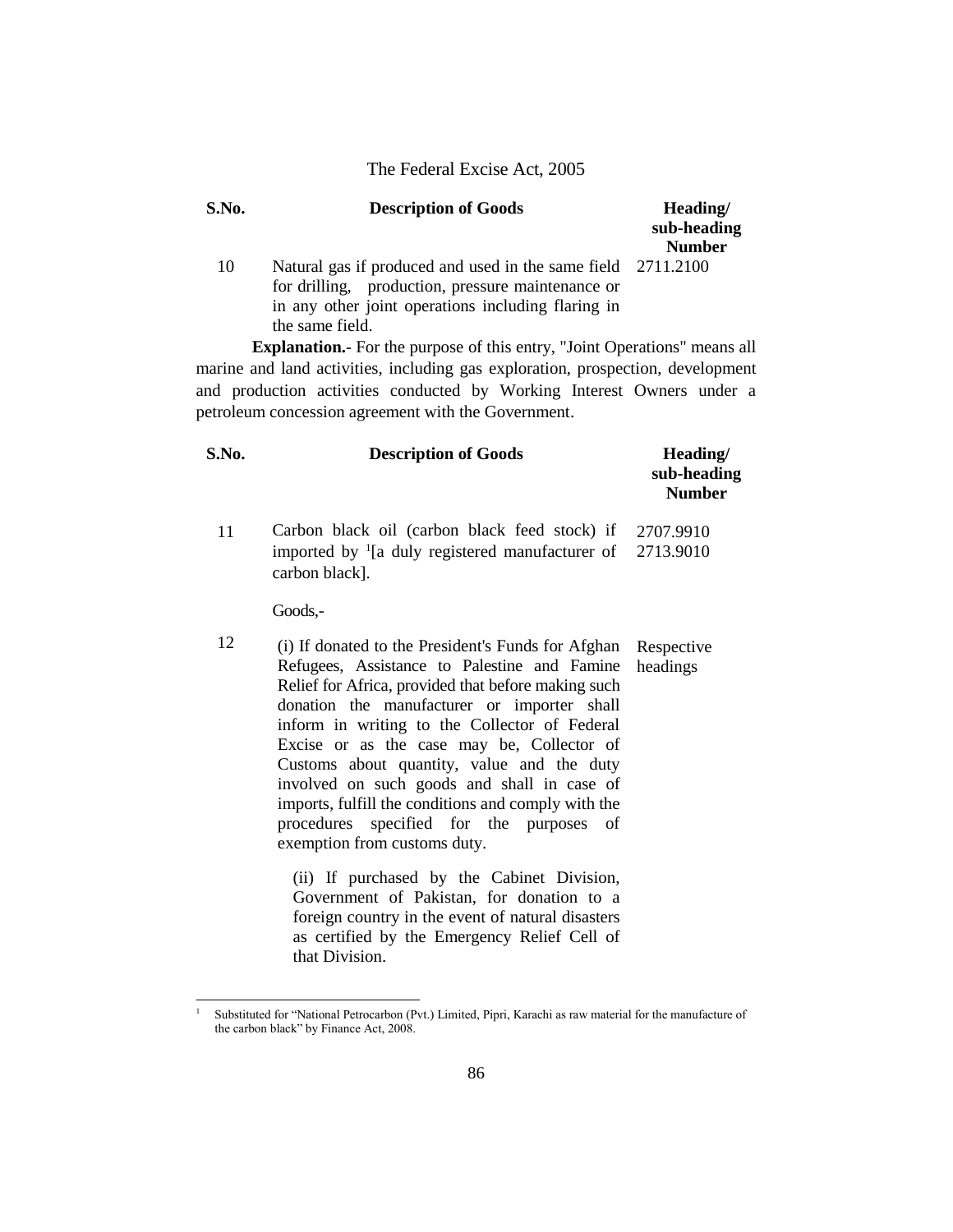| S.No. | Description of Goods | Heading/ sub-heading Number |
|---|---|---|
| 10 | Natural gas if produced and used in the same field for drilling, production, pressure maintenance or in any other joint operations including flaring in the same field. | 2711.2100 |

**Explanation.**- For the purpose of this entry, "Joint Operations" means all marine and land activities, including gas exploration, prospection, development and production activities conducted by Working Interest Owners under a petroleum concession agreement with the Government.

| S.No. | Description of Goods | Heading/ sub-heading Number |
|---|---|---|
| 11 | Carbon black oil (carbon black feed stock) if imported by [1][a duly registered manufacturer of carbon black]. | 2707.9910 2713.9010 |
| | Goods,- | |
| 12 | (i) If donated to the President's Funds for Afghan Refugees, Assistance to Palestine and Famine Relief for Africa, provided that before making such donation the manufacturer or importer shall inform in writing to the Collector of Federal Excise or as the case may be, Collector of Customs about quantity, value and the duty involved on such goods and shall in case of imports, fulfill the conditions and comply with the procedures specified for the purposes of exemption from customs duty. | Respective headings |
| | (ii) If purchased by the Cabinet Division, Government of Pakistan, for donation to a foreign country in the event of natural disasters as certified by the Emergency Relief Cell of that Division. | |

[1] Substituted for "National Petrocarbon (Pvt.) Limited, Pipri, Karachi as raw material for the manufacture of the carbon black" by Finance Act, 2008.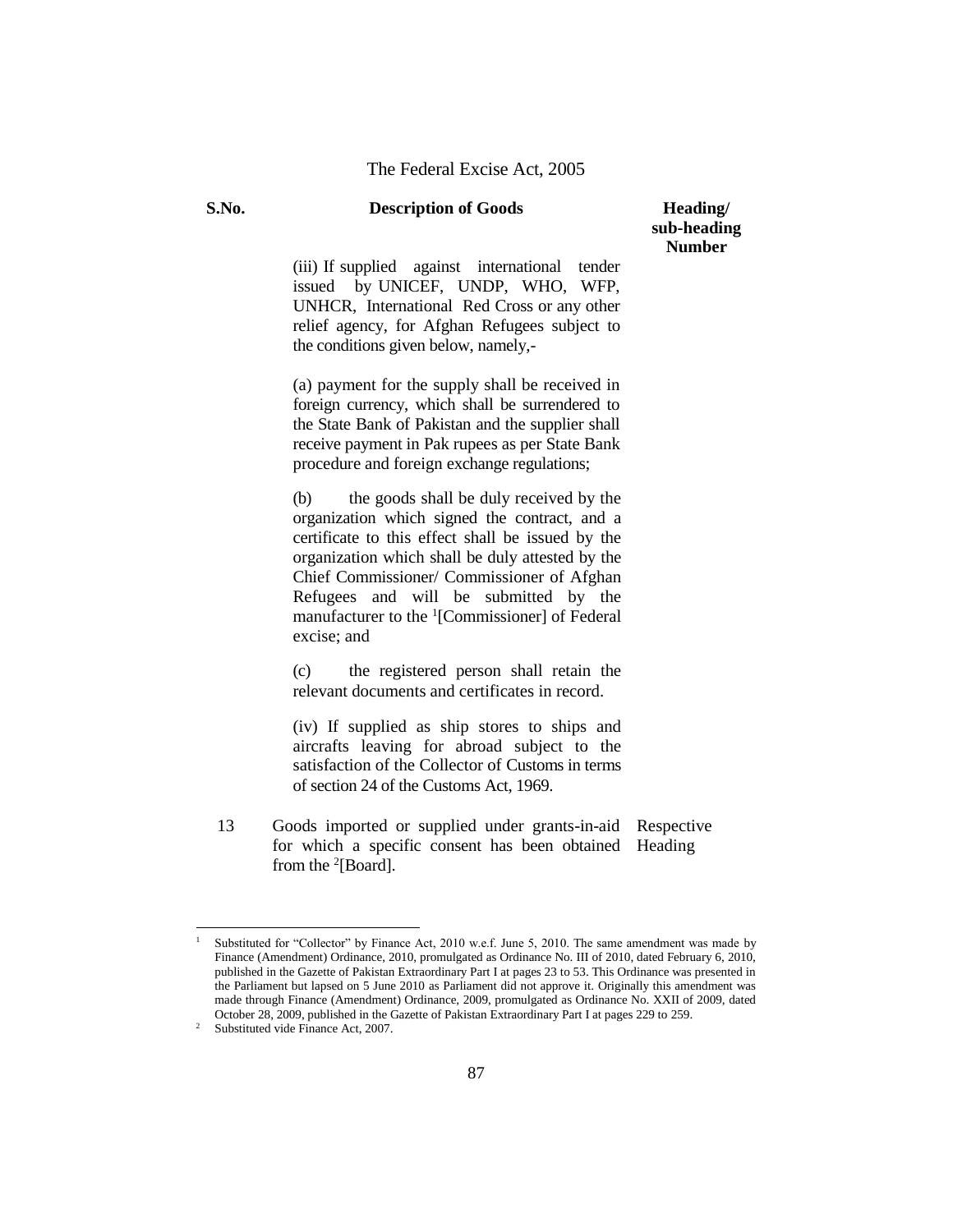| S.No. | Description of Goods | Heading/ sub-heading Number |
|---|---|---|
| | (iii) If supplied against international tender issued by UNICEF, UNDP, WHO, WFP, UNHCR, International Red Cross or any other relief agency, for Afghan Refugees subject to the conditions given below, namely,- <br><br> (a) payment for the supply shall be received in foreign currency, which shall be surrendered to the State Bank of Pakistan and the supplier shall receive payment in Pak rupees as per State Bank procedure and foreign exchange regulations; <br><br> (b) the goods shall be duly received by the organization which signed the contract, and a certificate to this effect shall be issued by the organization which shall be duly attested by the Chief Commissioner/ Commissioner of Afghan Refugees and will be submitted by the manufacturer to the [1][Commissioner] of Federal excise; and <br><br> (c) the registered person shall retain the relevant documents and certificates in record. <br><br> (iv) If supplied as ship stores to ships and aircrafts leaving for abroad subject to the satisfaction of the Collector of Customs in terms of section 24 of the Customs Act, 1969. | |
| 13 | Goods imported or supplied under grants-in-aid for which a specific consent has been obtained from the [2][Board]. | Respective Heading |

---

[1] Substituted for "Collector" by Finance Act, 2010 w.e.f. June 5, 2010. The same amendment was made by Finance (Amendment) Ordinance, 2010, promulgated as Ordinance No. III of 2010, dated February 6, 2010, published in the Gazette of Pakistan Extraordinary Part I at pages 23 to 53. This Ordinance was presented in the Parliament but lapsed on 5 June 2010 as Parliament did not approve it. Originally this amendment was made through Finance (Amendment) Ordinance, 2009, promulgated as Ordinance No. XXII of 2009, dated October 28, 2009, published in the Gazette of Pakistan Extraordinary Part I at pages 229 to 259.

[2] Substituted vide Finance Act, 2007.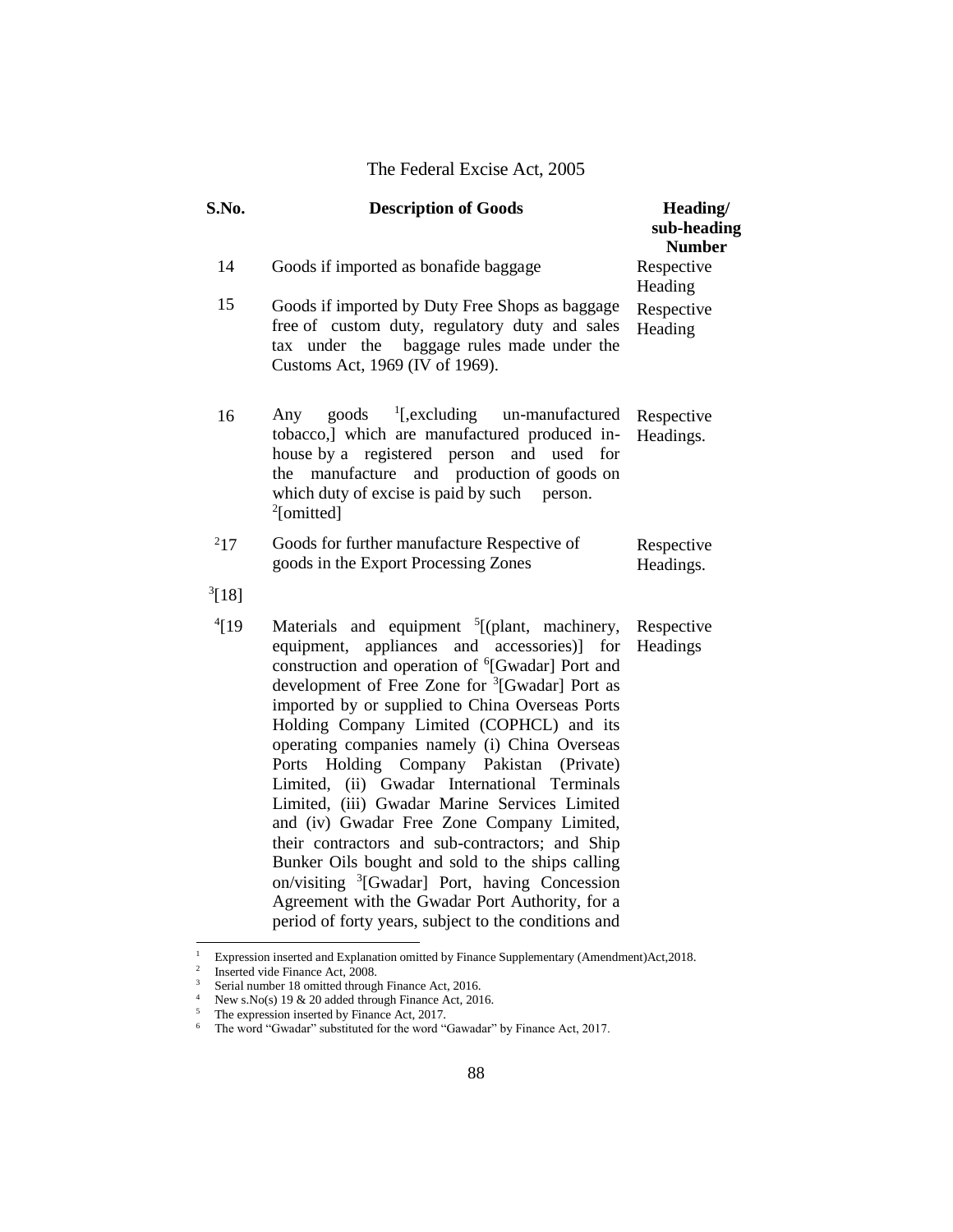| S.No. | Description of Goods | Heading/ sub-heading Number |
|---|---|---|
| 14 | Goods if imported as bonafide baggage | Respective Heading |
| 15 | Goods if imported by Duty Free Shops as baggage free of custom duty, regulatory duty and sales tax under the baggage rules made under the Customs Act, 1969 (IV of 1969). | Respective Heading |
| 16 | Any goods [1][,excluding un-manufactured tobacco,] which are manufactured produced in-house by a registered person and used for the manufacture and production of goods on which duty of excise is paid by such person. [2][omitted] | Respective Headings. |
| [2]17 | Goods for further manufacture Respective of goods in the Export Processing Zones | Respective Headings. |
| [3][18] | | |
| [4][19 | Materials and equipment [5][(plant, machinery, equipment, appliances and accessories)] for construction and operation of [6][Gwadar] Port and development of Free Zone for [3][Gwadar] Port as imported by or supplied to China Overseas Ports Holding Company Limited (COPHCL) and its operating companies namely (i) China Overseas Ports Holding Company Pakistan (Private) Limited, (ii) Gwadar International Terminals Limited, (iii) Gwadar Marine Services Limited and (iv) Gwadar Free Zone Company Limited, their contractors and sub-contractors; and Ship Bunker Oils bought and sold to the ships calling on/visiting [3][Gwadar] Port, having Concession Agreement with the Gwadar Port Authority, for a period of forty years, subject to the conditions and | Respective Headings |

---

[1] Expression inserted and Explanation omitted by Finance Supplementary (Amendment)Act,2018.

[2] Inserted vide Finance Act, 2008.

[3] Serial number 18 omitted through Finance Act, 2016.

[4] New s.No(s) 19 & 20 added through Finance Act, 2016.

[5] The expression inserted by Finance Act, 2017.

[6] The word "Gwadar" substituted for the word "Gawadar" by Finance Act, 2017.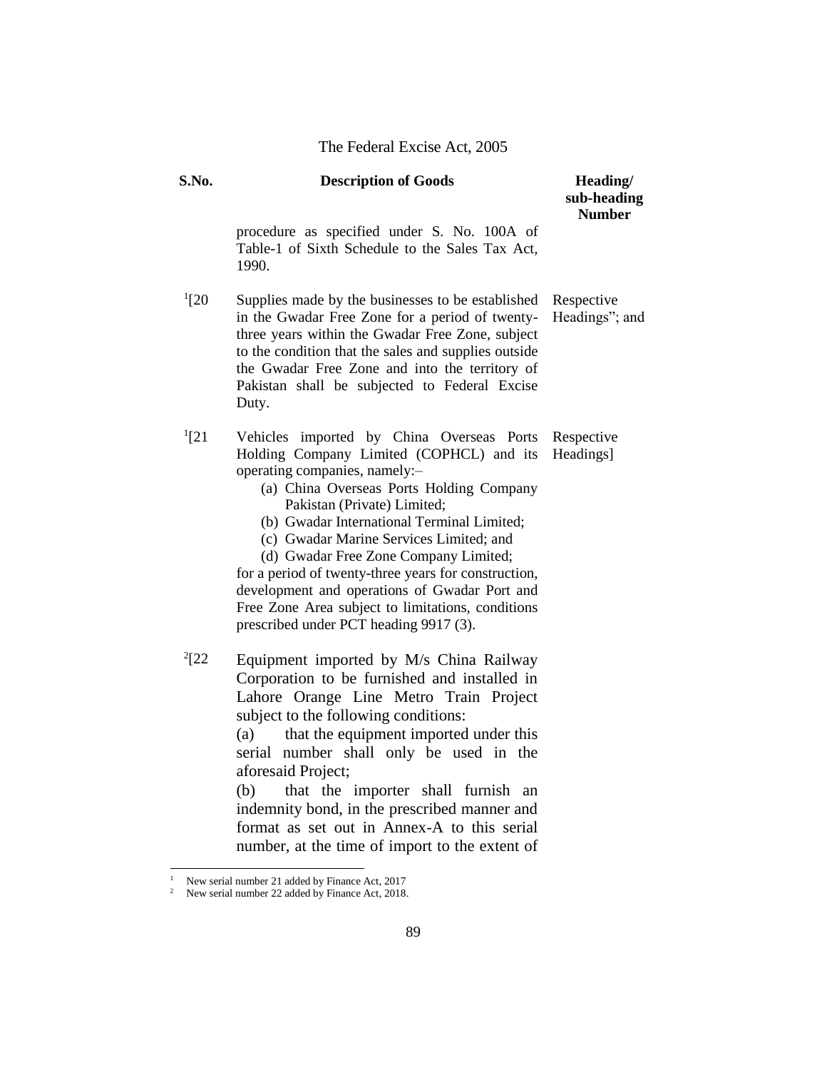| S.No. | Description of Goods | Heading/ sub-heading Number |
|---|---|---|
| | procedure as specified under S. No. 100A of Table-1 of Sixth Schedule to the Sales Tax Act, 1990. | |
| [1][20 | Supplies made by the businesses to be established in the Gwadar Free Zone for a period of twenty-three years within the Gwadar Free Zone, subject to the condition that the sales and supplies outside the Gwadar Free Zone and into the territory of Pakistan shall be subjected to Federal Excise Duty. | Respective Headings"; and |
| [1][21 | Vehicles imported by China Overseas Ports Holding Company Limited (COPHCL) and its operating companies, namely:– (a) China Overseas Ports Holding Company Pakistan (Private) Limited; (b) Gwadar International Terminal Limited; (c) Gwadar Marine Services Limited; and (d) Gwadar Free Zone Company Limited; for a period of twenty-three years for construction, development and operations of Gwadar Port and Free Zone Area subject to limitations, conditions prescribed under PCT heading 9917 (3). | Respective Headings] |
| [2][22 | Equipment imported by M/s China Railway Corporation to be furnished and installed in Lahore Orange Line Metro Train Project subject to the following conditions: (a) that the equipment imported under this serial number shall only be used in the aforesaid Project; (b) that the importer shall furnish an indemnity bond, in the prescribed manner and format as set out in Annex-A to this serial number, at the time of import to the extent of | |

[1] New serial number 21 added by Finance Act, 2017

[2] New serial number 22 added by Finance Act, 2018.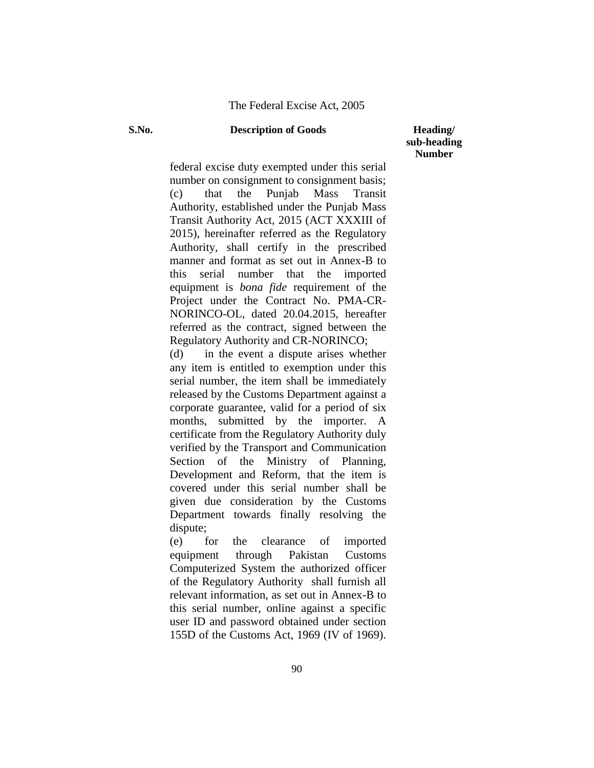| S.No. | Description of Goods | Heading/ sub-heading Number |
|---|---|---|
| | federal excise duty exempted under this serial number on consignment to consignment basis;<br>(c) that the Punjab Mass Transit Authority, established under the Punjab Mass Transit Authority Act, 2015 (ACT XXXIII of 2015), hereinafter referred as the Regulatory Authority, shall certify in the prescribed manner and format as set out in Annex-B to this serial number that the imported equipment is *bona fide* requirement of the Project under the Contract No. PMA-CR-NORINCO-OL, dated 20.04.2015, hereafter referred as the contract, signed between the Regulatory Authority and CR-NORINCO;<br>(d) in the event a dispute arises whether any item is entitled to exemption under this serial number, the item shall be immediately released by the Customs Department against a corporate guarantee, valid for a period of six months, submitted by the importer. A certificate from the Regulatory Authority duly verified by the Transport and Communication Section of the Ministry of Planning, Development and Reform, that the item is covered under this serial number shall be given due consideration by the Customs Department towards finally resolving the dispute;<br>(e) for the clearance of imported equipment through Pakistan Customs Computerized System the authorized officer of the Regulatory Authority shall furnish all relevant information, as set out in Annex-B to this serial number, online against a specific user ID and password obtained under section 155D of the Customs Act, 1969 (IV of 1969). | |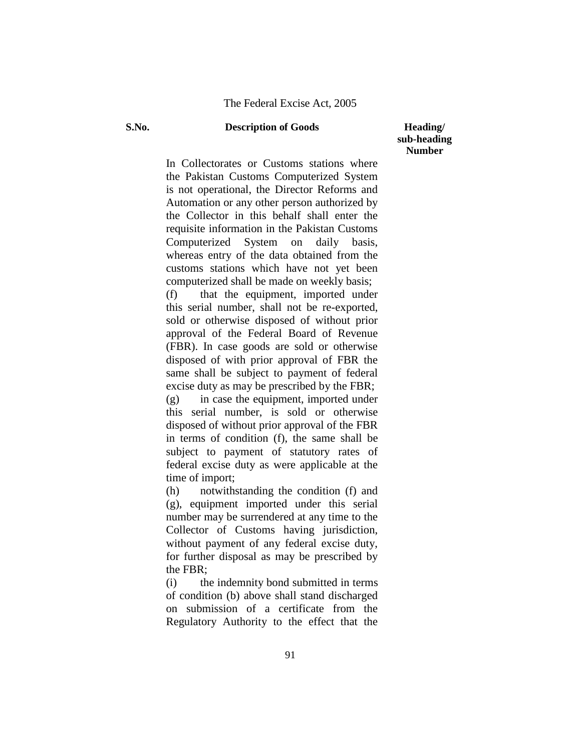| S.No. | Description of Goods | Heading/ sub-heading Number |
|---|---|---|
| | In Collectorates or Customs stations where the Pakistan Customs Computerized System is not operational, the Director Reforms and Automation or any other person authorized by the Collector in this behalf shall enter the requisite information in the Pakistan Customs Computerized System on daily basis, whereas entry of the data obtained from the customs stations which have not yet been computerized shall be made on weekly basis;<br>(f) that the equipment, imported under this serial number, shall not be re-exported, sold or otherwise disposed of without prior approval of the Federal Board of Revenue (FBR). In case goods are sold or otherwise disposed of with prior approval of FBR the same shall be subject to payment of federal excise duty as may be prescribed by the FBR;<br>(g) in case the equipment, imported under this serial number, is sold or otherwise disposed of without prior approval of the FBR in terms of condition (f), the same shall be subject to payment of statutory rates of federal excise duty as were applicable at the time of import;<br>(h) notwithstanding the condition (f) and (g), equipment imported under this serial number may be surrendered at any time to the Collector of Customs having jurisdiction, without payment of any federal excise duty, for further disposal as may be prescribed by the FBR;<br>(i) the indemnity bond submitted in terms of condition (b) above shall stand discharged on submission of a certificate from the Regulatory Authority to the effect that the | |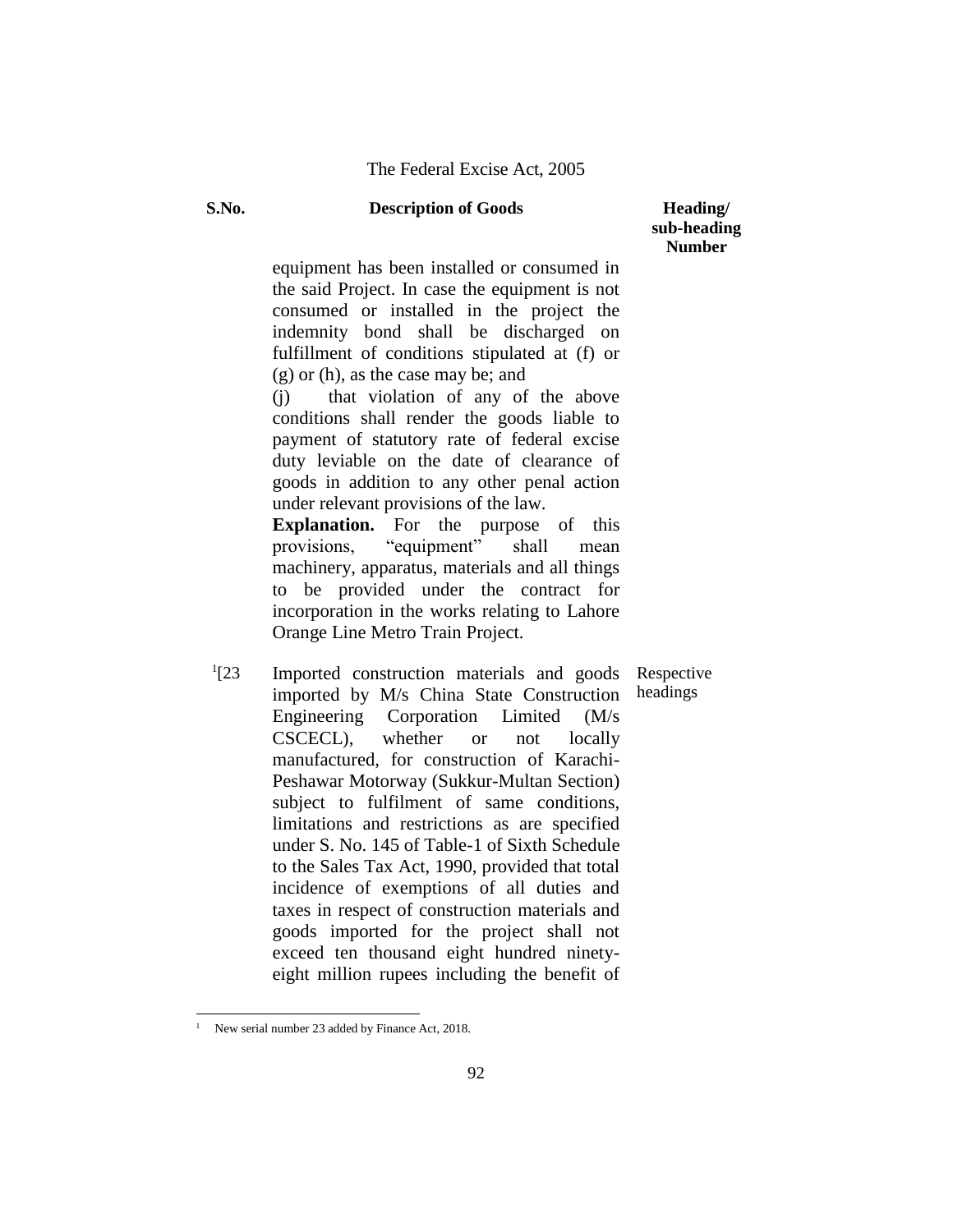| S.No. | Description of Goods | Heading/ sub-heading Number |
|---|---|---|
| | equipment has been installed or consumed in the said Project. In case the equipment is not consumed or installed in the project the indemnity bond shall be discharged on fulfillment of conditions stipulated at (f) or (g) or (h), as the case may be; and<br>(j) that violation of any of the above conditions shall render the goods liable to payment of statutory rate of federal excise duty leviable on the date of clearance of goods in addition to any other penal action under relevant provisions of the law.<br>**Explanation.** For the purpose of this provisions, "equipment" shall mean machinery, apparatus, materials and all things to be provided under the contract for incorporation in the works relating to Lahore Orange Line Metro Train Project. | |
| [1][23 | Imported construction materials and goods imported by M/s China State Construction Engineering Corporation Limited (M/s CSCECL), whether or not locally manufactured, for construction of Karachi-Peshawar Motorway (Sukkur-Multan Section) subject to fulfilment of same conditions, limitations and restrictions as are specified under S. No. 145 of Table-1 of Sixth Schedule to the Sales Tax Act, 1990, provided that total incidence of exemptions of all duties and taxes in respect of construction materials and goods imported for the project shall not exceed ten thousand eight hundred ninety-eight million rupees including the benefit of | Respective headings |

[1] New serial number 23 added by Finance Act, 2018.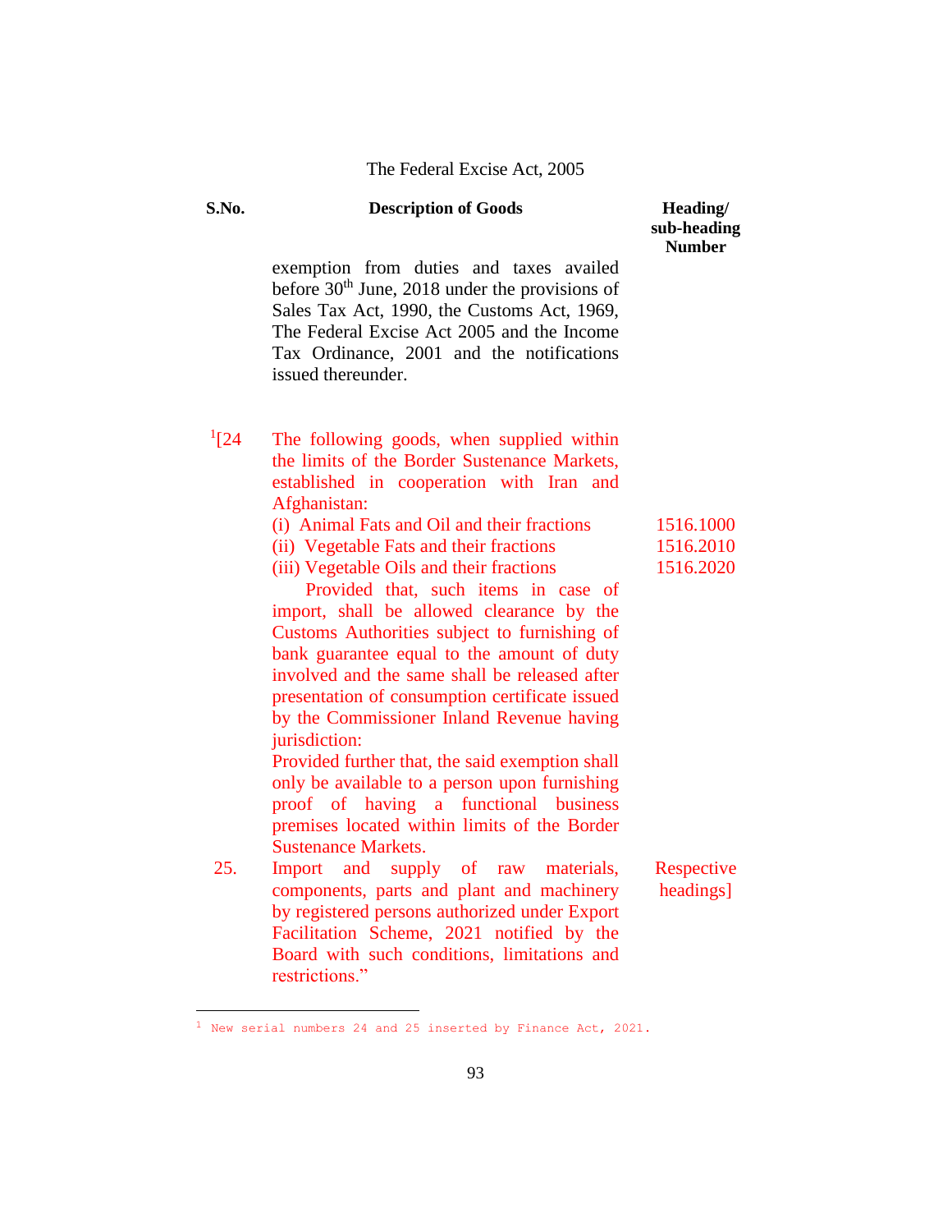| S.No. | Description of Goods | Heading/ sub-heading Number |
|---|---|---|
| | exemption from duties and taxes availed before 30th June, 2018 under the provisions of Sales Tax Act, 1990, the Customs Act, 1969, The Federal Excise Act 2005 and the Income Tax Ordinance, 2001 and the notifications issued thereunder. | |
| [1][24 | The following goods, when supplied within the limits of the Border Sustenance Markets, established in cooperation with Iran and Afghanistan: | |
| | (i) Animal Fats and Oil and their fractions | 1516.1000 |
| | (ii) Vegetable Fats and their fractions | 1516.2010 |
| | (iii) Vegetable Oils and their fractions | 1516.2020 |
| | Provided that, such items in case of import, shall be allowed clearance by the Customs Authorities subject to furnishing of bank guarantee equal to the amount of duty involved and the same shall be released after presentation of consumption certificate issued by the Commissioner Inland Revenue having jurisdiction: | |
| | Provided further that, the said exemption shall only be available to a person upon furnishing proof of having a functional business premises located within limits of the Border Sustenance Markets. | |
| 25. | Import and supply of raw materials, components, parts and plant and machinery by registered persons authorized under Export Facilitation Scheme, 2021 notified by the Board with such conditions, limitations and restrictions." | Respective headings] |

[1] New serial numbers 24 and 25 inserted by Finance Act, 2021.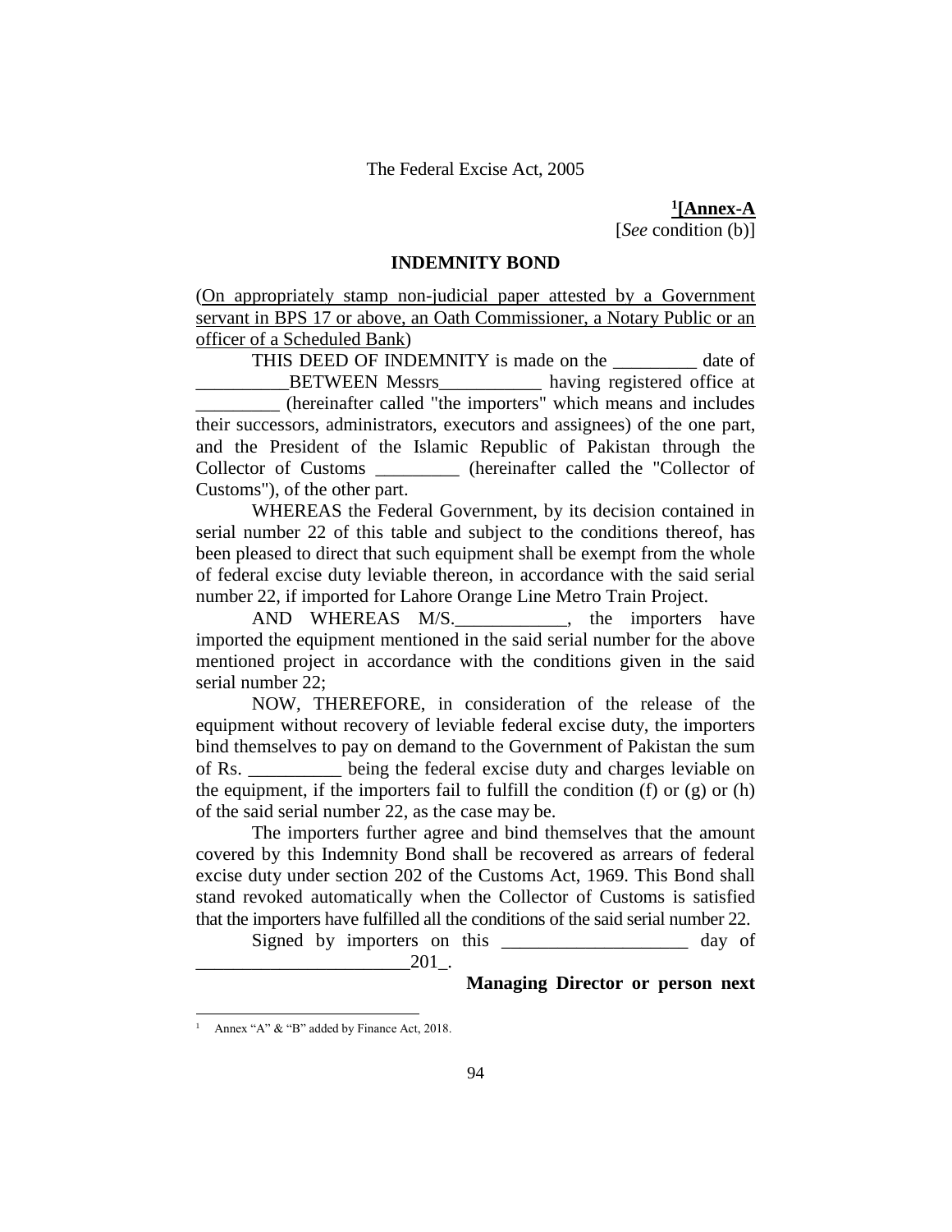The Federal Excise Act, 2005

**[1][Annex-A**
[*See* condition (b)]

**INDEMNITY BOND**

(On appropriately stamp non-judicial paper attested by a Government servant in BPS 17 or above, an Oath Commissioner, a Notary Public or an officer of a Scheduled Bank)

THIS DEED OF INDEMNITY is made on the _________ date of __________BETWEEN Messrs___________ having registered office at _________ (hereinafter called "the importers" which means and includes their successors, administrators, executors and assignees) of the one part, and the President of the Islamic Republic of Pakistan through the Collector of Customs _________ (hereinafter called the "Collector of Customs"), of the other part.

WHEREAS the Federal Government, by its decision contained in serial number 22 of this table and subject to the conditions thereof, has been pleased to direct that such equipment shall be exempt from the whole of federal excise duty leviable thereon, in accordance with the said serial number 22, if imported for Lahore Orange Line Metro Train Project.

AND WHEREAS M/S.____________, the importers have imported the equipment mentioned in the said serial number for the above mentioned project in accordance with the conditions given in the said serial number 22;

NOW, THEREFORE, in consideration of the release of the equipment without recovery of leviable federal excise duty, the importers bind themselves to pay on demand to the Government of Pakistan the sum of Rs. __________ being the federal excise duty and charges leviable on the equipment, if the importers fail to fulfill the condition (f) or (g) or (h) of the said serial number 22, as the case may be.

The importers further agree and bind themselves that the amount covered by this Indemnity Bond shall be recovered as arrears of federal excise duty under section 202 of the Customs Act, 1969. This Bond shall stand revoked automatically when the Collector of Customs is satisfied that the importers have fulfilled all the conditions of the said serial number 22.

Signed by importers on this ___________________ day of _______________________201_.

**Managing Director or person next**

---

[1] Annex "A" & "B" added by Finance Act, 2018.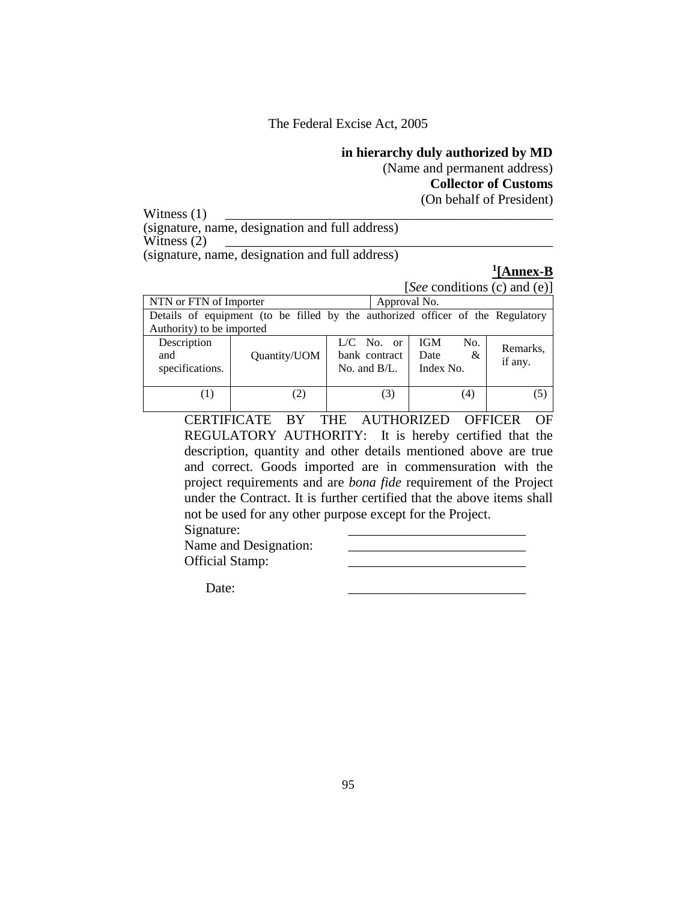**in hierarchy duly authorized by MD**

(Name and permanent address)

**Collector of Customs**

(On behalf of President)

Witness (1) ______________________________________________

(signature, name, designation and full address)

Witness (2) ______________________________________________

(signature, name, designation and full address)

**[1][Annex-B**

[*See* conditions (c) and (e)]

| NTN or FTN of Importer | | | Approval No. | |
|---|---|---|---|---|
| Details of equipment (to be filled by the authorized officer of the Regulatory Authority) to be imported | | | | |
| Description and specifications. | Quantity/UOM | L/C No. or bank contract No. and B/L. | IGM No. Date & Index No. | Remarks, if any. |
| (1) | (2) | (3) | (4) | (5) |

CERTIFICATE BY THE AUTHORIZED OFFICER OF REGULATORY AUTHORITY: It is hereby certified that the description, quantity and other details mentioned above are true and correct. Goods imported are in commensuration with the project requirements and are *bona fide* requirement of the Project under the Contract. It is further certified that the above items shall not be used for any other purpose except for the Project.

Signature: ________________________

Name and Designation: ________________________

Official Stamp: ________________________

Date: ________________________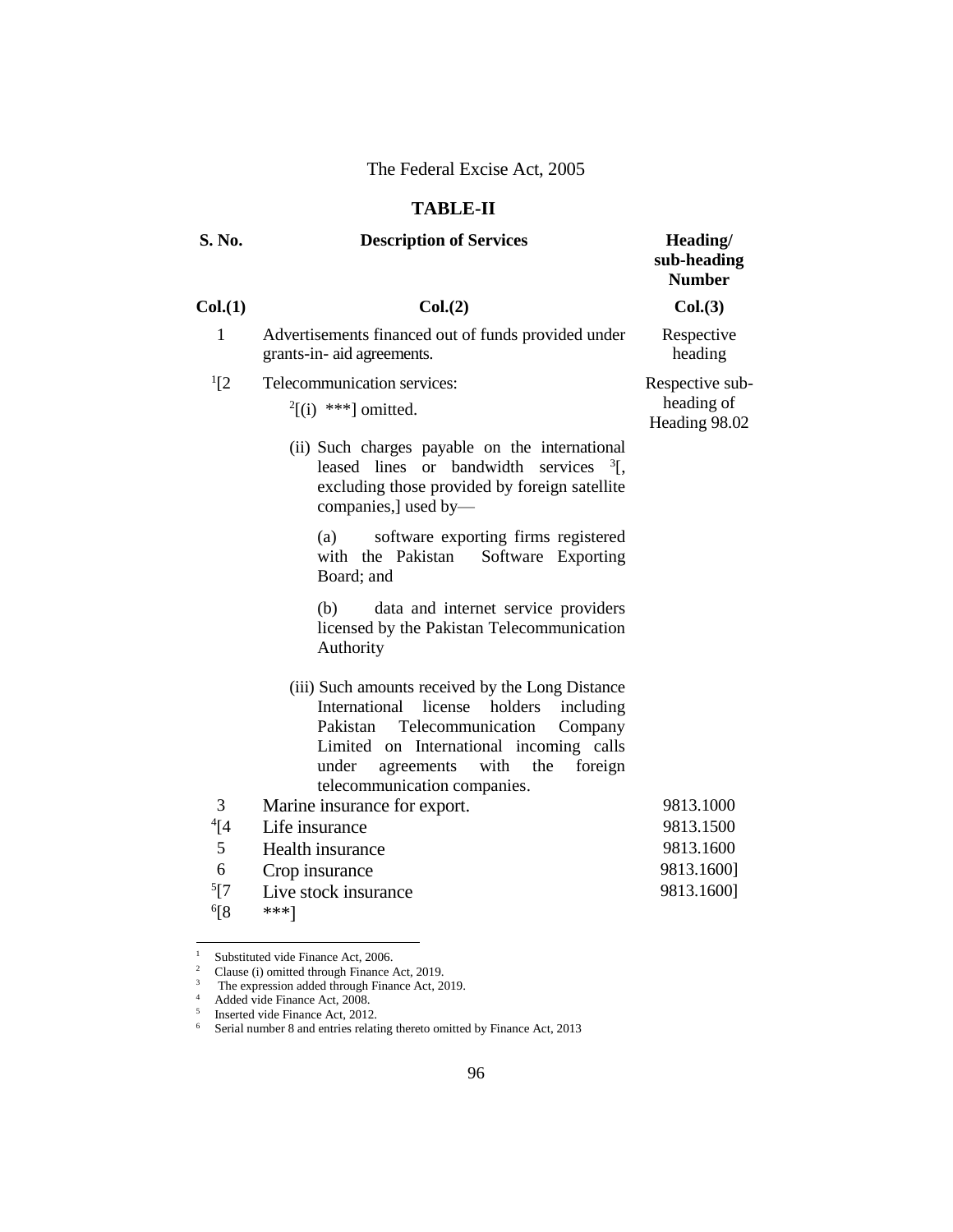The Federal Excise Act, 2005

## TABLE-II

| S. No. | Description of Services | Heading/ sub-heading Number |
|---|---|---|
| Col.(1) | Col.(2) | Col.(3) |
| 1 | Advertisements financed out of funds provided under grants-in- aid agreements. | Respective heading |
| [1][2 | Telecommunication services:<br>[2][(i) ***] omitted.<br>(ii) Such charges payable on the international leased lines or bandwidth services [3][, excluding those provided by foreign satellite companies,] used by—<br>(a) software exporting firms registered with the Pakistan Software Exporting Board; and<br>(b) data and internet service providers licensed by the Pakistan Telecommunication Authority<br>(iii) Such amounts received by the Long Distance International license holders including Pakistan Telecommunication Company Limited on International incoming calls under agreements with the foreign telecommunication companies. | Respective sub-heading of Heading 98.02 |
| 3 | Marine insurance for export. | 9813.1000 |
| [4][4 | Life insurance | 9813.1500 |
| 5 | Health insurance | 9813.1600 |
| 6 | Crop insurance | 9813.1600] |
| [5][7 | Live stock insurance | 9813.1600] |
| [6][8 | ***] | |

---

[1] Substituted vide Finance Act, 2006.
[2] Clause (i) omitted through Finance Act, 2019.
[3] The expression added through Finance Act, 2019.
[4] Added vide Finance Act, 2008.
[5] Inserted vide Finance Act, 2012.
[6] Serial number 8 and entries relating thereto omitted by Finance Act, 2013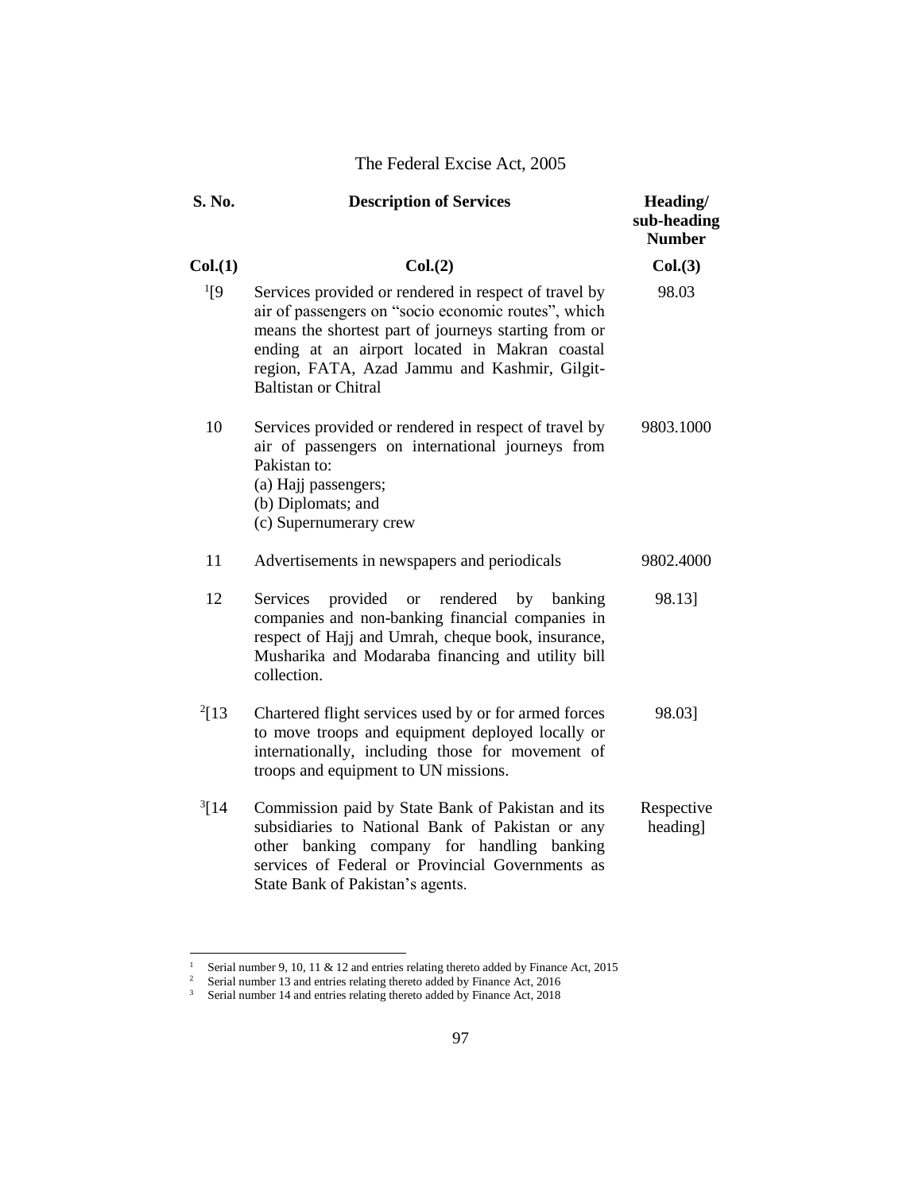| S. No. | Description of Services | Heading/ sub-heading Number |
|---|---|---|
| Col.(1) | Col.(2) | Col.(3) |
| [1][9 | Services provided or rendered in respect of travel by air of passengers on "socio economic routes", which means the shortest part of journeys starting from or ending at an airport located in Makran coastal region, FATA, Azad Jammu and Kashmir, Gilgit-Baltistan or Chitral | 98.03 |
| 10 | Services provided or rendered in respect of travel by air of passengers on international journeys from Pakistan to:<br>(a) Hajj passengers;<br>(b) Diplomats; and<br>(c) Supernumerary crew | 9803.1000 |
| 11 | Advertisements in newspapers and periodicals | 9802.4000 |
| 12 | Services provided or rendered by banking companies and non-banking financial companies in respect of Hajj and Umrah, cheque book, insurance, Musharika and Modaraba financing and utility bill collection. | 98.13] |
| [2][13 | Chartered flight services used by or for armed forces to move troops and equipment deployed locally or internationally, including those for movement of troops and equipment to UN missions. | 98.03] |
| [3][14 | Commission paid by State Bank of Pakistan and its subsidiaries to National Bank of Pakistan or any other banking company for handling banking services of Federal or Provincial Governments as State Bank of Pakistan's agents. | Respective heading] |

[1] Serial number 9, 10, 11 & 12 and entries relating thereto added by Finance Act, 2015

[2] Serial number 13 and entries relating thereto added by Finance Act, 2016

[3] Serial number 14 and entries relating thereto added by Finance Act, 2018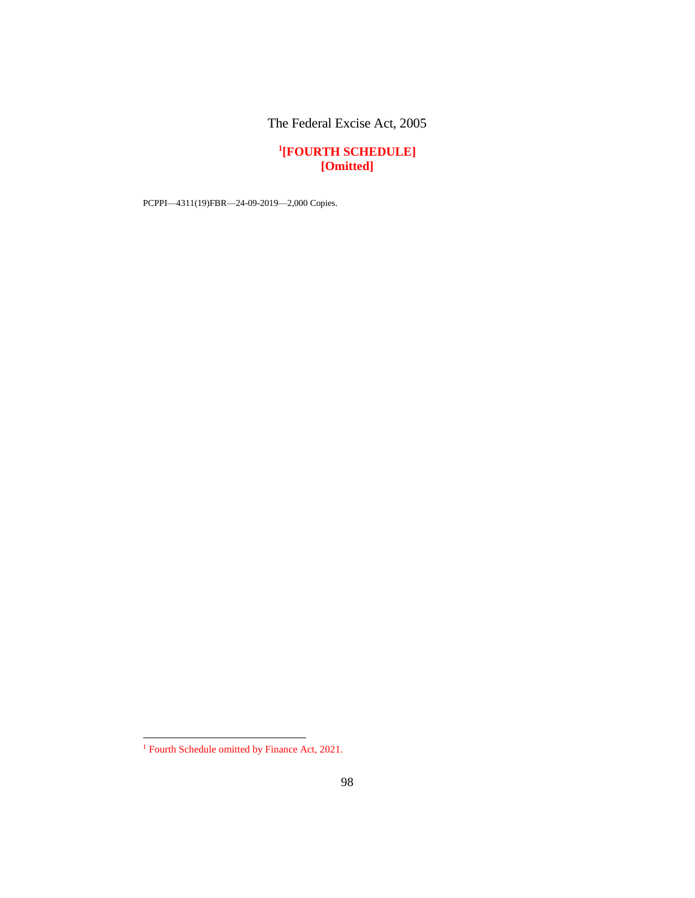The Federal Excise Act, 2005

## [1][FOURTH SCHEDULE]
## [Omitted]

PCPPI—4311(19)FBR—24-09-2019—2,000 Copies.

[1] Fourth Schedule omitted by Finance Act, 2021.